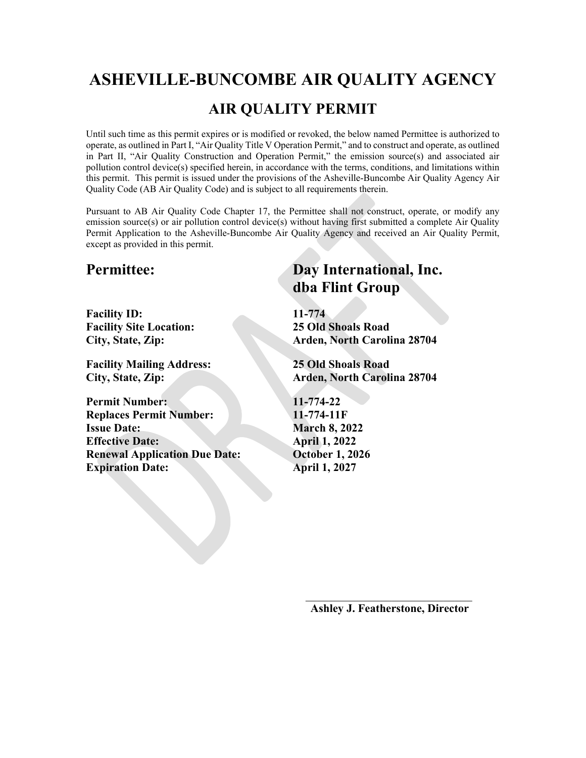# ASHEVILLE-BUNCOMBE AIR QUALITY AGENCY

## AIR QUALITY PERMIT

Until such time as this permit expires or is modified or revoked, the below named Permittee is authorized to operate, as outlined in Part I, "Air Quality Title V Operation Permit," and to construct and operate, as outlined in Part II, "Air Quality Construction and Operation Permit," the emission source(s) and associated air pollution control device(s) specified herein, in accordance with the terms, conditions, and limitations within this permit. This permit is issued under the provisions of the Asheville-Buncombe Air Quality Agency Air Quality Code (AB Air Quality Code) and is subject to all requirements therein.

Pursuant to AB Air Quality Code Chapter 17, the Permittee shall not construct, operate, or modify any emission source(s) or air pollution control device(s) without having first submitted a complete Air Quality Permit Application to the Asheville-Buncombe Air Quality Agency and received an Air Quality Permit, except as provided in this permit.

| | |
|---|---|
| **Permittee:** | **Day International, Inc. dba Flint Group** |
| **Facility ID:** | **11-774** |
| **Facility Site Location:** | **25 Old Shoals Road** |
| **City, State, Zip:** | **Arden, North Carolina 28704** |
| **Facility Mailing Address:** | **25 Old Shoals Road** |
| **City, State, Zip:** | **Arden, North Carolina 28704** |
| **Permit Number:** | **11-774-22** |
| **Replaces Permit Number:** | **11-774-11F** |
| **Issue Date:** | **March 8, 2022** |
| **Effective Date:** | **April 1, 2022** |
| **Renewal Application Due Date:** | **October 1, 2026** |
| **Expiration Date:** | **April 1, 2027** |

\_\_\_\_\_\_\_\_\_\_\_\_\_\_\_\_\_\_\_\_\_\_\_\_\_\_\_\_\_\_\_\_

**Ashley J. Featherstone, Director**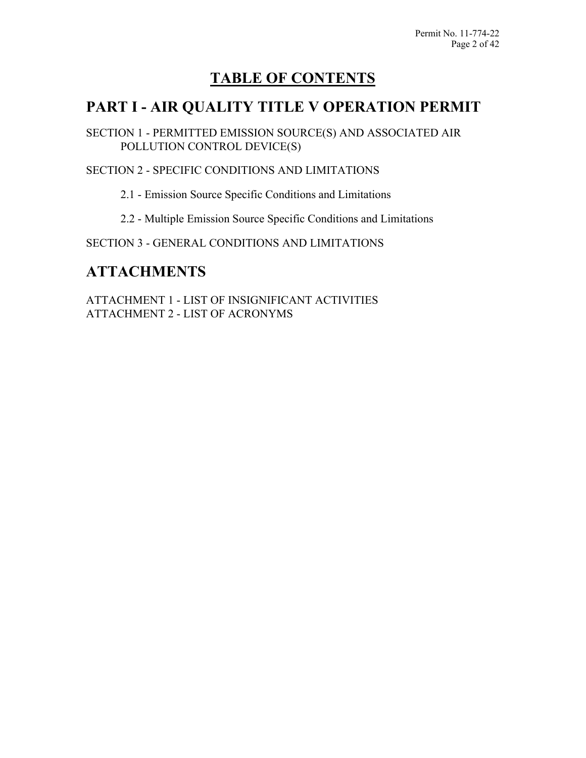# TABLE OF CONTENTS

## PART I - AIR QUALITY TITLE V OPERATION PERMIT

SECTION 1 - PERMITTED EMISSION SOURCE(S) AND ASSOCIATED AIR POLLUTION CONTROL DEVICE(S)

SECTION 2 - SPECIFIC CONDITIONS AND LIMITATIONS

- 2.1 - Emission Source Specific Conditions and Limitations
- 2.2 - Multiple Emission Source Specific Conditions and Limitations

SECTION 3 - GENERAL CONDITIONS AND LIMITATIONS

## ATTACHMENTS

ATTACHMENT 1 - LIST OF INSIGNIFICANT ACTIVITIES
ATTACHMENT 2 - LIST OF ACRONYMS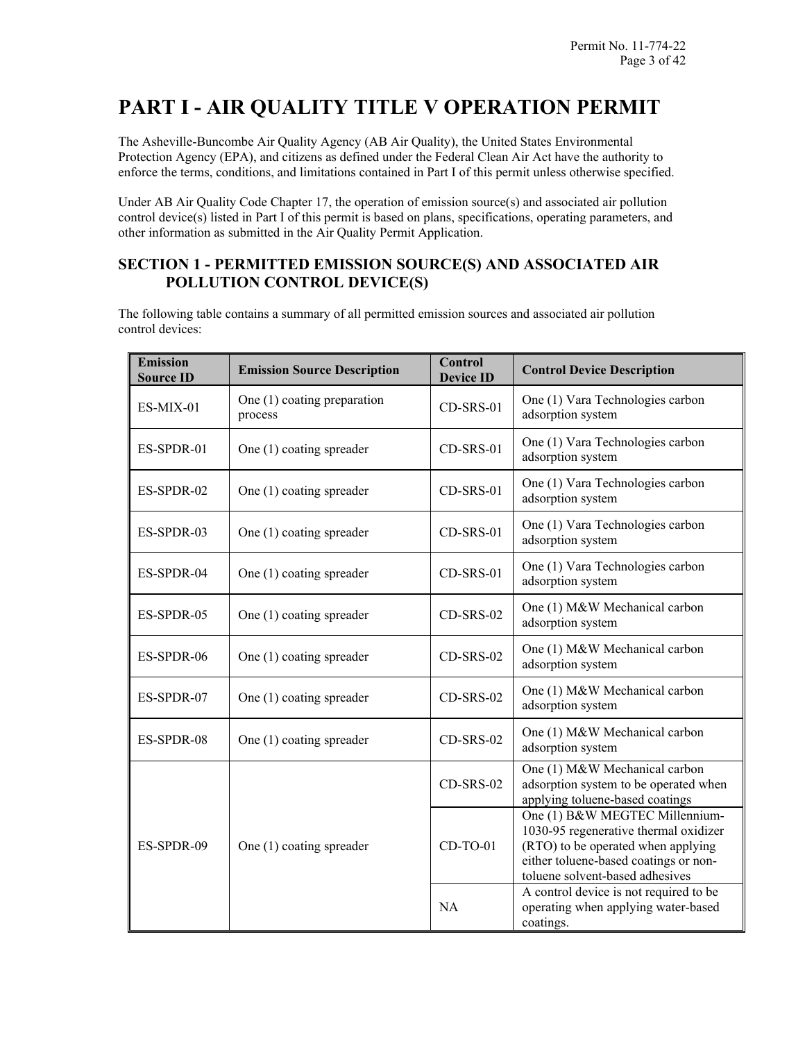# PART I - AIR QUALITY TITLE V OPERATION PERMIT

The Asheville-Buncombe Air Quality Agency (AB Air Quality), the United States Environmental Protection Agency (EPA), and citizens as defined under the Federal Clean Air Act have the authority to enforce the terms, conditions, and limitations contained in Part I of this permit unless otherwise specified.

Under AB Air Quality Code Chapter 17, the operation of emission source(s) and associated air pollution control device(s) listed in Part I of this permit is based on plans, specifications, operating parameters, and other information as submitted in the Air Quality Permit Application.

## SECTION 1 - PERMITTED EMISSION SOURCE(S) AND ASSOCIATED AIR POLLUTION CONTROL DEVICE(S)

The following table contains a summary of all permitted emission sources and associated air pollution control devices:

| Emission Source ID | Emission Source Description | Control Device ID | Control Device Description |
|---|---|---|---|
| ES-MIX-01 | One (1) coating preparation process | CD-SRS-01 | One (1) Vara Technologies carbon adsorption system |
| ES-SPDR-01 | One (1) coating spreader | CD-SRS-01 | One (1) Vara Technologies carbon adsorption system |
| ES-SPDR-02 | One (1) coating spreader | CD-SRS-01 | One (1) Vara Technologies carbon adsorption system |
| ES-SPDR-03 | One (1) coating spreader | CD-SRS-01 | One (1) Vara Technologies carbon adsorption system |
| ES-SPDR-04 | One (1) coating spreader | CD-SRS-01 | One (1) Vara Technologies carbon adsorption system |
| ES-SPDR-05 | One (1) coating spreader | CD-SRS-02 | One (1) M&W Mechanical carbon adsorption system |
| ES-SPDR-06 | One (1) coating spreader | CD-SRS-02 | One (1) M&W Mechanical carbon adsorption system |
| ES-SPDR-07 | One (1) coating spreader | CD-SRS-02 | One (1) M&W Mechanical carbon adsorption system |
| ES-SPDR-08 | One (1) coating spreader | CD-SRS-02 | One (1) M&W Mechanical carbon adsorption system |
| ES-SPDR-09 | One (1) coating spreader | CD-SRS-02 | One (1) M&W Mechanical carbon adsorption system to be operated when applying toluene-based coatings |
| | | CD-TO-01 | One (1) B&W MEGTEC Millennium-1030-95 regenerative thermal oxidizer (RTO) to be operated when applying either toluene-based coatings or non-toluene solvent-based adhesives |
| | | NA | A control device is not required to be operating when applying water-based coatings. |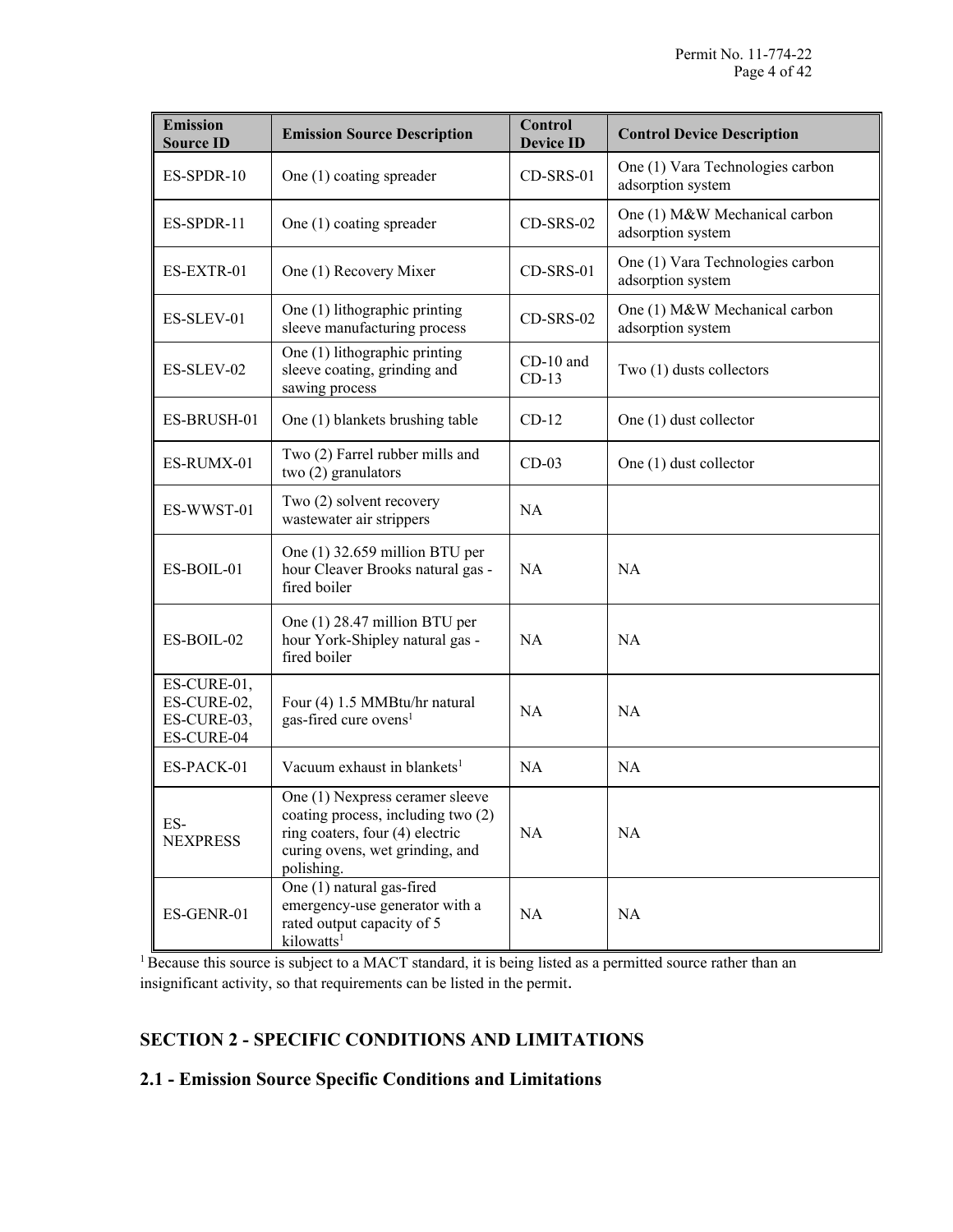| Emission Source ID | Emission Source Description | Control Device ID | Control Device Description |
|---|---|---|---|
| ES-SPDR-10 | One (1) coating spreader | CD-SRS-01 | One (1) Vara Technologies carbon adsorption system |
| ES-SPDR-11 | One (1) coating spreader | CD-SRS-02 | One (1) M&W Mechanical carbon adsorption system |
| ES-EXTR-01 | One (1) Recovery Mixer | CD-SRS-01 | One (1) Vara Technologies carbon adsorption system |
| ES-SLEV-01 | One (1) lithographic printing sleeve manufacturing process | CD-SRS-02 | One (1) M&W Mechanical carbon adsorption system |
| ES-SLEV-02 | One (1) lithographic printing sleeve coating, grinding and sawing process | CD-10 and CD-13 | Two (1) dusts collectors |
| ES-BRUSH-01 | One (1) blankets brushing table | CD-12 | One (1) dust collector |
| ES-RUMX-01 | Two (2) Farrel rubber mills and two (2) granulators | CD-03 | One (1) dust collector |
| ES-WWST-01 | Two (2) solvent recovery wastewater air strippers | NA | |
| ES-BOIL-01 | One (1) 32.659 million BTU per hour Cleaver Brooks natural gas - fired boiler | NA | NA |
| ES-BOIL-02 | One (1) 28.47 million BTU per hour York-Shipley natural gas - fired boiler | NA | NA |
| ES-CURE-01, ES-CURE-02, ES-CURE-03, ES-CURE-04 | Four (4) 1.5 MMBtu/hr natural gas-fired cure ovens[1] | NA | NA |
| ES-PACK-01 | Vacuum exhaust in blankets[1] | NA | NA |
| ES-NEXPRESS | One (1) Nexpress ceramer sleeve coating process, including two (2) ring coaters, four (4) electric curing ovens, wet grinding, and polishing. | NA | NA |
| ES-GENR-01 | One (1) natural gas-fired emergency-use generator with a rated output capacity of 5 kilowatts[1] | NA | NA |

[1] Because this source is subject to a MACT standard, it is being listed as a permitted source rather than an insignificant activity, so that requirements can be listed in the permit.

## SECTION 2 - SPECIFIC CONDITIONS AND LIMITATIONS

### 2.1 - Emission Source Specific Conditions and Limitations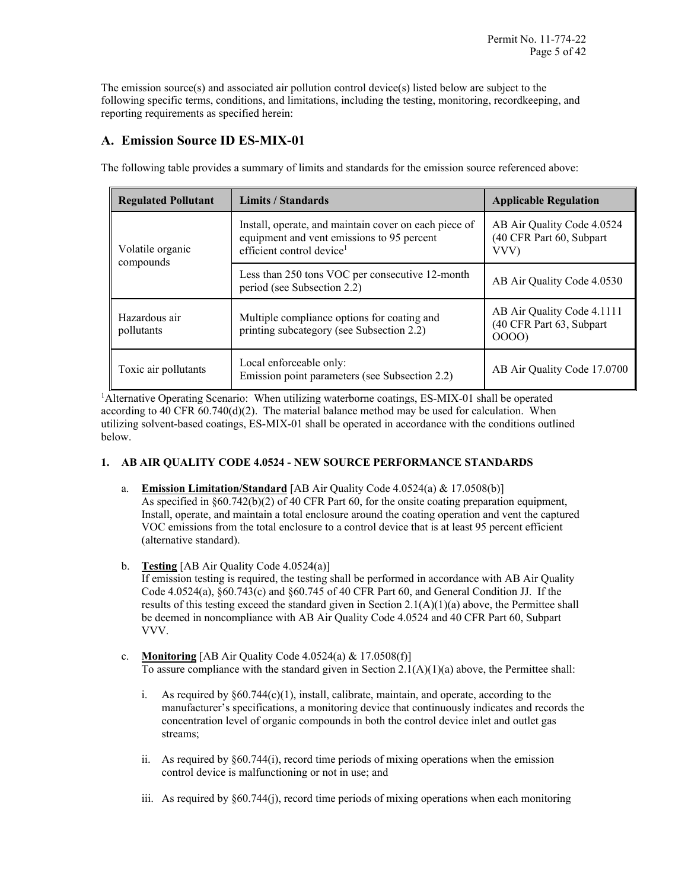The emission source(s) and associated air pollution control device(s) listed below are subject to the following specific terms, conditions, and limitations, including the testing, monitoring, recordkeeping, and reporting requirements as specified herein:

## A. Emission Source ID ES-MIX-01

The following table provides a summary of limits and standards for the emission source referenced above:

| Regulated Pollutant | Limits / Standards | Applicable Regulation |
|---|---|---|
| Volatile organic compounds | Install, operate, and maintain cover on each piece of equipment and vent emissions to 95 percent efficient control device[1] | AB Air Quality Code 4.0524 (40 CFR Part 60, Subpart VVV) |
| | Less than 250 tons VOC per consecutive 12-month period (see Subsection 2.2) | AB Air Quality Code 4.0530 |
| Hazardous air pollutants | Multiple compliance options for coating and printing subcategory (see Subsection 2.2) | AB Air Quality Code 4.1111 (40 CFR Part 63, Subpart OOOO) |
| Toxic air pollutants | Local enforceable only: Emission point parameters (see Subsection 2.2) | AB Air Quality Code 17.0700 |

[1]Alternative Operating Scenario: When utilizing waterborne coatings, ES-MIX-01 shall be operated according to 40 CFR 60.740(d)(2). The material balance method may be used for calculation. When utilizing solvent-based coatings, ES-MIX-01 shall be operated in accordance with the conditions outlined below.

### 1. AB AIR QUALITY CODE 4.0524 - NEW SOURCE PERFORMANCE STANDARDS

a. **Emission Limitation/Standard** [AB Air Quality Code 4.0524(a) & 17.0508(b)]
As specified in §60.742(b)(2) of 40 CFR Part 60, for the onsite coating preparation equipment, Install, operate, and maintain a total enclosure around the coating operation and vent the captured VOC emissions from the total enclosure to a control device that is at least 95 percent efficient (alternative standard).

b. **Testing** [AB Air Quality Code 4.0524(a)]
If emission testing is required, the testing shall be performed in accordance with AB Air Quality Code 4.0524(a), §60.743(c) and §60.745 of 40 CFR Part 60, and General Condition JJ. If the results of this testing exceed the standard given in Section 2.1(A)(1)(a) above, the Permittee shall be deemed in noncompliance with AB Air Quality Code 4.0524 and 40 CFR Part 60, Subpart VVV.

c. **Monitoring** [AB Air Quality Code 4.0524(a) & 17.0508(f)]
To assure compliance with the standard given in Section 2.1(A)(1)(a) above, the Permittee shall:

   i. As required by §60.744(c)(1), install, calibrate, maintain, and operate, according to the manufacturer's specifications, a monitoring device that continuously indicates and records the concentration level of organic compounds in both the control device inlet and outlet gas streams;

   ii. As required by §60.744(i), record time periods of mixing operations when the emission control device is malfunctioning or not in use; and

   iii. As required by §60.744(j), record time periods of mixing operations when each monitoring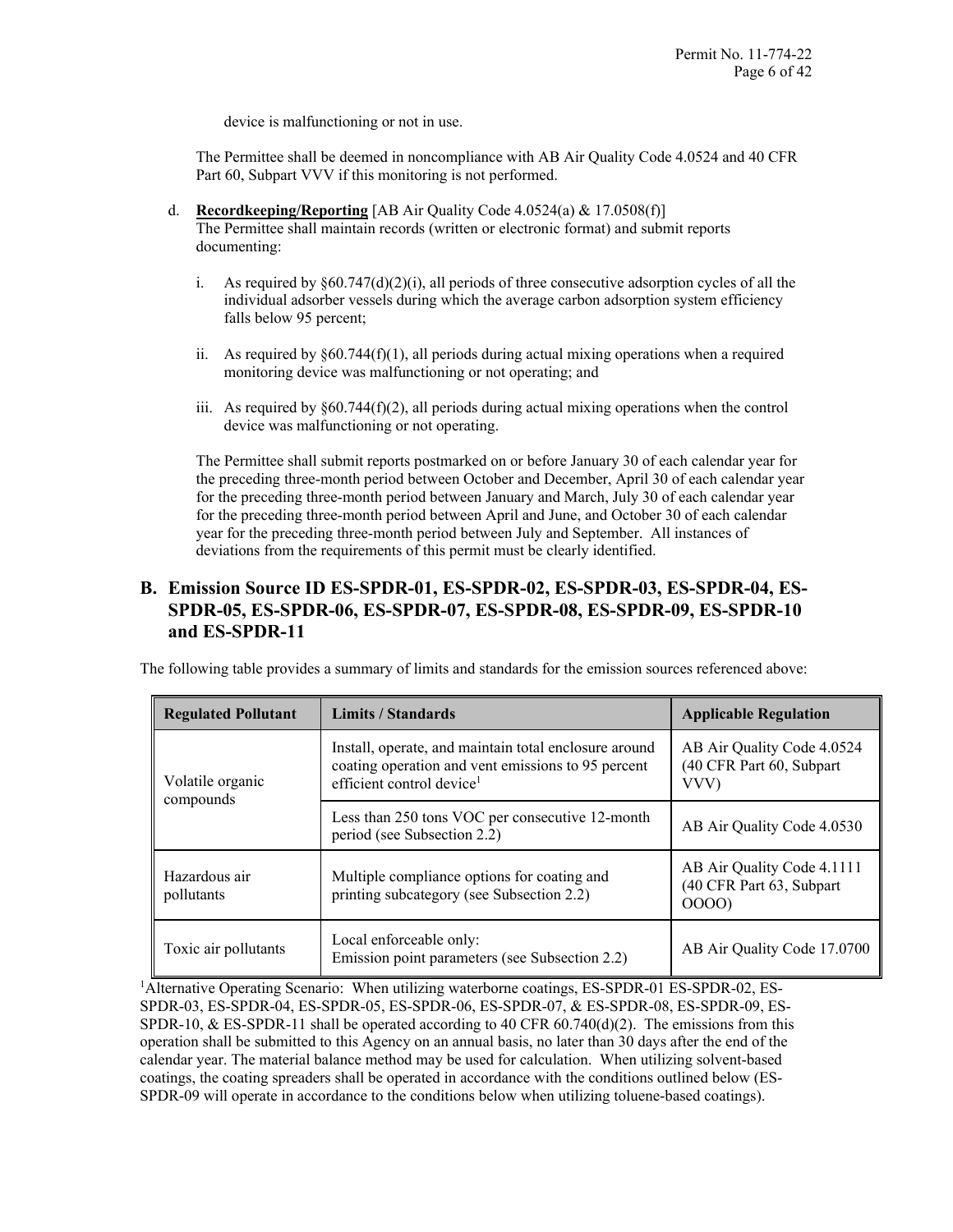device is malfunctioning or not in use.

The Permittee shall be deemed in noncompliance with AB Air Quality Code 4.0524 and 40 CFR Part 60, Subpart VVV if this monitoring is not performed.

d. **Recordkeeping/Reporting** [AB Air Quality Code 4.0524(a) & 17.0508(f)]
The Permittee shall maintain records (written or electronic format) and submit reports documenting:

   i. As required by §60.747(d)(2)(i), all periods of three consecutive adsorption cycles of all the individual adsorber vessels during which the average carbon adsorption system efficiency falls below 95 percent;

   ii. As required by §60.744(f)(1), all periods during actual mixing operations when a required monitoring device was malfunctioning or not operating; and

   iii. As required by §60.744(f)(2), all periods during actual mixing operations when the control device was malfunctioning or not operating.

The Permittee shall submit reports postmarked on or before January 30 of each calendar year for the preceding three-month period between October and December, April 30 of each calendar year for the preceding three-month period between January and March, July 30 of each calendar year for the preceding three-month period between April and June, and October 30 of each calendar year for the preceding three-month period between July and September. All instances of deviations from the requirements of this permit must be clearly identified.

## B. Emission Source ID ES-SPDR-01, ES-SPDR-02, ES-SPDR-03, ES-SPDR-04, ES-SPDR-05, ES-SPDR-06, ES-SPDR-07, ES-SPDR-08, ES-SPDR-09, ES-SPDR-10 and ES-SPDR-11

The following table provides a summary of limits and standards for the emission sources referenced above:

| Regulated Pollutant | Limits / Standards | Applicable Regulation |
|---|---|---|
| Volatile organic compounds | Install, operate, and maintain total enclosure around coating operation and vent emissions to 95 percent efficient control device[1] | AB Air Quality Code 4.0524 (40 CFR Part 60, Subpart VVV) |
| | Less than 250 tons VOC per consecutive 12-month period (see Subsection 2.2) | AB Air Quality Code 4.0530 |
| Hazardous air pollutants | Multiple compliance options for coating and printing subcategory (see Subsection 2.2) | AB Air Quality Code 4.1111 (40 CFR Part 63, Subpart OOOO) |
| Toxic air pollutants | Local enforceable only: Emission point parameters (see Subsection 2.2) | AB Air Quality Code 17.0700 |

[1]Alternative Operating Scenario: When utilizing waterborne coatings, ES-SPDR-01 ES-SPDR-02, ES-SPDR-03, ES-SPDR-04, ES-SPDR-05, ES-SPDR-06, ES-SPDR-07, & ES-SPDR-08, ES-SPDR-09, ES-SPDR-10, & ES-SPDR-11 shall be operated according to 40 CFR 60.740(d)(2). The emissions from this operation shall be submitted to this Agency on an annual basis, no later than 30 days after the end of the calendar year. The material balance method may be used for calculation. When utilizing solvent-based coatings, the coating spreaders shall be operated in accordance with the conditions outlined below (ES-SPDR-09 will operate in accordance to the conditions below when utilizing toluene-based coatings).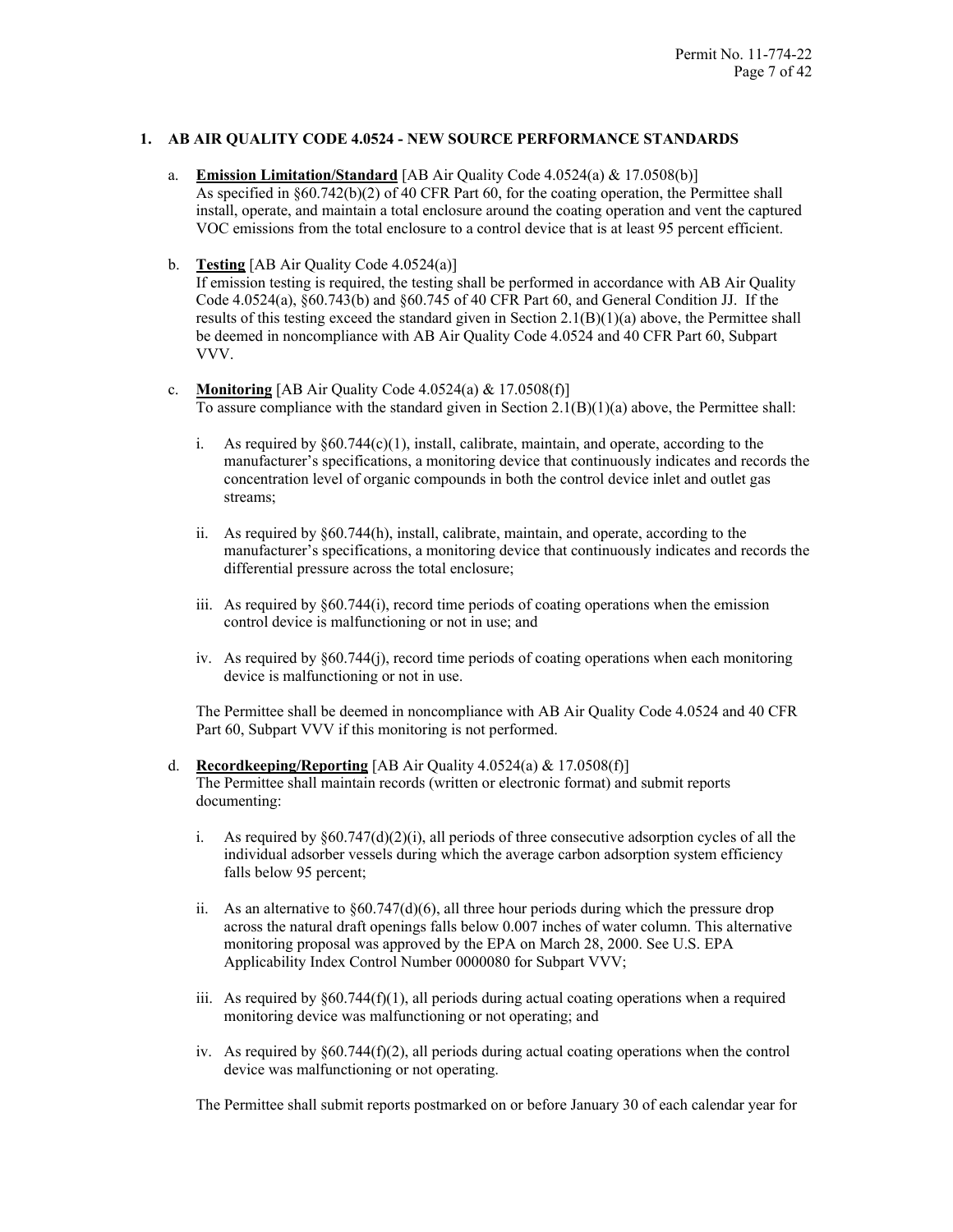## 1. AB AIR QUALITY CODE 4.0524 - NEW SOURCE PERFORMANCE STANDARDS

a. **Emission Limitation/Standard** [AB Air Quality Code 4.0524(a) & 17.0508(b)]
As specified in §60.742(b)(2) of 40 CFR Part 60, for the coating operation, the Permittee shall install, operate, and maintain a total enclosure around the coating operation and vent the captured VOC emissions from the total enclosure to a control device that is at least 95 percent efficient.

b. **Testing** [AB Air Quality Code 4.0524(a)]
If emission testing is required, the testing shall be performed in accordance with AB Air Quality Code 4.0524(a), §60.743(b) and §60.745 of 40 CFR Part 60, and General Condition JJ. If the results of this testing exceed the standard given in Section 2.1(B)(1)(a) above, the Permittee shall be deemed in noncompliance with AB Air Quality Code 4.0524 and 40 CFR Part 60, Subpart VVV.

c. **Monitoring** [AB Air Quality Code 4.0524(a) & 17.0508(f)]
To assure compliance with the standard given in Section 2.1(B)(1)(a) above, the Permittee shall:

   i. As required by §60.744(c)(1), install, calibrate, maintain, and operate, according to the manufacturer's specifications, a monitoring device that continuously indicates and records the concentration level of organic compounds in both the control device inlet and outlet gas streams;

   ii. As required by §60.744(h), install, calibrate, maintain, and operate, according to the manufacturer's specifications, a monitoring device that continuously indicates and records the differential pressure across the total enclosure;

   iii. As required by §60.744(i), record time periods of coating operations when the emission control device is malfunctioning or not in use; and

   iv. As required by §60.744(j), record time periods of coating operations when each monitoring device is malfunctioning or not in use.

The Permittee shall be deemed in noncompliance with AB Air Quality Code 4.0524 and 40 CFR Part 60, Subpart VVV if this monitoring is not performed.

d. **Recordkeeping/Reporting** [AB Air Quality 4.0524(a) & 17.0508(f)]
The Permittee shall maintain records (written or electronic format) and submit reports documenting:

   i. As required by §60.747(d)(2)(i), all periods of three consecutive adsorption cycles of all the individual adsorber vessels during which the average carbon adsorption system efficiency falls below 95 percent;

   ii. As an alternative to §60.747(d)(6), all three hour periods during which the pressure drop across the natural draft openings falls below 0.007 inches of water column. This alternative monitoring proposal was approved by the EPA on March 28, 2000. See U.S. EPA Applicability Index Control Number 0000080 for Subpart VVV;

   iii. As required by §60.744(f)(1), all periods during actual coating operations when a required monitoring device was malfunctioning or not operating; and

   iv. As required by §60.744(f)(2), all periods during actual coating operations when the control device was malfunctioning or not operating.

The Permittee shall submit reports postmarked on or before January 30 of each calendar year for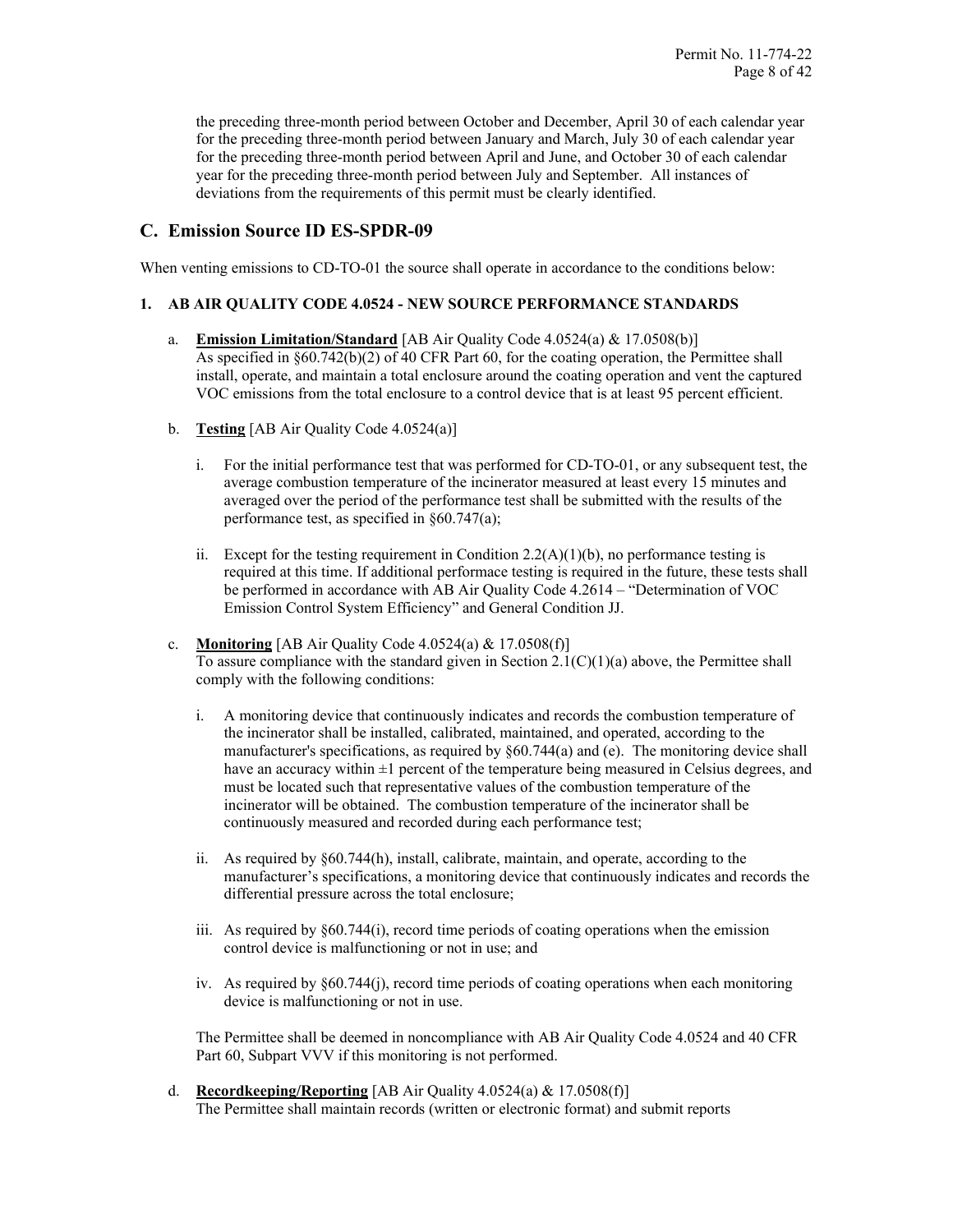the preceding three-month period between October and December, April 30 of each calendar year for the preceding three-month period between January and March, July 30 of each calendar year for the preceding three-month period between April and June, and October 30 of each calendar year for the preceding three-month period between July and September. All instances of deviations from the requirements of this permit must be clearly identified.

## C. Emission Source ID ES-SPDR-09

When venting emissions to CD-TO-01 the source shall operate in accordance to the conditions below:

### 1. AB AIR QUALITY CODE 4.0524 - NEW SOURCE PERFORMANCE STANDARDS

a. **Emission Limitation/Standard** [AB Air Quality Code 4.0524(a) & 17.0508(b)]
As specified in §60.742(b)(2) of 40 CFR Part 60, for the coating operation, the Permittee shall install, operate, and maintain a total enclosure around the coating operation and vent the captured VOC emissions from the total enclosure to a control device that is at least 95 percent efficient.

b. **Testing** [AB Air Quality Code 4.0524(a)]

   i. For the initial performance test that was performed for CD-TO-01, or any subsequent test, the average combustion temperature of the incinerator measured at least every 15 minutes and averaged over the period of the performance test shall be submitted with the results of the performance test, as specified in §60.747(a);

   ii. Except for the testing requirement in Condition 2.2(A)(1)(b), no performance testing is required at this time. If additional performace testing is required in the future, these tests shall be performed in accordance with AB Air Quality Code 4.2614 – "Determination of VOC Emission Control System Efficiency" and General Condition JJ.

c. **Monitoring** [AB Air Quality Code 4.0524(a) & 17.0508(f)]
To assure compliance with the standard given in Section 2.1(C)(1)(a) above, the Permittee shall comply with the following conditions:

   i. A monitoring device that continuously indicates and records the combustion temperature of the incinerator shall be installed, calibrated, maintained, and operated, according to the manufacturer's specifications, as required by §60.744(a) and (e). The monitoring device shall have an accuracy within ±1 percent of the temperature being measured in Celsius degrees, and must be located such that representative values of the combustion temperature of the incinerator will be obtained. The combustion temperature of the incinerator shall be continuously measured and recorded during each performance test;

   ii. As required by §60.744(h), install, calibrate, maintain, and operate, according to the manufacturer's specifications, a monitoring device that continuously indicates and records the differential pressure across the total enclosure;

   iii. As required by §60.744(i), record time periods of coating operations when the emission control device is malfunctioning or not in use; and

   iv. As required by §60.744(j), record time periods of coating operations when each monitoring device is malfunctioning or not in use.

   The Permittee shall be deemed in noncompliance with AB Air Quality Code 4.0524 and 40 CFR Part 60, Subpart VVV if this monitoring is not performed.

d. **Recordkeeping/Reporting** [AB Air Quality 4.0524(a) & 17.0508(f)]
The Permittee shall maintain records (written or electronic format) and submit reports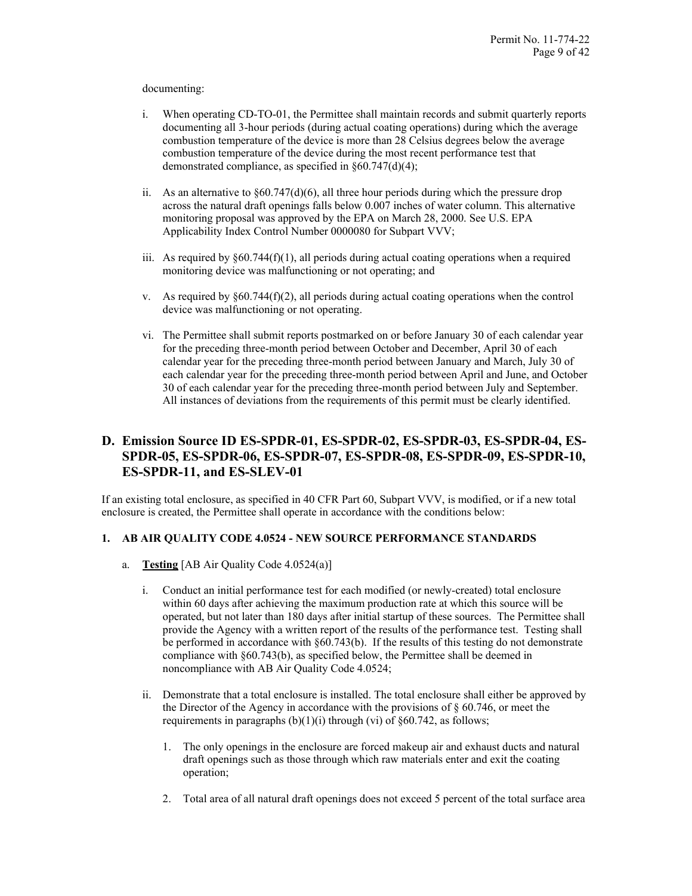documenting:

i. When operating CD-TO-01, the Permittee shall maintain records and submit quarterly reports documenting all 3-hour periods (during actual coating operations) during which the average combustion temperature of the device is more than 28 Celsius degrees below the average combustion temperature of the device during the most recent performance test that demonstrated compliance, as specified in §60.747(d)(4);

ii. As an alternative to §60.747(d)(6), all three hour periods during which the pressure drop across the natural draft openings falls below 0.007 inches of water column. This alternative monitoring proposal was approved by the EPA on March 28, 2000. See U.S. EPA Applicability Index Control Number 0000080 for Subpart VVV;

iii. As required by §60.744(f)(1), all periods during actual coating operations when a required monitoring device was malfunctioning or not operating; and

v. As required by §60.744(f)(2), all periods during actual coating operations when the control device was malfunctioning or not operating.

vi. The Permittee shall submit reports postmarked on or before January 30 of each calendar year for the preceding three-month period between October and December, April 30 of each calendar year for the preceding three-month period between January and March, July 30 of each calendar year for the preceding three-month period between April and June, and October 30 of each calendar year for the preceding three-month period between July and September. All instances of deviations from the requirements of this permit must be clearly identified.

## D. Emission Source ID ES-SPDR-01, ES-SPDR-02, ES-SPDR-03, ES-SPDR-04, ES-SPDR-05, ES-SPDR-06, ES-SPDR-07, ES-SPDR-08, ES-SPDR-09, ES-SPDR-10, ES-SPDR-11, and ES-SLEV-01

If an existing total enclosure, as specified in 40 CFR Part 60, Subpart VVV, is modified, or if a new total enclosure is created, the Permittee shall operate in accordance with the conditions below:

### 1. AB AIR QUALITY CODE 4.0524 - NEW SOURCE PERFORMANCE STANDARDS

a. **Testing** [AB Air Quality Code 4.0524(a)]

i. Conduct an initial performance test for each modified (or newly-created) total enclosure within 60 days after achieving the maximum production rate at which this source will be operated, but not later than 180 days after initial startup of these sources. The Permittee shall provide the Agency with a written report of the results of the performance test. Testing shall be performed in accordance with §60.743(b). If the results of this testing do not demonstrate compliance with §60.743(b), as specified below, the Permittee shall be deemed in noncompliance with AB Air Quality Code 4.0524;

ii. Demonstrate that a total enclosure is installed. The total enclosure shall either be approved by the Director of the Agency in accordance with the provisions of § 60.746, or meet the requirements in paragraphs (b)(1)(i) through (vi) of §60.742, as follows;

1. The only openings in the enclosure are forced makeup air and exhaust ducts and natural draft openings such as those through which raw materials enter and exit the coating operation;

2. Total area of all natural draft openings does not exceed 5 percent of the total surface area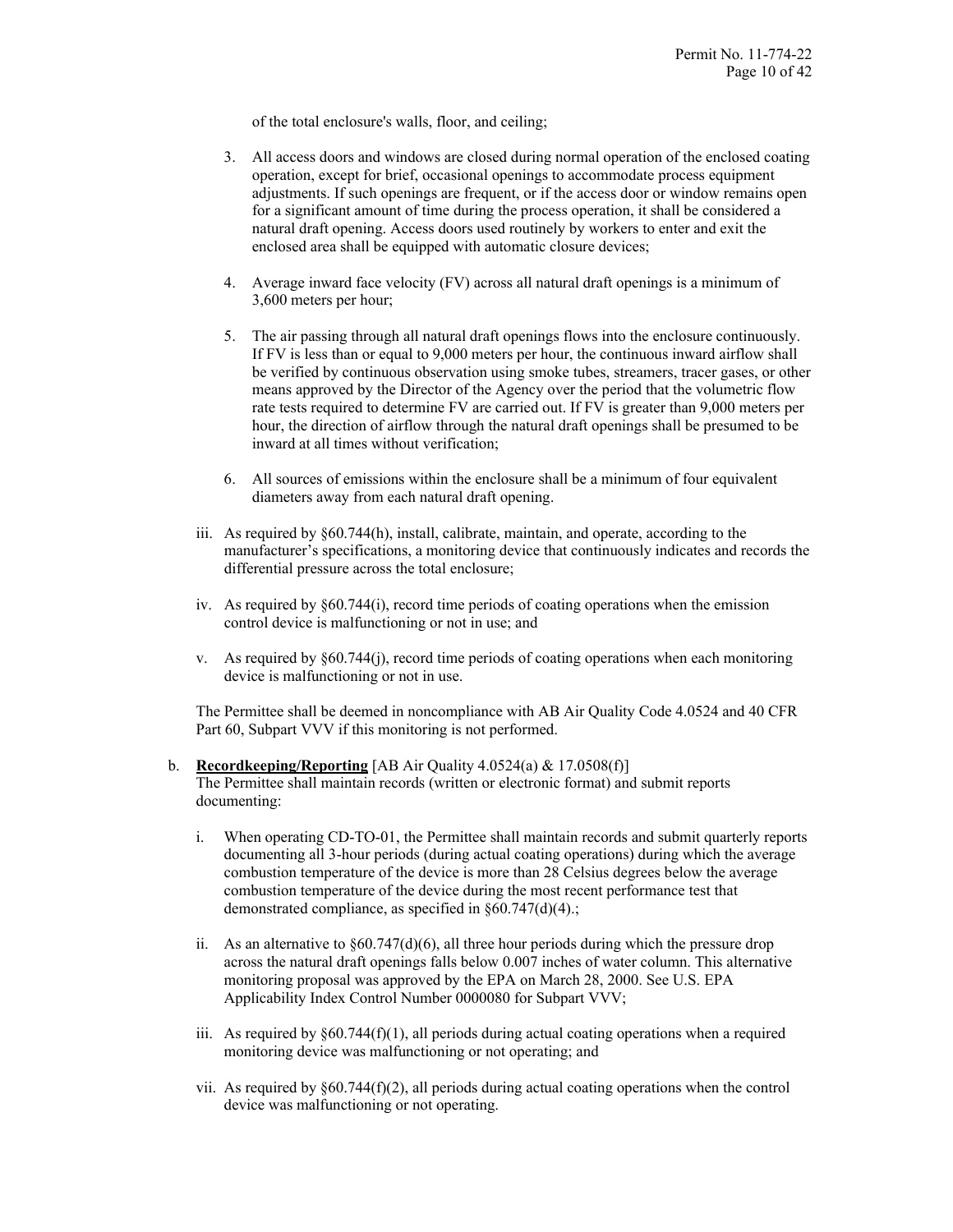of the total enclosure's walls, floor, and ceiling;

3. All access doors and windows are closed during normal operation of the enclosed coating operation, except for brief, occasional openings to accommodate process equipment adjustments. If such openings are frequent, or if the access door or window remains open for a significant amount of time during the process operation, it shall be considered a natural draft opening. Access doors used routinely by workers to enter and exit the enclosed area shall be equipped with automatic closure devices;

4. Average inward face velocity (FV) across all natural draft openings is a minimum of 3,600 meters per hour;

5. The air passing through all natural draft openings flows into the enclosure continuously. If FV is less than or equal to 9,000 meters per hour, the continuous inward airflow shall be verified by continuous observation using smoke tubes, streamers, tracer gases, or other means approved by the Director of the Agency over the period that the volumetric flow rate tests required to determine FV are carried out. If FV is greater than 9,000 meters per hour, the direction of airflow through the natural draft openings shall be presumed to be inward at all times without verification;

6. All sources of emissions within the enclosure shall be a minimum of four equivalent diameters away from each natural draft opening.

iii. As required by §60.744(h), install, calibrate, maintain, and operate, according to the manufacturer's specifications, a monitoring device that continuously indicates and records the differential pressure across the total enclosure;

iv. As required by §60.744(i), record time periods of coating operations when the emission control device is malfunctioning or not in use; and

v. As required by §60.744(j), record time periods of coating operations when each monitoring device is malfunctioning or not in use.

The Permittee shall be deemed in noncompliance with AB Air Quality Code 4.0524 and 40 CFR Part 60, Subpart VVV if this monitoring is not performed.

b. **Recordkeeping/Reporting** [AB Air Quality 4.0524(a) & 17.0508(f)]
The Permittee shall maintain records (written or electronic format) and submit reports documenting:

i. When operating CD-TO-01, the Permittee shall maintain records and submit quarterly reports documenting all 3-hour periods (during actual coating operations) during which the average combustion temperature of the device is more than 28 Celsius degrees below the average combustion temperature of the device during the most recent performance test that demonstrated compliance, as specified in §60.747(d)(4).;

ii. As an alternative to §60.747(d)(6), all three hour periods during which the pressure drop across the natural draft openings falls below 0.007 inches of water column. This alternative monitoring proposal was approved by the EPA on March 28, 2000. See U.S. EPA Applicability Index Control Number 0000080 for Subpart VVV;

iii. As required by §60.744(f)(1), all periods during actual coating operations when a required monitoring device was malfunctioning or not operating; and

vii. As required by §60.744(f)(2), all periods during actual coating operations when the control device was malfunctioning or not operating.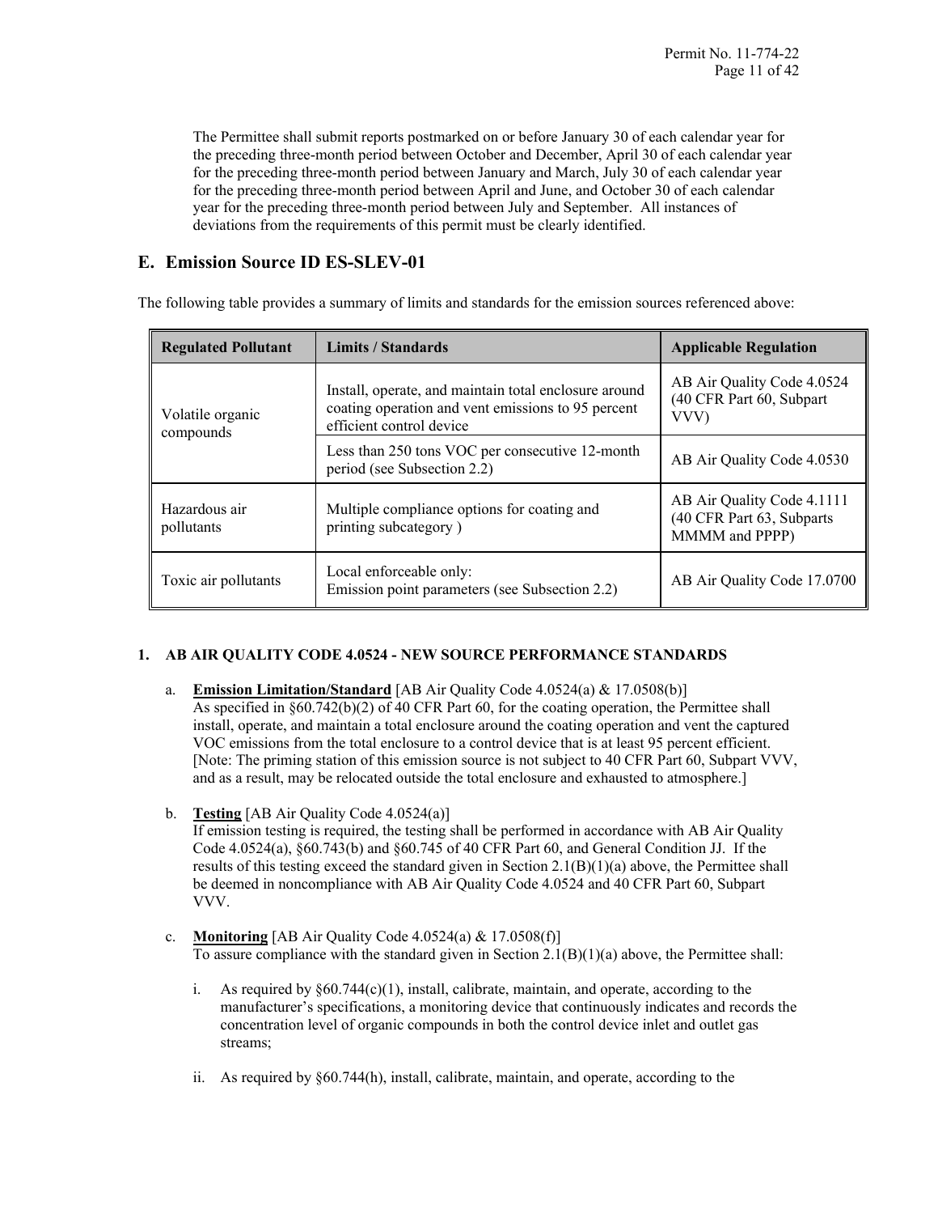The Permittee shall submit reports postmarked on or before January 30 of each calendar year for the preceding three-month period between October and December, April 30 of each calendar year for the preceding three-month period between January and March, July 30 of each calendar year for the preceding three-month period between April and June, and October 30 of each calendar year for the preceding three-month period between July and September. All instances of deviations from the requirements of this permit must be clearly identified.

## E. Emission Source ID ES-SLEV-01

The following table provides a summary of limits and standards for the emission sources referenced above:

| Regulated Pollutant | Limits / Standards | Applicable Regulation |
|---|---|---|
| Volatile organic compounds | Install, operate, and maintain total enclosure around coating operation and vent emissions to 95 percent efficient control device | AB Air Quality Code 4.0524 (40 CFR Part 60, Subpart VVV) |
| | Less than 250 tons VOC per consecutive 12-month period (see Subsection 2.2) | AB Air Quality Code 4.0530 |
| Hazardous air pollutants | Multiple compliance options for coating and printing subcategory ) | AB Air Quality Code 4.1111 (40 CFR Part 63, Subparts MMMM and PPPP) |
| Toxic air pollutants | Local enforceable only:<br>Emission point parameters (see Subsection 2.2) | AB Air Quality Code 17.0700 |

### 1. AB AIR QUALITY CODE 4.0524 - NEW SOURCE PERFORMANCE STANDARDS

a. **Emission Limitation/Standard** [AB Air Quality Code 4.0524(a) & 17.0508(b)]
As specified in §60.742(b)(2) of 40 CFR Part 60, for the coating operation, the Permittee shall install, operate, and maintain a total enclosure around the coating operation and vent the captured VOC emissions from the total enclosure to a control device that is at least 95 percent efficient. [Note: The priming station of this emission source is not subject to 40 CFR Part 60, Subpart VVV, and as a result, may be relocated outside the total enclosure and exhausted to atmosphere.]

b. **Testing** [AB Air Quality Code 4.0524(a)]
If emission testing is required, the testing shall be performed in accordance with AB Air Quality Code 4.0524(a), §60.743(b) and §60.745 of 40 CFR Part 60, and General Condition JJ. If the results of this testing exceed the standard given in Section 2.1(B)(1)(a) above, the Permittee shall be deemed in noncompliance with AB Air Quality Code 4.0524 and 40 CFR Part 60, Subpart VVV.

c. **Monitoring** [AB Air Quality Code 4.0524(a) & 17.0508(f)]
To assure compliance with the standard given in Section 2.1(B)(1)(a) above, the Permittee shall:

   i. As required by §60.744(c)(1), install, calibrate, maintain, and operate, according to the manufacturer's specifications, a monitoring device that continuously indicates and records the concentration level of organic compounds in both the control device inlet and outlet gas streams;

   ii. As required by §60.744(h), install, calibrate, maintain, and operate, according to the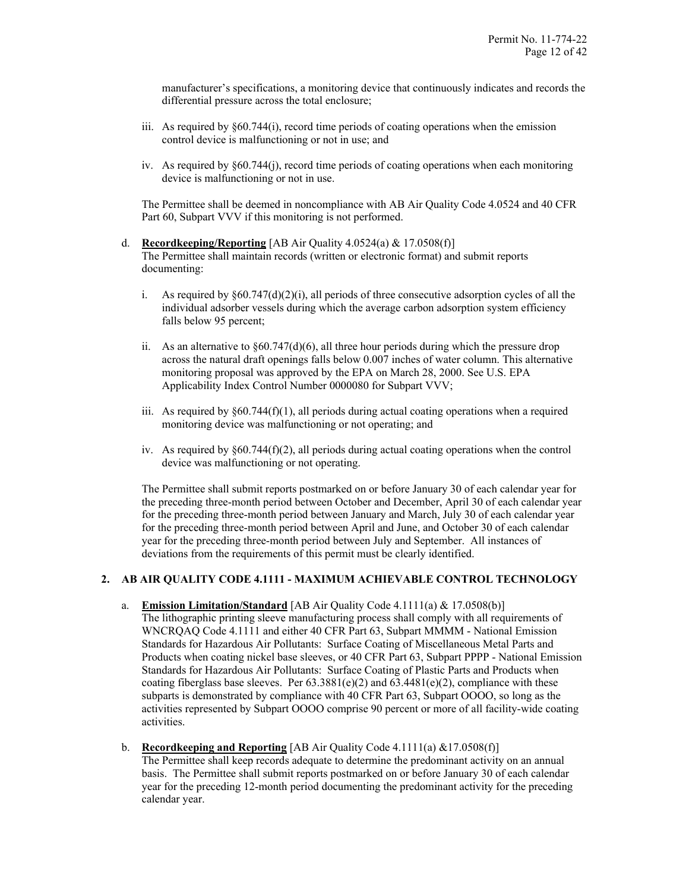manufacturer's specifications, a monitoring device that continuously indicates and records the differential pressure across the total enclosure;

iii. As required by §60.744(i), record time periods of coating operations when the emission control device is malfunctioning or not in use; and

iv. As required by §60.744(j), record time periods of coating operations when each monitoring device is malfunctioning or not in use.

The Permittee shall be deemed in noncompliance with AB Air Quality Code 4.0524 and 40 CFR Part 60, Subpart VVV if this monitoring is not performed.

d. **Recordkeeping/Reporting** [AB Air Quality 4.0524(a) & 17.0508(f)]
The Permittee shall maintain records (written or electronic format) and submit reports documenting:

i. As required by §60.747(d)(2)(i), all periods of three consecutive adsorption cycles of all the individual adsorber vessels during which the average carbon adsorption system efficiency falls below 95 percent;

ii. As an alternative to §60.747(d)(6), all three hour periods during which the pressure drop across the natural draft openings falls below 0.007 inches of water column. This alternative monitoring proposal was approved by the EPA on March 28, 2000. See U.S. EPA Applicability Index Control Number 0000080 for Subpart VVV;

iii. As required by §60.744(f)(1), all periods during actual coating operations when a required monitoring device was malfunctioning or not operating; and

iv. As required by §60.744(f)(2), all periods during actual coating operations when the control device was malfunctioning or not operating.

The Permittee shall submit reports postmarked on or before January 30 of each calendar year for the preceding three-month period between October and December, April 30 of each calendar year for the preceding three-month period between January and March, July 30 of each calendar year for the preceding three-month period between April and June, and October 30 of each calendar year for the preceding three-month period between July and September. All instances of deviations from the requirements of this permit must be clearly identified.

## 2. AB AIR QUALITY CODE 4.1111 - MAXIMUM ACHIEVABLE CONTROL TECHNOLOGY

a. **Emission Limitation/Standard** [AB Air Quality Code 4.1111(a) & 17.0508(b)]
The lithographic printing sleeve manufacturing process shall comply with all requirements of WNCRQAQ Code 4.1111 and either 40 CFR Part 63, Subpart MMMM - National Emission Standards for Hazardous Air Pollutants: Surface Coating of Miscellaneous Metal Parts and Products when coating nickel base sleeves, or 40 CFR Part 63, Subpart PPPP - National Emission Standards for Hazardous Air Pollutants: Surface Coating of Plastic Parts and Products when coating fiberglass base sleeves. Per 63.3881(e)(2) and 63.4481(e)(2), compliance with these subparts is demonstrated by compliance with 40 CFR Part 63, Subpart OOOO, so long as the activities represented by Subpart OOOO comprise 90 percent or more of all facility-wide coating activities.

b. **Recordkeeping and Reporting** [AB Air Quality Code 4.1111(a) &17.0508(f)]
The Permittee shall keep records adequate to determine the predominant activity on an annual basis. The Permittee shall submit reports postmarked on or before January 30 of each calendar year for the preceding 12-month period documenting the predominant activity for the preceding calendar year.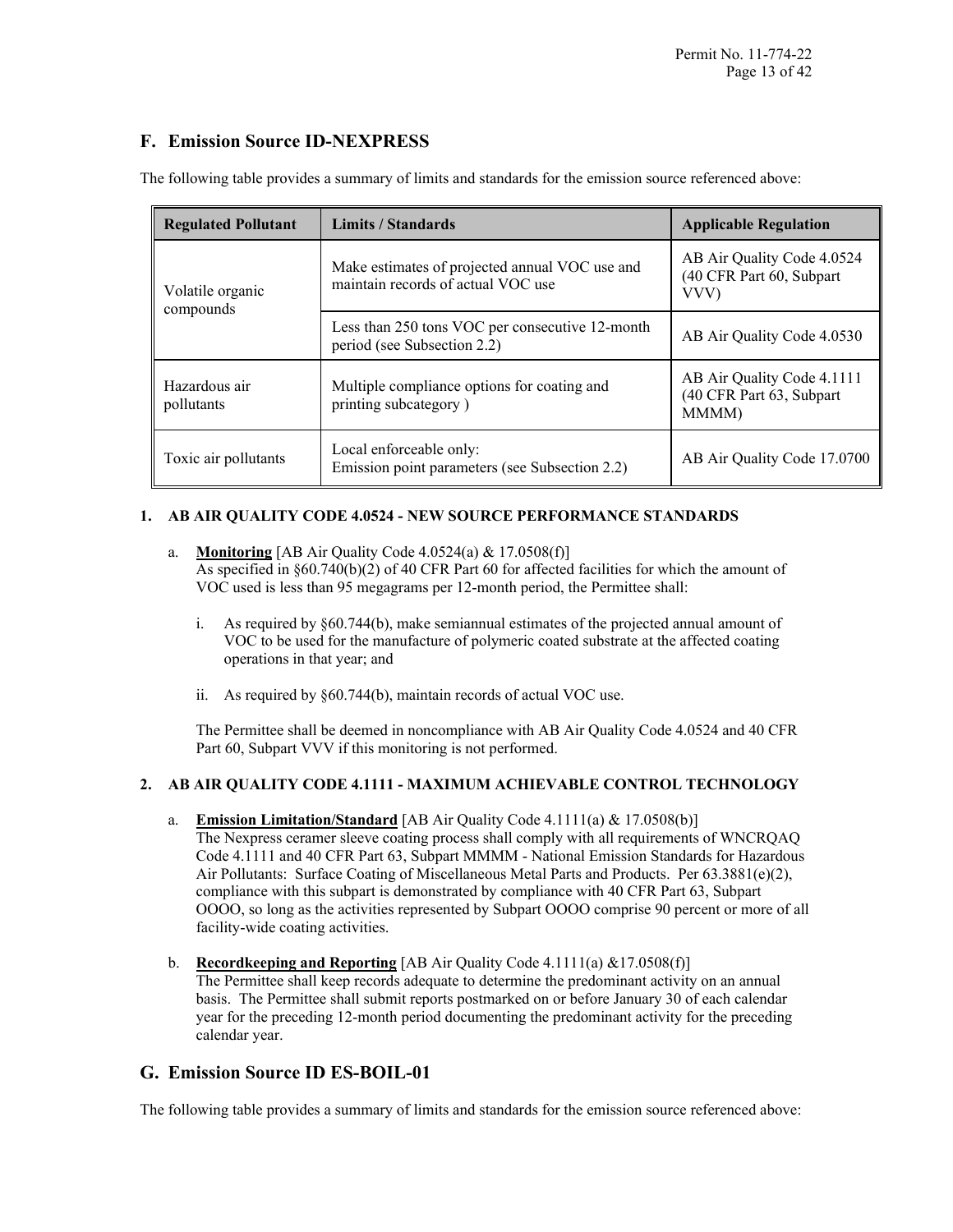## F. Emission Source ID-NEXPRESS

The following table provides a summary of limits and standards for the emission source referenced above:

| Regulated Pollutant | Limits / Standards | Applicable Regulation |
|---|---|---|
| Volatile organic compounds | Make estimates of projected annual VOC use and maintain records of actual VOC use | AB Air Quality Code 4.0524 (40 CFR Part 60, Subpart VVV) |
| | Less than 250 tons VOC per consecutive 12-month period (see Subsection 2.2) | AB Air Quality Code 4.0530 |
| Hazardous air pollutants | Multiple compliance options for coating and printing subcategory ) | AB Air Quality Code 4.1111 (40 CFR Part 63, Subpart MMMM) |
| Toxic air pollutants | Local enforceable only: Emission point parameters (see Subsection 2.2) | AB Air Quality Code 17.0700 |

**1. AB AIR QUALITY CODE 4.0524 - NEW SOURCE PERFORMANCE STANDARDS**

a. **Monitoring** [AB Air Quality Code 4.0524(a) & 17.0508(f)]
As specified in §60.740(b)(2) of 40 CFR Part 60 for affected facilities for which the amount of VOC used is less than 95 megagrams per 12-month period, the Permittee shall:

i. As required by §60.744(b), make semiannual estimates of the projected annual amount of VOC to be used for the manufacture of polymeric coated substrate at the affected coating operations in that year; and

ii. As required by §60.744(b), maintain records of actual VOC use.

The Permittee shall be deemed in noncompliance with AB Air Quality Code 4.0524 and 40 CFR Part 60, Subpart VVV if this monitoring is not performed.

**2. AB AIR QUALITY CODE 4.1111 - MAXIMUM ACHIEVABLE CONTROL TECHNOLOGY**

a. **Emission Limitation/Standard** [AB Air Quality Code 4.1111(a) & 17.0508(b)]
The Nexpress ceramer sleeve coating process shall comply with all requirements of WNCRQAQ Code 4.1111 and 40 CFR Part 63, Subpart MMMM - National Emission Standards for Hazardous Air Pollutants: Surface Coating of Miscellaneous Metal Parts and Products. Per 63.3881(e)(2), compliance with this subpart is demonstrated by compliance with 40 CFR Part 63, Subpart OOOO, so long as the activities represented by Subpart OOOO comprise 90 percent or more of all facility-wide coating activities.

b. **Recordkeeping and Reporting** [AB Air Quality Code 4.1111(a) &17.0508(f)]
The Permittee shall keep records adequate to determine the predominant activity on an annual basis. The Permittee shall submit reports postmarked on or before January 30 of each calendar year for the preceding 12-month period documenting the predominant activity for the preceding calendar year.

## G. Emission Source ID ES-BOIL-01

The following table provides a summary of limits and standards for the emission source referenced above: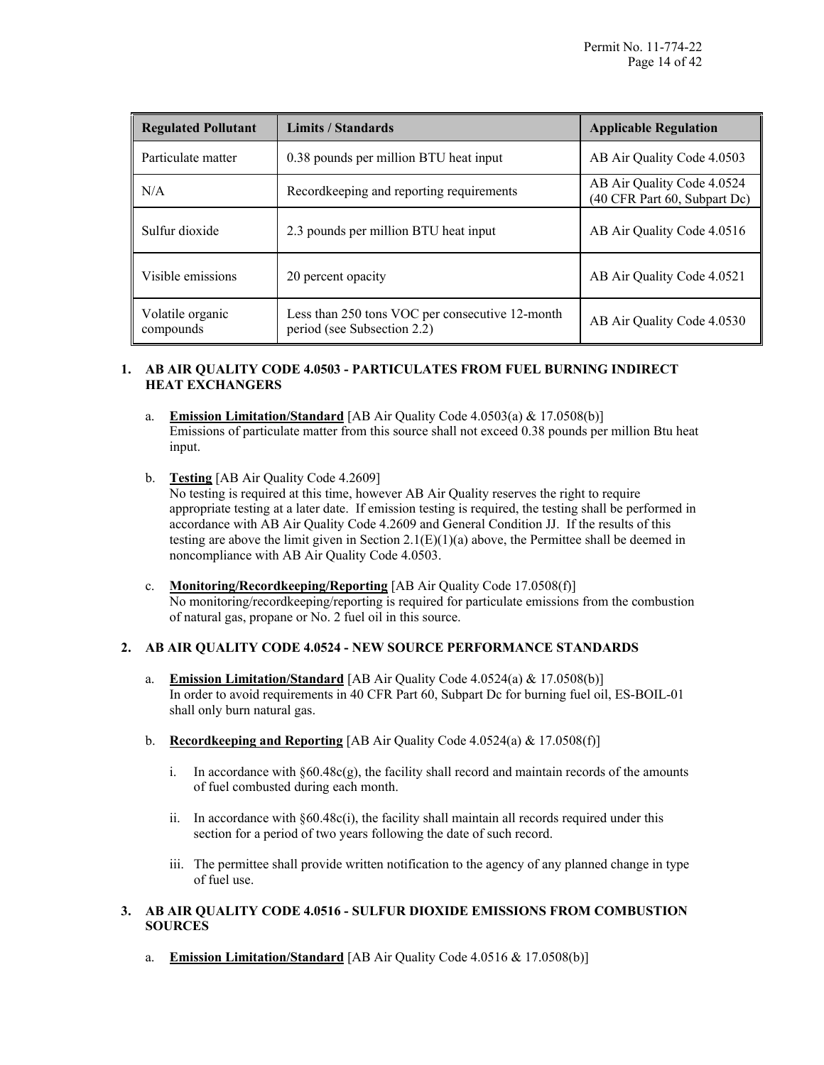| Regulated Pollutant | Limits / Standards | Applicable Regulation |
|---|---|---|
| Particulate matter | 0.38 pounds per million BTU heat input | AB Air Quality Code 4.0503 |
| N/A | Recordkeeping and reporting requirements | AB Air Quality Code 4.0524 (40 CFR Part 60, Subpart Dc) |
| Sulfur dioxide | 2.3 pounds per million BTU heat input | AB Air Quality Code 4.0516 |
| Visible emissions | 20 percent opacity | AB Air Quality Code 4.0521 |
| Volatile organic compounds | Less than 250 tons VOC per consecutive 12-month period (see Subsection 2.2) | AB Air Quality Code 4.0530 |

**1. AB AIR QUALITY CODE 4.0503 - PARTICULATES FROM FUEL BURNING INDIRECT HEAT EXCHANGERS**

a. **Emission Limitation/Standard** [AB Air Quality Code 4.0503(a) & 17.0508(b)]
Emissions of particulate matter from this source shall not exceed 0.38 pounds per million Btu heat input.

b. **Testing** [AB Air Quality Code 4.2609]
No testing is required at this time, however AB Air Quality reserves the right to require appropriate testing at a later date. If emission testing is required, the testing shall be performed in accordance with AB Air Quality Code 4.2609 and General Condition JJ. If the results of this testing are above the limit given in Section 2.1(E)(1)(a) above, the Permittee shall be deemed in noncompliance with AB Air Quality Code 4.0503.

c. **Monitoring/Recordkeeping/Reporting** [AB Air Quality Code 17.0508(f)]
No monitoring/recordkeeping/reporting is required for particulate emissions from the combustion of natural gas, propane or No. 2 fuel oil in this source.

**2. AB AIR QUALITY CODE 4.0524 - NEW SOURCE PERFORMANCE STANDARDS**

a. **Emission Limitation/Standard** [AB Air Quality Code 4.0524(a) & 17.0508(b)]
In order to avoid requirements in 40 CFR Part 60, Subpart Dc for burning fuel oil, ES-BOIL-01 shall only burn natural gas.

b. **Recordkeeping and Reporting** [AB Air Quality Code 4.0524(a) & 17.0508(f)]

   i. In accordance with §60.48c(g), the facility shall record and maintain records of the amounts of fuel combusted during each month.

   ii. In accordance with §60.48c(i), the facility shall maintain all records required under this section for a period of two years following the date of such record.

   iii. The permittee shall provide written notification to the agency of any planned change in type of fuel use.

**3. AB AIR QUALITY CODE 4.0516 - SULFUR DIOXIDE EMISSIONS FROM COMBUSTION SOURCES**

a. **Emission Limitation/Standard** [AB Air Quality Code 4.0516 & 17.0508(b)]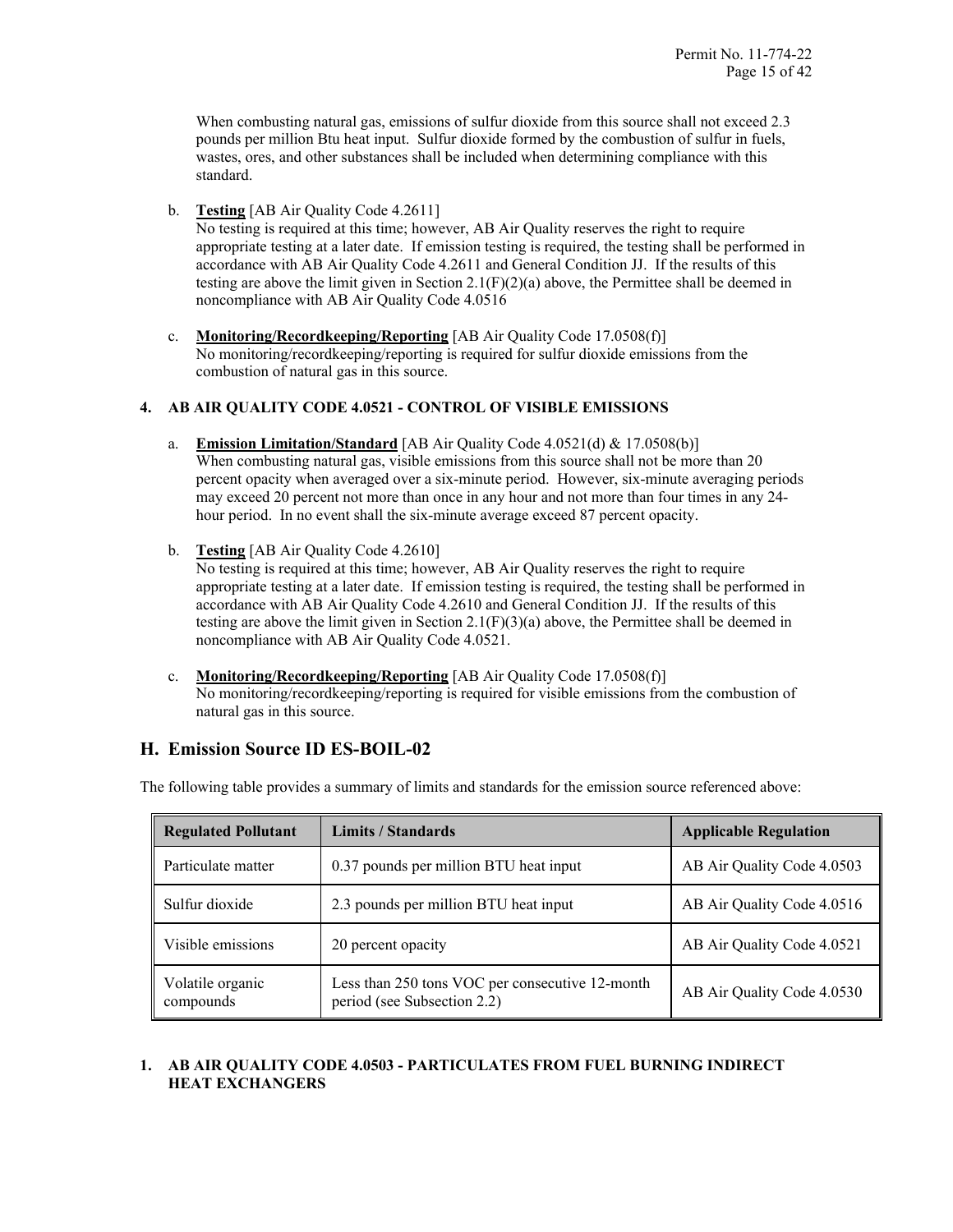When combusting natural gas, emissions of sulfur dioxide from this source shall not exceed 2.3 pounds per million Btu heat input. Sulfur dioxide formed by the combustion of sulfur in fuels, wastes, ores, and other substances shall be included when determining compliance with this standard.

b. **Testing** [AB Air Quality Code 4.2611]
No testing is required at this time; however, AB Air Quality reserves the right to require appropriate testing at a later date. If emission testing is required, the testing shall be performed in accordance with AB Air Quality Code 4.2611 and General Condition JJ. If the results of this testing are above the limit given in Section 2.1(F)(2)(a) above, the Permittee shall be deemed in noncompliance with AB Air Quality Code 4.0516

c. **Monitoring/Recordkeeping/Reporting** [AB Air Quality Code 17.0508(f)]
No monitoring/recordkeeping/reporting is required for sulfur dioxide emissions from the combustion of natural gas in this source.

**4. AB AIR QUALITY CODE 4.0521 - CONTROL OF VISIBLE EMISSIONS**

a. **Emission Limitation/Standard** [AB Air Quality Code 4.0521(d) & 17.0508(b)]
When combusting natural gas, visible emissions from this source shall not be more than 20 percent opacity when averaged over a six-minute period. However, six-minute averaging periods may exceed 20 percent not more than once in any hour and not more than four times in any 24-hour period. In no event shall the six-minute average exceed 87 percent opacity.

b. **Testing** [AB Air Quality Code 4.2610]
No testing is required at this time; however, AB Air Quality reserves the right to require appropriate testing at a later date. If emission testing is required, the testing shall be performed in accordance with AB Air Quality Code 4.2610 and General Condition JJ. If the results of this testing are above the limit given in Section 2.1(F)(3)(a) above, the Permittee shall be deemed in noncompliance with AB Air Quality Code 4.0521.

c. **Monitoring/Recordkeeping/Reporting** [AB Air Quality Code 17.0508(f)]
No monitoring/recordkeeping/reporting is required for visible emissions from the combustion of natural gas in this source.

## H. Emission Source ID ES-BOIL-02

The following table provides a summary of limits and standards for the emission source referenced above:

| Regulated Pollutant | Limits / Standards | Applicable Regulation |
|---|---|---|
| Particulate matter | 0.37 pounds per million BTU heat input | AB Air Quality Code 4.0503 |
| Sulfur dioxide | 2.3 pounds per million BTU heat input | AB Air Quality Code 4.0516 |
| Visible emissions | 20 percent opacity | AB Air Quality Code 4.0521 |
| Volatile organic compounds | Less than 250 tons VOC per consecutive 12-month period (see Subsection 2.2) | AB Air Quality Code 4.0530 |

**1. AB AIR QUALITY CODE 4.0503 - PARTICULATES FROM FUEL BURNING INDIRECT HEAT EXCHANGERS**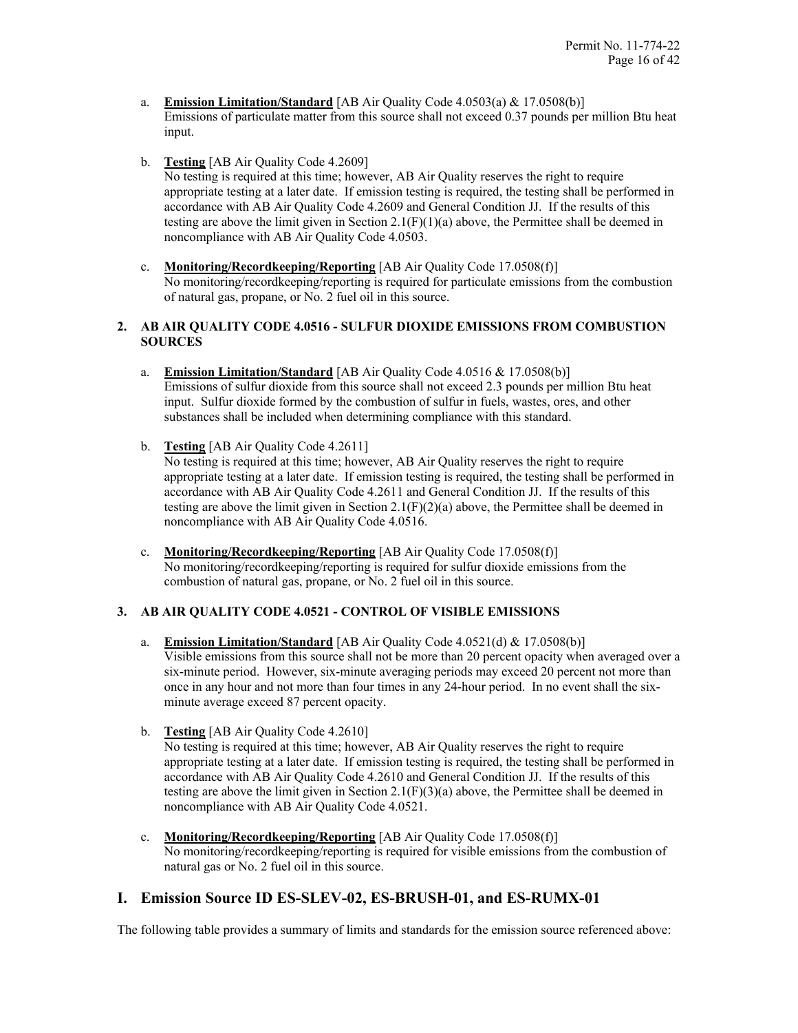a. **Emission Limitation/Standard** [AB Air Quality Code 4.0503(a) & 17.0508(b)]
Emissions of particulate matter from this source shall not exceed 0.37 pounds per million Btu heat input.

b. **Testing** [AB Air Quality Code 4.2609]
No testing is required at this time; however, AB Air Quality reserves the right to require appropriate testing at a later date. If emission testing is required, the testing shall be performed in accordance with AB Air Quality Code 4.2609 and General Condition JJ. If the results of this testing are above the limit given in Section 2.1(F)(1)(a) above, the Permittee shall be deemed in noncompliance with AB Air Quality Code 4.0503.

c. **Monitoring/Recordkeeping/Reporting** [AB Air Quality Code 17.0508(f)]
No monitoring/recordkeeping/reporting is required for particulate emissions from the combustion of natural gas, propane, or No. 2 fuel oil in this source.

**2. AB AIR QUALITY CODE 4.0516 - SULFUR DIOXIDE EMISSIONS FROM COMBUSTION SOURCES**

a. **Emission Limitation/Standard** [AB Air Quality Code 4.0516 & 17.0508(b)]
Emissions of sulfur dioxide from this source shall not exceed 2.3 pounds per million Btu heat input. Sulfur dioxide formed by the combustion of sulfur in fuels, wastes, ores, and other substances shall be included when determining compliance with this standard.

b. **Testing** [AB Air Quality Code 4.2611]
No testing is required at this time; however, AB Air Quality reserves the right to require appropriate testing at a later date. If emission testing is required, the testing shall be performed in accordance with AB Air Quality Code 4.2611 and General Condition JJ. If the results of this testing are above the limit given in Section 2.1(F)(2)(a) above, the Permittee shall be deemed in noncompliance with AB Air Quality Code 4.0516.

c. **Monitoring/Recordkeeping/Reporting** [AB Air Quality Code 17.0508(f)]
No monitoring/recordkeeping/reporting is required for sulfur dioxide emissions from the combustion of natural gas, propane, or No. 2 fuel oil in this source.

**3. AB AIR QUALITY CODE 4.0521 - CONTROL OF VISIBLE EMISSIONS**

a. **Emission Limitation/Standard** [AB Air Quality Code 4.0521(d) & 17.0508(b)]
Visible emissions from this source shall not be more than 20 percent opacity when averaged over a six-minute period. However, six-minute averaging periods may exceed 20 percent not more than once in any hour and not more than four times in any 24-hour period. In no event shall the six-minute average exceed 87 percent opacity.

b. **Testing** [AB Air Quality Code 4.2610]
No testing is required at this time; however, AB Air Quality reserves the right to require appropriate testing at a later date. If emission testing is required, the testing shall be performed in accordance with AB Air Quality Code 4.2610 and General Condition JJ. If the results of this testing are above the limit given in Section 2.1(F)(3)(a) above, the Permittee shall be deemed in noncompliance with AB Air Quality Code 4.0521.

c. **Monitoring/Recordkeeping/Reporting** [AB Air Quality Code 17.0508(f)]
No monitoring/recordkeeping/reporting is required for visible emissions from the combustion of natural gas or No. 2 fuel oil in this source.

## I. Emission Source ID ES-SLEV-02, ES-BRUSH-01, and ES-RUMX-01

The following table provides a summary of limits and standards for the emission source referenced above: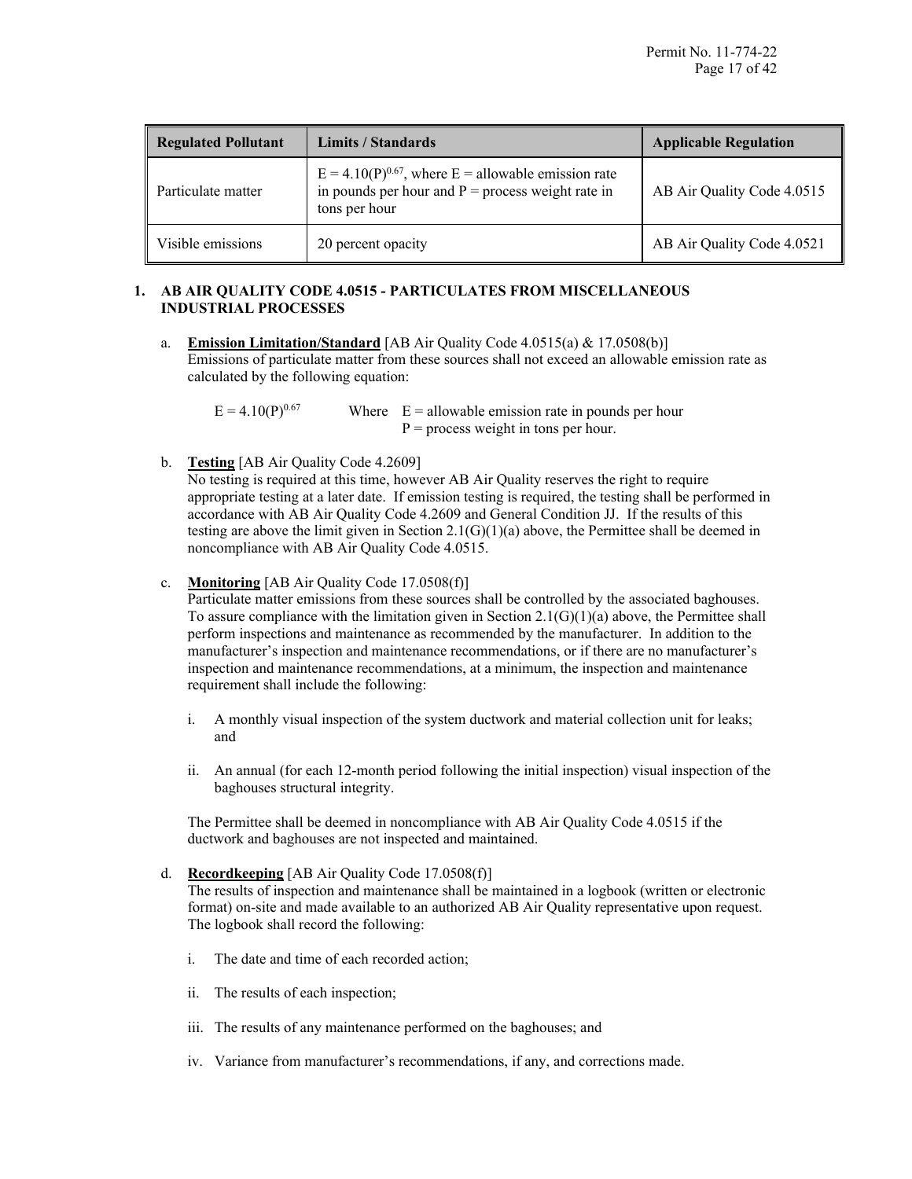| Regulated Pollutant | Limits / Standards | Applicable Regulation |
|---|---|---|
| Particulate matter | $E = 4.10(P)^{0.67}$, where E = allowable emission rate in pounds per hour and P = process weight rate in tons per hour | AB Air Quality Code 4.0515 |
| Visible emissions | 20 percent opacity | AB Air Quality Code 4.0521 |

**1. AB AIR QUALITY CODE 4.0515 - PARTICULATES FROM MISCELLANEOUS INDUSTRIAL PROCESSES**

a. **Emission Limitation/Standard** [AB Air Quality Code 4.0515(a) & 17.0508(b)]
Emissions of particulate matter from these sources shall not exceed an allowable emission rate as calculated by the following equation:

$E = 4.10(P)^{0.67}$ Where E = allowable emission rate in pounds per hour
P = process weight in tons per hour.

b. **Testing** [AB Air Quality Code 4.2609]
No testing is required at this time, however AB Air Quality reserves the right to require appropriate testing at a later date. If emission testing is required, the testing shall be performed in accordance with AB Air Quality Code 4.2609 and General Condition JJ. If the results of this testing are above the limit given in Section 2.1(G)(1)(a) above, the Permittee shall be deemed in noncompliance with AB Air Quality Code 4.0515.

c. **Monitoring** [AB Air Quality Code 17.0508(f)]
Particulate matter emissions from these sources shall be controlled by the associated baghouses. To assure compliance with the limitation given in Section 2.1(G)(1)(a) above, the Permittee shall perform inspections and maintenance as recommended by the manufacturer. In addition to the manufacturer's inspection and maintenance recommendations, or if there are no manufacturer's inspection and maintenance recommendations, at a minimum, the inspection and maintenance requirement shall include the following:

i. A monthly visual inspection of the system ductwork and material collection unit for leaks; and

ii. An annual (for each 12-month period following the initial inspection) visual inspection of the baghouses structural integrity.

The Permittee shall be deemed in noncompliance with AB Air Quality Code 4.0515 if the ductwork and baghouses are not inspected and maintained.

d. **Recordkeeping** [AB Air Quality Code 17.0508(f)]
The results of inspection and maintenance shall be maintained in a logbook (written or electronic format) on-site and made available to an authorized AB Air Quality representative upon request. The logbook shall record the following:

i. The date and time of each recorded action;

ii. The results of each inspection;

iii. The results of any maintenance performed on the baghouses; and

iv. Variance from manufacturer's recommendations, if any, and corrections made.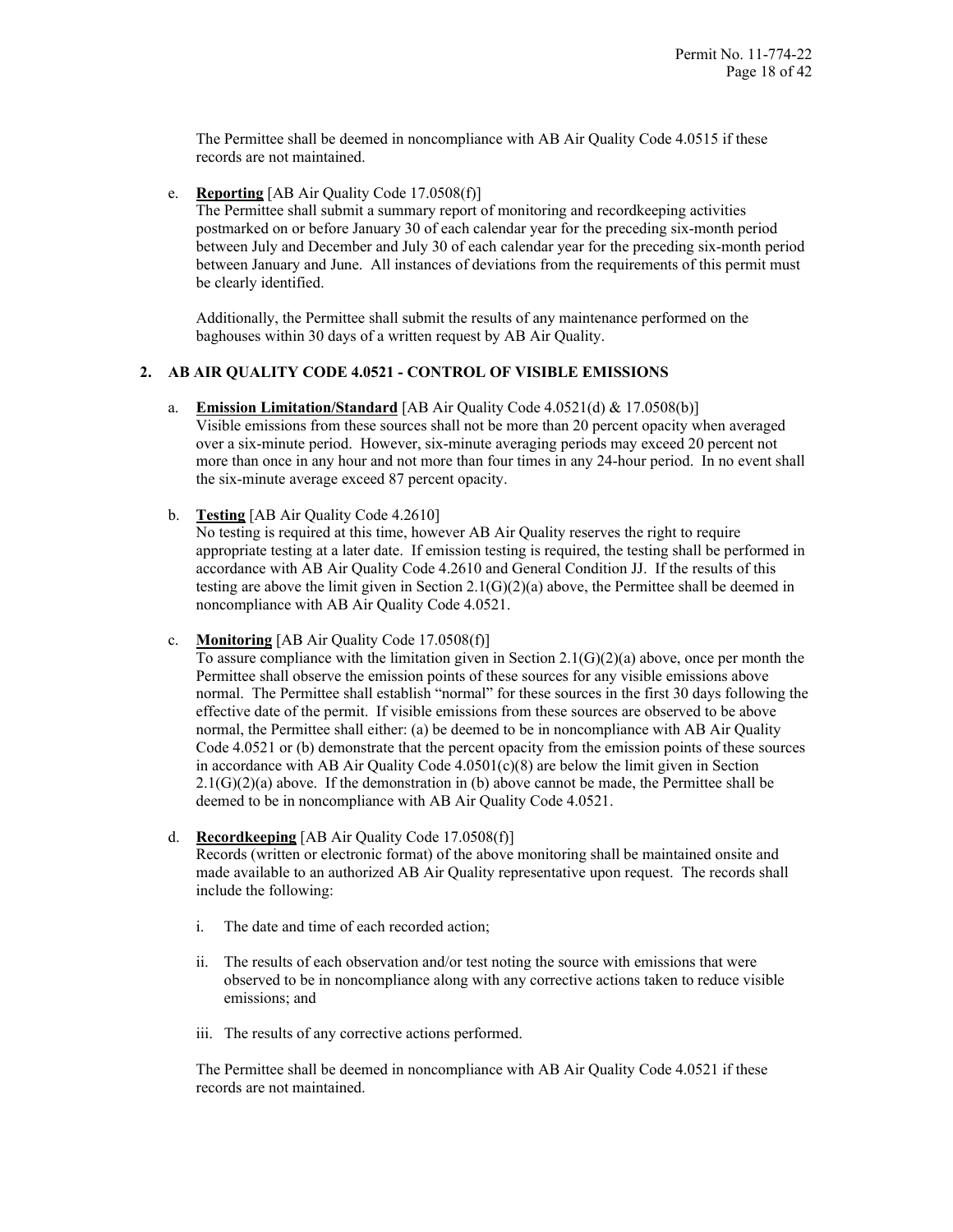The Permittee shall be deemed in noncompliance with AB Air Quality Code 4.0515 if these records are not maintained.

e. **Reporting** [AB Air Quality Code 17.0508(f)]
The Permittee shall submit a summary report of monitoring and recordkeeping activities postmarked on or before January 30 of each calendar year for the preceding six-month period between July and December and July 30 of each calendar year for the preceding six-month period between January and June. All instances of deviations from the requirements of this permit must be clearly identified.

Additionally, the Permittee shall submit the results of any maintenance performed on the baghouses within 30 days of a written request by AB Air Quality.

## 2. AB AIR QUALITY CODE 4.0521 - CONTROL OF VISIBLE EMISSIONS

a. **Emission Limitation/Standard** [AB Air Quality Code 4.0521(d) & 17.0508(b)]
Visible emissions from these sources shall not be more than 20 percent opacity when averaged over a six-minute period. However, six-minute averaging periods may exceed 20 percent not more than once in any hour and not more than four times in any 24-hour period. In no event shall the six-minute average exceed 87 percent opacity.

b. **Testing** [AB Air Quality Code 4.2610]
No testing is required at this time, however AB Air Quality reserves the right to require appropriate testing at a later date. If emission testing is required, the testing shall be performed in accordance with AB Air Quality Code 4.2610 and General Condition JJ. If the results of this testing are above the limit given in Section 2.1(G)(2)(a) above, the Permittee shall be deemed in noncompliance with AB Air Quality Code 4.0521.

c. **Monitoring** [AB Air Quality Code 17.0508(f)]
To assure compliance with the limitation given in Section 2.1(G)(2)(a) above, once per month the Permittee shall observe the emission points of these sources for any visible emissions above normal. The Permittee shall establish "normal" for these sources in the first 30 days following the effective date of the permit. If visible emissions from these sources are observed to be above normal, the Permittee shall either: (a) be deemed to be in noncompliance with AB Air Quality Code 4.0521 or (b) demonstrate that the percent opacity from the emission points of these sources in accordance with AB Air Quality Code 4.0501(c)(8) are below the limit given in Section 2.1(G)(2)(a) above. If the demonstration in (b) above cannot be made, the Permittee shall be deemed to be in noncompliance with AB Air Quality Code 4.0521.

d. **Recordkeeping** [AB Air Quality Code 17.0508(f)]
Records (written or electronic format) of the above monitoring shall be maintained onsite and made available to an authorized AB Air Quality representative upon request. The records shall include the following:

   i. The date and time of each recorded action;

   ii. The results of each observation and/or test noting the source with emissions that were observed to be in noncompliance along with any corrective actions taken to reduce visible emissions; and

   iii. The results of any corrective actions performed.

The Permittee shall be deemed in noncompliance with AB Air Quality Code 4.0521 if these records are not maintained.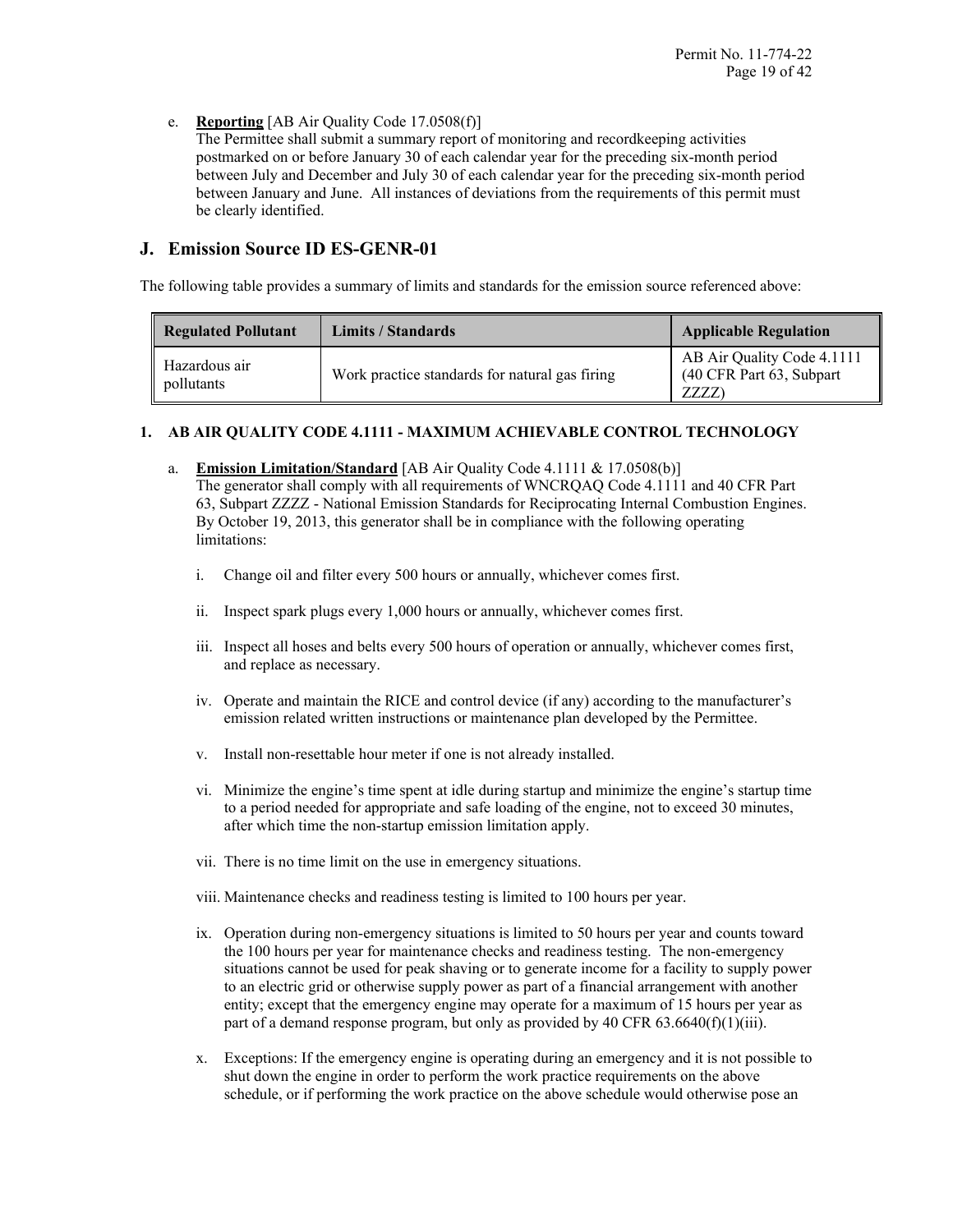e. **Reporting** [AB Air Quality Code 17.0508(f)]
The Permittee shall submit a summary report of monitoring and recordkeeping activities postmarked on or before January 30 of each calendar year for the preceding six-month period between July and December and July 30 of each calendar year for the preceding six-month period between January and June. All instances of deviations from the requirements of this permit must be clearly identified.

## J. Emission Source ID ES-GENR-01

The following table provides a summary of limits and standards for the emission source referenced above:

| Regulated Pollutant | Limits / Standards | Applicable Regulation |
|---|---|---|
| Hazardous air pollutants | Work practice standards for natural gas firing | AB Air Quality Code 4.1111 (40 CFR Part 63, Subpart ZZZZ) |

**1. AB AIR QUALITY CODE 4.1111 - MAXIMUM ACHIEVABLE CONTROL TECHNOLOGY**

a. **Emission Limitation/Standard** [AB Air Quality Code 4.1111 & 17.0508(b)]
The generator shall comply with all requirements of WNCRQAQ Code 4.1111 and 40 CFR Part 63, Subpart ZZZZ - National Emission Standards for Reciprocating Internal Combustion Engines. By October 19, 2013, this generator shall be in compliance with the following operating limitations:

i. Change oil and filter every 500 hours or annually, whichever comes first.

ii. Inspect spark plugs every 1,000 hours or annually, whichever comes first.

iii. Inspect all hoses and belts every 500 hours of operation or annually, whichever comes first, and replace as necessary.

iv. Operate and maintain the RICE and control device (if any) according to the manufacturer's emission related written instructions or maintenance plan developed by the Permittee.

v. Install non-resettable hour meter if one is not already installed.

vi. Minimize the engine's time spent at idle during startup and minimize the engine's startup time to a period needed for appropriate and safe loading of the engine, not to exceed 30 minutes, after which time the non-startup emission limitation apply.

vii. There is no time limit on the use in emergency situations.

viii. Maintenance checks and readiness testing is limited to 100 hours per year.

ix. Operation during non-emergency situations is limited to 50 hours per year and counts toward the 100 hours per year for maintenance checks and readiness testing. The non-emergency situations cannot be used for peak shaving or to generate income for a facility to supply power to an electric grid or otherwise supply power as part of a financial arrangement with another entity; except that the emergency engine may operate for a maximum of 15 hours per year as part of a demand response program, but only as provided by 40 CFR 63.6640(f)(1)(iii).

x. Exceptions: If the emergency engine is operating during an emergency and it is not possible to shut down the engine in order to perform the work practice requirements on the above schedule, or if performing the work practice on the above schedule would otherwise pose an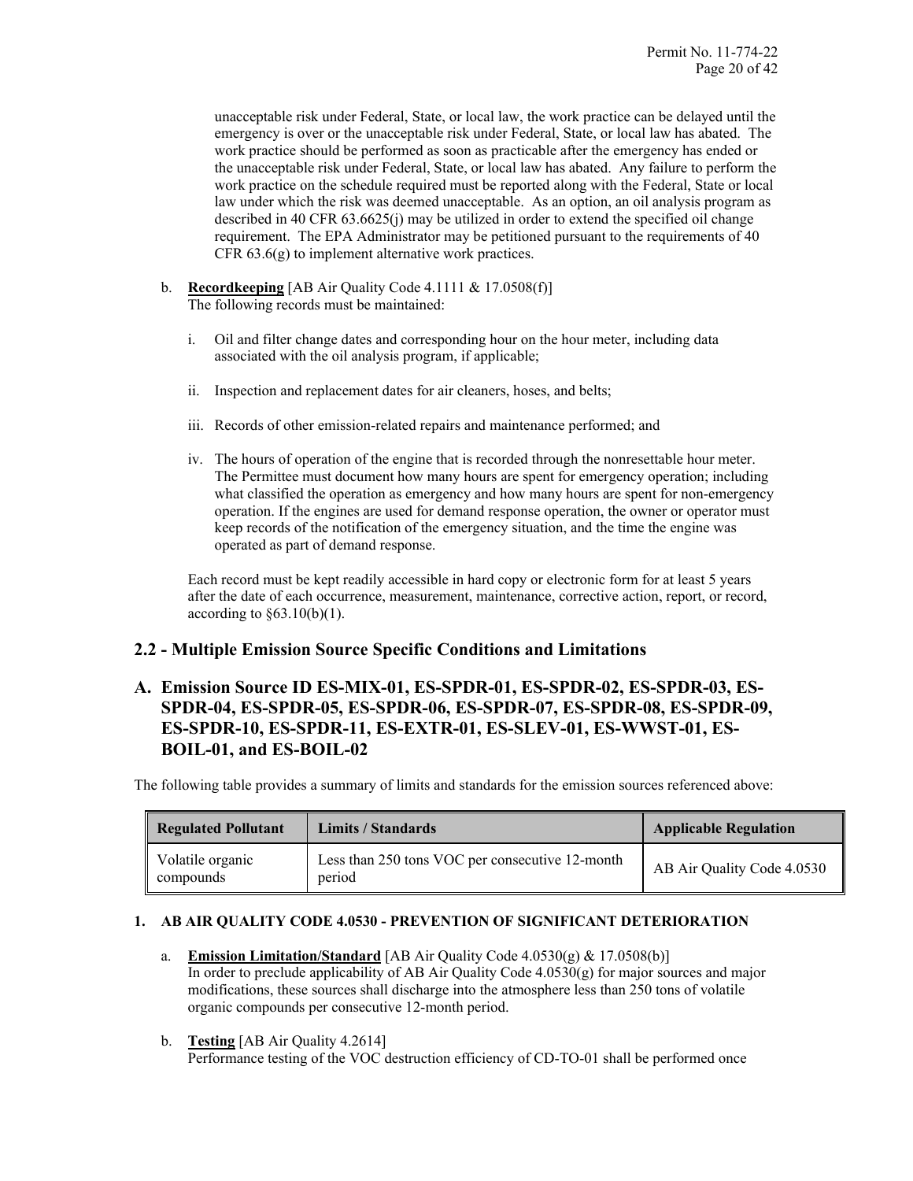unacceptable risk under Federal, State, or local law, the work practice can be delayed until the emergency is over or the unacceptable risk under Federal, State, or local law has abated. The work practice should be performed as soon as practicable after the emergency has ended or the unacceptable risk under Federal, State, or local law has abated. Any failure to perform the work practice on the schedule required must be reported along with the Federal, State or local law under which the risk was deemed unacceptable. As an option, an oil analysis program as described in 40 CFR 63.6625(j) may be utilized in order to extend the specified oil change requirement. The EPA Administrator may be petitioned pursuant to the requirements of 40 CFR 63.6(g) to implement alternative work practices.

b. **Recordkeeping** [AB Air Quality Code 4.1111 & 17.0508(f)]
The following records must be maintained:

   i. Oil and filter change dates and corresponding hour on the hour meter, including data associated with the oil analysis program, if applicable;

   ii. Inspection and replacement dates for air cleaners, hoses, and belts;

   iii. Records of other emission-related repairs and maintenance performed; and

   iv. The hours of operation of the engine that is recorded through the nonresettable hour meter. The Permittee must document how many hours are spent for emergency operation; including what classified the operation as emergency and how many hours are spent for non-emergency operation. If the engines are used for demand response operation, the owner or operator must keep records of the notification of the emergency situation, and the time the engine was operated as part of demand response.

Each record must be kept readily accessible in hard copy or electronic form for at least 5 years after the date of each occurrence, measurement, maintenance, corrective action, report, or record, according to §63.10(b)(1).

## 2.2 - Multiple Emission Source Specific Conditions and Limitations

## A. Emission Source ID ES-MIX-01, ES-SPDR-01, ES-SPDR-02, ES-SPDR-03, ES-SPDR-04, ES-SPDR-05, ES-SPDR-06, ES-SPDR-07, ES-SPDR-08, ES-SPDR-09, ES-SPDR-10, ES-SPDR-11, ES-EXTR-01, ES-SLEV-01, ES-WWST-01, ES-BOIL-01, and ES-BOIL-02

The following table provides a summary of limits and standards for the emission sources referenced above:

| Regulated Pollutant | Limits / Standards | Applicable Regulation |
|---|---|---|
| Volatile organic compounds | Less than 250 tons VOC per consecutive 12-month period | AB Air Quality Code 4.0530 |

**1. AB AIR QUALITY CODE 4.0530 - PREVENTION OF SIGNIFICANT DETERIORATION**

a. **Emission Limitation/Standard** [AB Air Quality Code 4.0530(g) & 17.0508(b)]
In order to preclude applicability of AB Air Quality Code 4.0530(g) for major sources and major modifications, these sources shall discharge into the atmosphere less than 250 tons of volatile organic compounds per consecutive 12-month period.

b. **Testing** [AB Air Quality 4.2614]
Performance testing of the VOC destruction efficiency of CD-TO-01 shall be performed once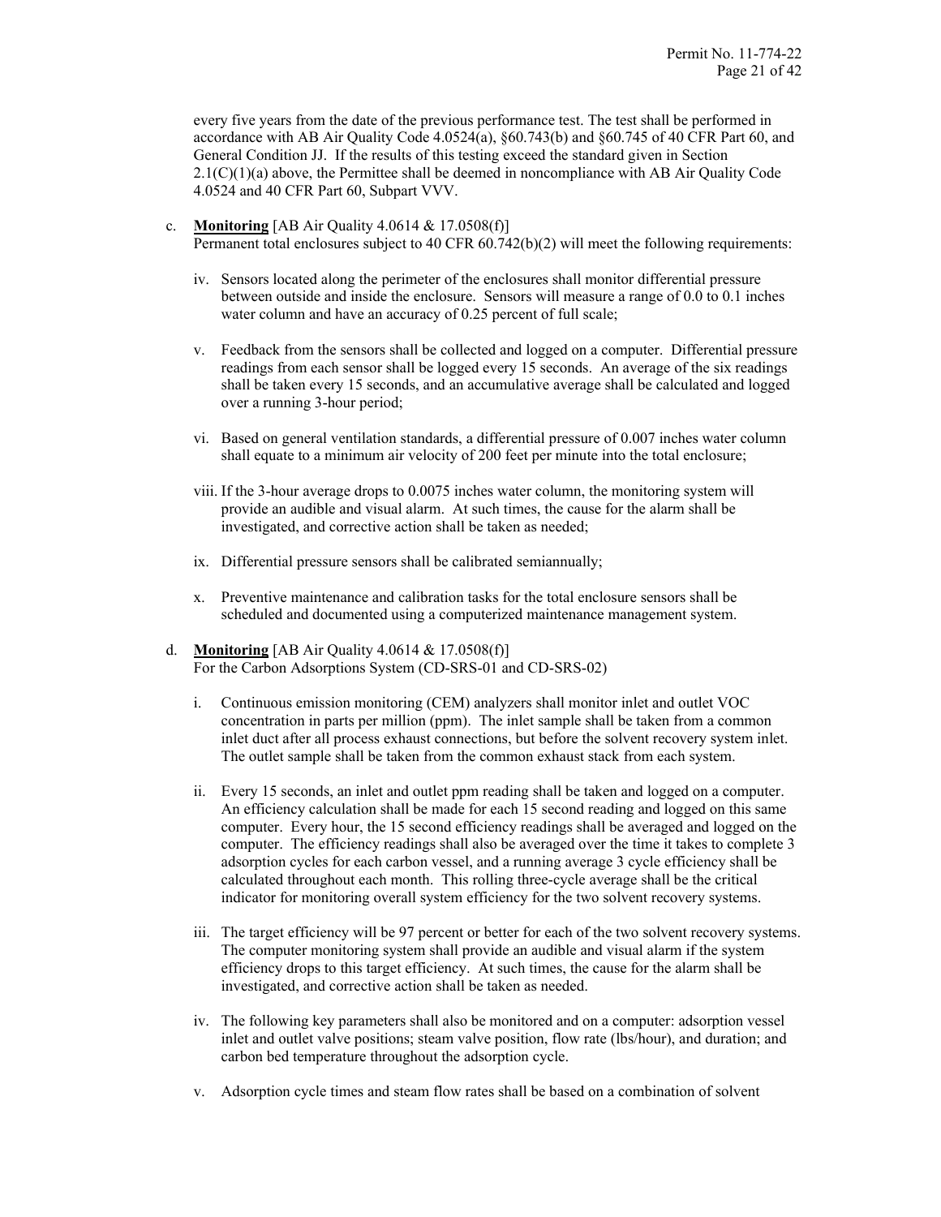every five years from the date of the previous performance test. The test shall be performed in accordance with AB Air Quality Code 4.0524(a), §60.743(b) and §60.745 of 40 CFR Part 60, and General Condition JJ. If the results of this testing exceed the standard given in Section 2.1(C)(1)(a) above, the Permittee shall be deemed in noncompliance with AB Air Quality Code 4.0524 and 40 CFR Part 60, Subpart VVV.

c. **Monitoring** [AB Air Quality 4.0614 & 17.0508(f)]
Permanent total enclosures subject to 40 CFR 60.742(b)(2) will meet the following requirements:

   iv. Sensors located along the perimeter of the enclosures shall monitor differential pressure between outside and inside the enclosure. Sensors will measure a range of 0.0 to 0.1 inches water column and have an accuracy of 0.25 percent of full scale;

   v. Feedback from the sensors shall be collected and logged on a computer. Differential pressure readings from each sensor shall be logged every 15 seconds. An average of the six readings shall be taken every 15 seconds, and an accumulative average shall be calculated and logged over a running 3-hour period;

   vi. Based on general ventilation standards, a differential pressure of 0.007 inches water column shall equate to a minimum air velocity of 200 feet per minute into the total enclosure;

   viii. If the 3-hour average drops to 0.0075 inches water column, the monitoring system will provide an audible and visual alarm. At such times, the cause for the alarm shall be investigated, and corrective action shall be taken as needed;

   ix. Differential pressure sensors shall be calibrated semiannually;

   x. Preventive maintenance and calibration tasks for the total enclosure sensors shall be scheduled and documented using a computerized maintenance management system.

d. **Monitoring** [AB Air Quality 4.0614 & 17.0508(f)]
For the Carbon Adsorptions System (CD-SRS-01 and CD-SRS-02)

   i. Continuous emission monitoring (CEM) analyzers shall monitor inlet and outlet VOC concentration in parts per million (ppm). The inlet sample shall be taken from a common inlet duct after all process exhaust connections, but before the solvent recovery system inlet. The outlet sample shall be taken from the common exhaust stack from each system.

   ii. Every 15 seconds, an inlet and outlet ppm reading shall be taken and logged on a computer. An efficiency calculation shall be made for each 15 second reading and logged on this same computer. Every hour, the 15 second efficiency readings shall be averaged and logged on the computer. The efficiency readings shall also be averaged over the time it takes to complete 3 adsorption cycles for each carbon vessel, and a running average 3 cycle efficiency shall be calculated throughout each month. This rolling three-cycle average shall be the critical indicator for monitoring overall system efficiency for the two solvent recovery systems.

   iii. The target efficiency will be 97 percent or better for each of the two solvent recovery systems. The computer monitoring system shall provide an audible and visual alarm if the system efficiency drops to this target efficiency. At such times, the cause for the alarm shall be investigated, and corrective action shall be taken as needed.

   iv. The following key parameters shall also be monitored and on a computer: adsorption vessel inlet and outlet valve positions; steam valve position, flow rate (lbs/hour), and duration; and carbon bed temperature throughout the adsorption cycle.

   v. Adsorption cycle times and steam flow rates shall be based on a combination of solvent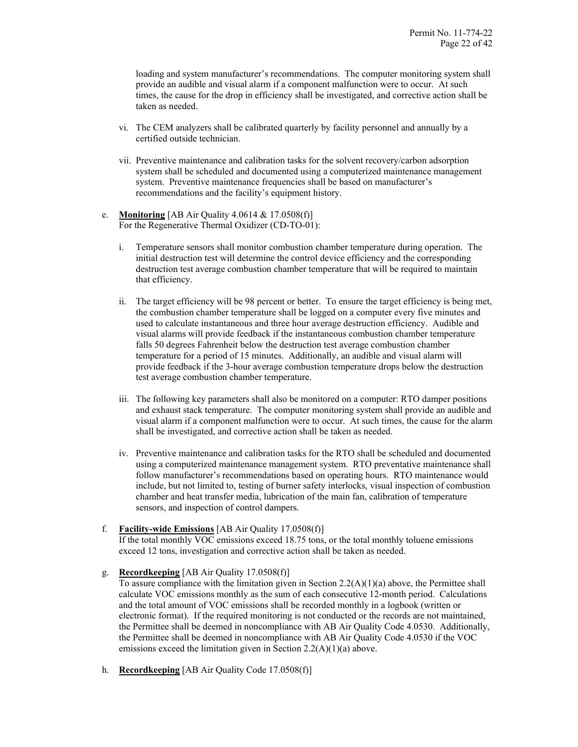loading and system manufacturer's recommendations. The computer monitoring system shall provide an audible and visual alarm if a component malfunction were to occur. At such times, the cause for the drop in efficiency shall be investigated, and corrective action shall be taken as needed.

vi. The CEM analyzers shall be calibrated quarterly by facility personnel and annually by a certified outside technician.

vii. Preventive maintenance and calibration tasks for the solvent recovery/carbon adsorption system shall be scheduled and documented using a computerized maintenance management system. Preventive maintenance frequencies shall be based on manufacturer's recommendations and the facility's equipment history.

e. **Monitoring** [AB Air Quality 4.0614 & 17.0508(f)]
For the Regenerative Thermal Oxidizer (CD-TO-01):

i. Temperature sensors shall monitor combustion chamber temperature during operation. The initial destruction test will determine the control device efficiency and the corresponding destruction test average combustion chamber temperature that will be required to maintain that efficiency.

ii. The target efficiency will be 98 percent or better. To ensure the target efficiency is being met, the combustion chamber temperature shall be logged on a computer every five minutes and used to calculate instantaneous and three hour average destruction efficiency. Audible and visual alarms will provide feedback if the instantaneous combustion chamber temperature falls 50 degrees Fahrenheit below the destruction test average combustion chamber temperature for a period of 15 minutes. Additionally, an audible and visual alarm will provide feedback if the 3-hour average combustion temperature drops below the destruction test average combustion chamber temperature.

iii. The following key parameters shall also be monitored on a computer: RTO damper positions and exhaust stack temperature. The computer monitoring system shall provide an audible and visual alarm if a component malfunction were to occur. At such times, the cause for the alarm shall be investigated, and corrective action shall be taken as needed.

iv. Preventive maintenance and calibration tasks for the RTO shall be scheduled and documented using a computerized maintenance management system. RTO preventative maintenance shall follow manufacturer's recommendations based on operating hours. RTO maintenance would include, but not limited to, testing of burner safety interlocks, visual inspection of combustion chamber and heat transfer media, lubrication of the main fan, calibration of temperature sensors, and inspection of control dampers.

f. **Facility-wide Emissions** [AB Air Quality 17.0508(f)]
If the total monthly VOC emissions exceed 18.75 tons, or the total monthly toluene emissions exceed 12 tons, investigation and corrective action shall be taken as needed.

g. **Recordkeeping** [AB Air Quality 17.0508(f)]
To assure compliance with the limitation given in Section 2.2(A)(1)(a) above, the Permittee shall calculate VOC emissions monthly as the sum of each consecutive 12-month period. Calculations and the total amount of VOC emissions shall be recorded monthly in a logbook (written or electronic format). If the required monitoring is not conducted or the records are not maintained, the Permittee shall be deemed in noncompliance with AB Air Quality Code 4.0530. Additionally, the Permittee shall be deemed in noncompliance with AB Air Quality Code 4.0530 if the VOC emissions exceed the limitation given in Section 2.2(A)(1)(a) above.

h. **Recordkeeping** [AB Air Quality Code 17.0508(f)]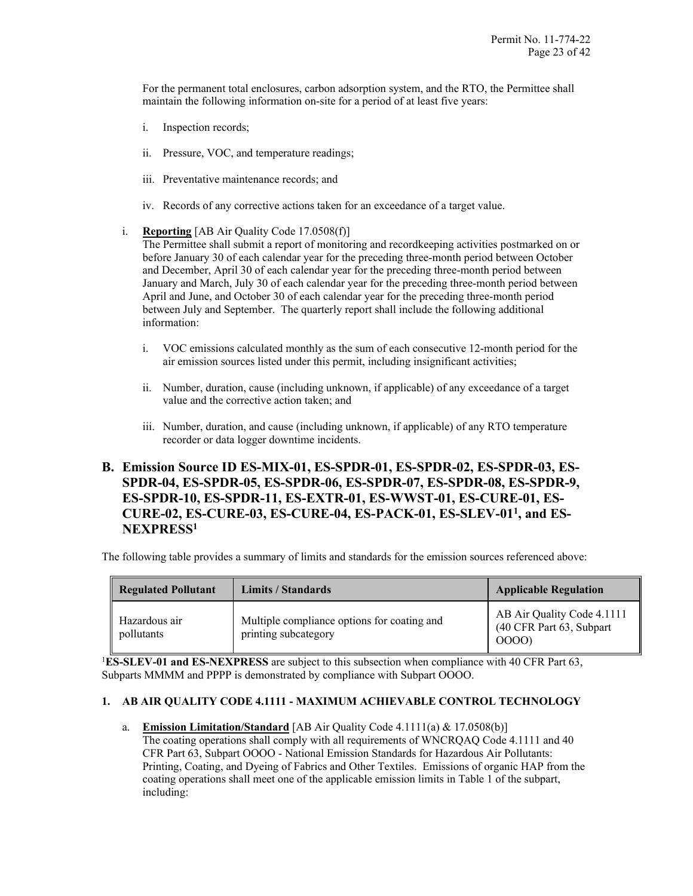For the permanent total enclosures, carbon adsorption system, and the RTO, the Permittee shall maintain the following information on-site for a period of at least five years:

i. Inspection records;

ii. Pressure, VOC, and temperature readings;

iii. Preventative maintenance records; and

iv. Records of any corrective actions taken for an exceedance of a target value.

i. **Reporting** [AB Air Quality Code 17.0508(f)]
The Permittee shall submit a report of monitoring and recordkeeping activities postmarked on or before January 30 of each calendar year for the preceding three-month period between October and December, April 30 of each calendar year for the preceding three-month period between January and March, July 30 of each calendar year for the preceding three-month period between April and June, and October 30 of each calendar year for the preceding three-month period between July and September. The quarterly report shall include the following additional information:

i. VOC emissions calculated monthly as the sum of each consecutive 12-month period for the air emission sources listed under this permit, including insignificant activities;

ii. Number, duration, cause (including unknown, if applicable) of any exceedance of a target value and the corrective action taken; and

iii. Number, duration, and cause (including unknown, if applicable) of any RTO temperature recorder or data logger downtime incidents.

## B. Emission Source ID ES-MIX-01, ES-SPDR-01, ES-SPDR-02, ES-SPDR-03, ES-SPDR-04, ES-SPDR-05, ES-SPDR-06, ES-SPDR-07, ES-SPDR-08, ES-SPDR-9, ES-SPDR-10, ES-SPDR-11, ES-EXTR-01, ES-WWST-01, ES-CURE-01, ES-CURE-02, ES-CURE-03, ES-CURE-04, ES-PACK-01, ES-SLEV-01[1], and ES-NEXPRESS[1]

The following table provides a summary of limits and standards for the emission sources referenced above:

| Regulated Pollutant | Limits / Standards | Applicable Regulation |
|---|---|---|
| Hazardous air pollutants | Multiple compliance options for coating and printing subcategory | AB Air Quality Code 4.1111 (40 CFR Part 63, Subpart OOOO) |

[1]**ES-SLEV-01 and ES-NEXPRESS** are subject to this subsection when compliance with 40 CFR Part 63, Subparts MMMM and PPPP is demonstrated by compliance with Subpart OOOO.

### 1. AB AIR QUALITY CODE 4.1111 - MAXIMUM ACHIEVABLE CONTROL TECHNOLOGY

a. **Emission Limitation/Standard** [AB Air Quality Code 4.1111(a) & 17.0508(b)]
The coating operations shall comply with all requirements of WNCRQAQ Code 4.1111 and 40 CFR Part 63, Subpart OOOO - National Emission Standards for Hazardous Air Pollutants: Printing, Coating, and Dyeing of Fabrics and Other Textiles. Emissions of organic HAP from the coating operations shall meet one of the applicable emission limits in Table 1 of the subpart, including: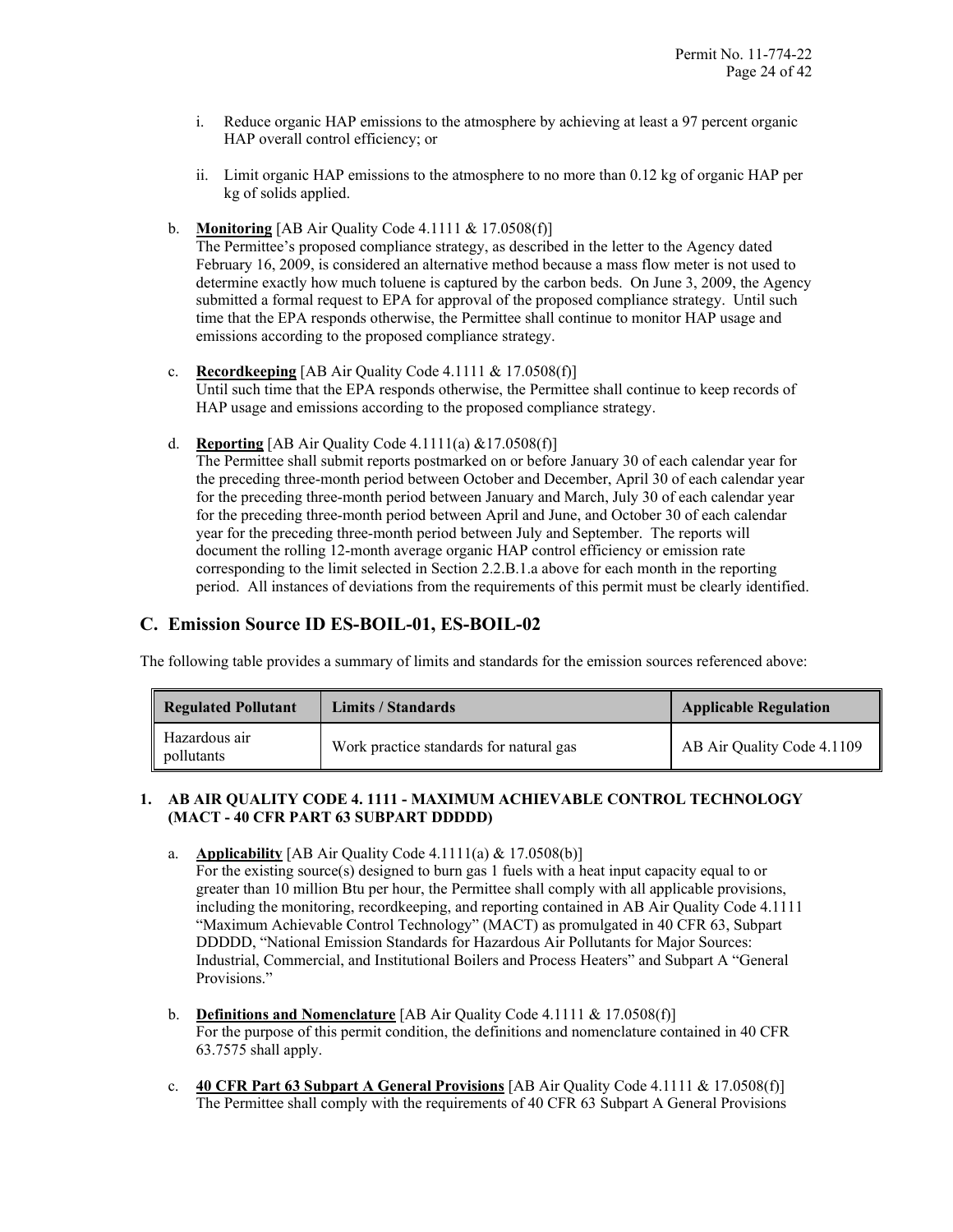i. Reduce organic HAP emissions to the atmosphere by achieving at least a 97 percent organic HAP overall control efficiency; or

ii. Limit organic HAP emissions to the atmosphere to no more than 0.12 kg of organic HAP per kg of solids applied.

b. **Monitoring** [AB Air Quality Code 4.1111 & 17.0508(f)]
The Permittee's proposed compliance strategy, as described in the letter to the Agency dated February 16, 2009, is considered an alternative method because a mass flow meter is not used to determine exactly how much toluene is captured by the carbon beds. On June 3, 2009, the Agency submitted a formal request to EPA for approval of the proposed compliance strategy. Until such time that the EPA responds otherwise, the Permittee shall continue to monitor HAP usage and emissions according to the proposed compliance strategy.

c. **Recordkeeping** [AB Air Quality Code 4.1111 & 17.0508(f)]
Until such time that the EPA responds otherwise, the Permittee shall continue to keep records of HAP usage and emissions according to the proposed compliance strategy.

d. **Reporting** [AB Air Quality Code 4.1111(a) &17.0508(f)]
The Permittee shall submit reports postmarked on or before January 30 of each calendar year for the preceding three-month period between October and December, April 30 of each calendar year for the preceding three-month period between January and March, July 30 of each calendar year for the preceding three-month period between April and June, and October 30 of each calendar year for the preceding three-month period between July and September. The reports will document the rolling 12-month average organic HAP control efficiency or emission rate corresponding to the limit selected in Section 2.2.B.1.a above for each month in the reporting period. All instances of deviations from the requirements of this permit must be clearly identified.

## C. Emission Source ID ES-BOIL-01, ES-BOIL-02

The following table provides a summary of limits and standards for the emission sources referenced above:

| Regulated Pollutant | Limits / Standards | Applicable Regulation |
|---|---|---|
| Hazardous air pollutants | Work practice standards for natural gas | AB Air Quality Code 4.1109 |

### 1. AB AIR QUALITY CODE 4. 1111 - MAXIMUM ACHIEVABLE CONTROL TECHNOLOGY (MACT - 40 CFR PART 63 SUBPART DDDDD)

a. **Applicability** [AB Air Quality Code 4.1111(a) & 17.0508(b)]
For the existing source(s) designed to burn gas 1 fuels with a heat input capacity equal to or greater than 10 million Btu per hour, the Permittee shall comply with all applicable provisions, including the monitoring, recordkeeping, and reporting contained in AB Air Quality Code 4.1111 "Maximum Achievable Control Technology" (MACT) as promulgated in 40 CFR 63, Subpart DDDDD, "National Emission Standards for Hazardous Air Pollutants for Major Sources: Industrial, Commercial, and Institutional Boilers and Process Heaters" and Subpart A "General Provisions."

b. **Definitions and Nomenclature** [AB Air Quality Code 4.1111 & 17.0508(f)]
For the purpose of this permit condition, the definitions and nomenclature contained in 40 CFR 63.7575 shall apply.

c. **40 CFR Part 63 Subpart A General Provisions** [AB Air Quality Code 4.1111 & 17.0508(f)]
The Permittee shall comply with the requirements of 40 CFR 63 Subpart A General Provisions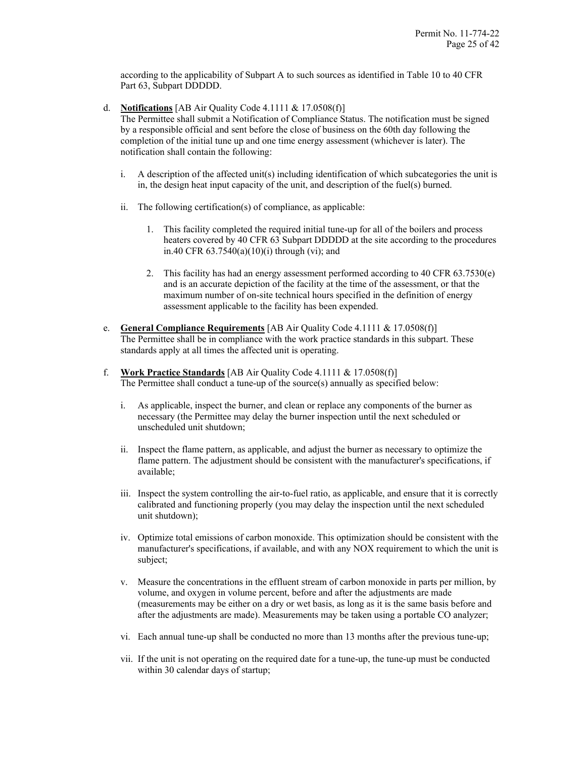according to the applicability of Subpart A to such sources as identified in Table 10 to 40 CFR Part 63, Subpart DDDDD.

d. **Notifications** [AB Air Quality Code 4.1111 & 17.0508(f)]
The Permittee shall submit a Notification of Compliance Status. The notification must be signed by a responsible official and sent before the close of business on the 60th day following the completion of the initial tune up and one time energy assessment (whichever is later). The notification shall contain the following:

   i. A description of the affected unit(s) including identification of which subcategories the unit is in, the design heat input capacity of the unit, and description of the fuel(s) burned.

   ii. The following certification(s) of compliance, as applicable:

      1. This facility completed the required initial tune-up for all of the boilers and process heaters covered by 40 CFR 63 Subpart DDDDD at the site according to the procedures in.40 CFR 63.7540(a)(10)(i) through (vi); and

      2. This facility has had an energy assessment performed according to 40 CFR 63.7530(e) and is an accurate depiction of the facility at the time of the assessment, or that the maximum number of on-site technical hours specified in the definition of energy assessment applicable to the facility has been expended.

e. **General Compliance Requirements** [AB Air Quality Code 4.1111 & 17.0508(f)]
The Permittee shall be in compliance with the work practice standards in this subpart. These standards apply at all times the affected unit is operating.

f. **Work Practice Standards** [AB Air Quality Code 4.1111 & 17.0508(f)]
The Permittee shall conduct a tune-up of the source(s) annually as specified below:

   i. As applicable, inspect the burner, and clean or replace any components of the burner as necessary (the Permittee may delay the burner inspection until the next scheduled or unscheduled unit shutdown;

   ii. Inspect the flame pattern, as applicable, and adjust the burner as necessary to optimize the flame pattern. The adjustment should be consistent with the manufacturer's specifications, if available;

   iii. Inspect the system controlling the air-to-fuel ratio, as applicable, and ensure that it is correctly calibrated and functioning properly (you may delay the inspection until the next scheduled unit shutdown);

   iv. Optimize total emissions of carbon monoxide. This optimization should be consistent with the manufacturer's specifications, if available, and with any NOX requirement to which the unit is subject;

   v. Measure the concentrations in the effluent stream of carbon monoxide in parts per million, by volume, and oxygen in volume percent, before and after the adjustments are made (measurements may be either on a dry or wet basis, as long as it is the same basis before and after the adjustments are made). Measurements may be taken using a portable CO analyzer;

   vi. Each annual tune-up shall be conducted no more than 13 months after the previous tune-up;

   vii. If the unit is not operating on the required date for a tune-up, the tune-up must be conducted within 30 calendar days of startup;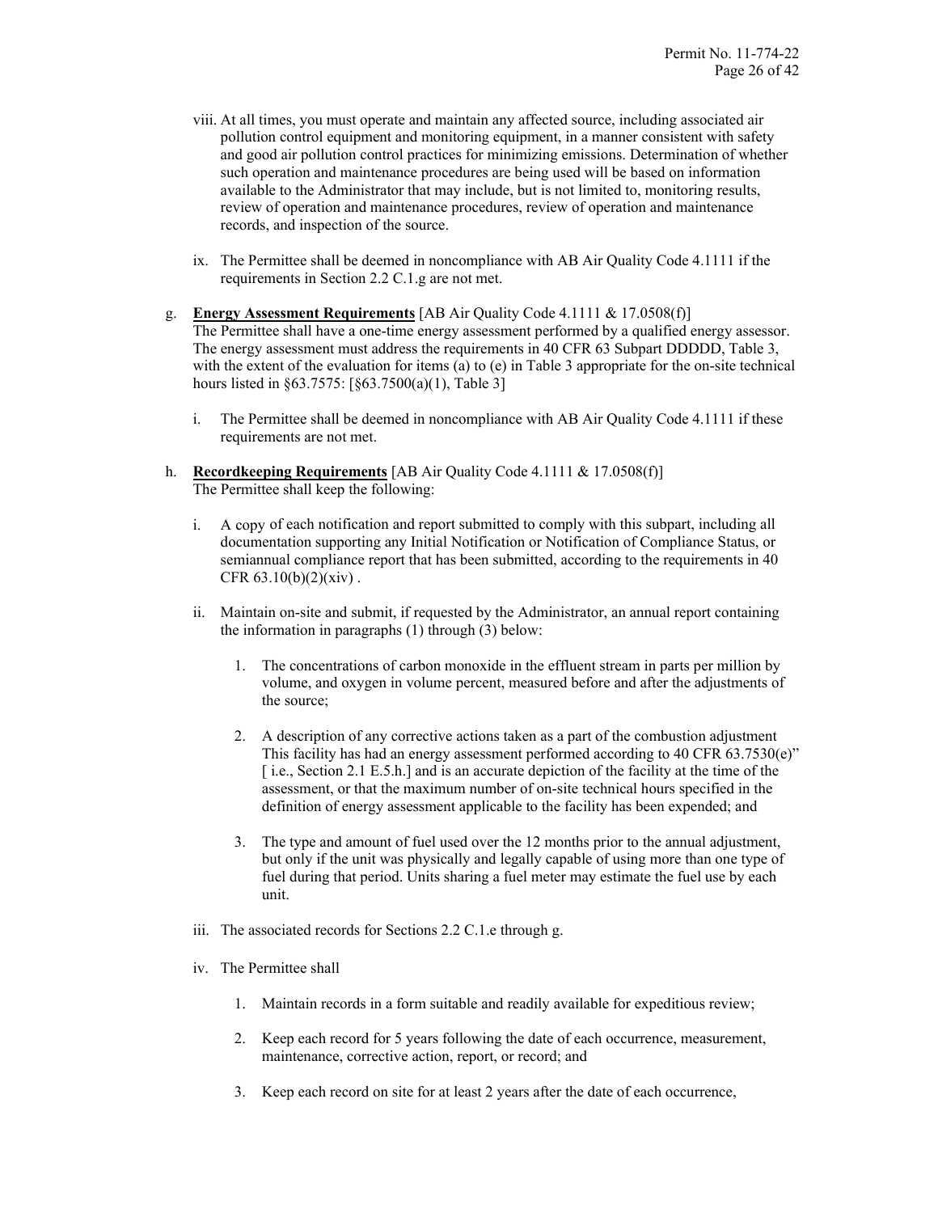viii. At all times, you must operate and maintain any affected source, including associated air pollution control equipment and monitoring equipment, in a manner consistent with safety and good air pollution control practices for minimizing emissions. Determination of whether such operation and maintenance procedures are being used will be based on information available to the Administrator that may include, but is not limited to, monitoring results, review of operation and maintenance procedures, review of operation and maintenance records, and inspection of the source.

ix. The Permittee shall be deemed in noncompliance with AB Air Quality Code 4.1111 if the requirements in Section 2.2 C.1.g are not met.

g. **Energy Assessment Requirements** [AB Air Quality Code 4.1111 & 17.0508(f)]
The Permittee shall have a one-time energy assessment performed by a qualified energy assessor. The energy assessment must address the requirements in 40 CFR 63 Subpart DDDDD, Table 3, with the extent of the evaluation for items (a) to (e) in Table 3 appropriate for the on-site technical hours listed in §63.7575: [§63.7500(a)(1), Table 3]

   i. The Permittee shall be deemed in noncompliance with AB Air Quality Code 4.1111 if these requirements are not met.

h. **Recordkeeping Requirements** [AB Air Quality Code 4.1111 & 17.0508(f)]
The Permittee shall keep the following:

   i. A copy of each notification and report submitted to comply with this subpart, including all documentation supporting any Initial Notification or Notification of Compliance Status, or semiannual compliance report that has been submitted, according to the requirements in 40 CFR 63.10(b)(2)(xiv) .

   ii. Maintain on-site and submit, if requested by the Administrator, an annual report containing the information in paragraphs (1) through (3) below:

      1. The concentrations of carbon monoxide in the effluent stream in parts per million by volume, and oxygen in volume percent, measured before and after the adjustments of the source;

      2. A description of any corrective actions taken as a part of the combustion adjustment This facility has had an energy assessment performed according to 40 CFR 63.7530(e)" [ i.e., Section 2.1 E.5.h.] and is an accurate depiction of the facility at the time of the assessment, or that the maximum number of on-site technical hours specified in the definition of energy assessment applicable to the facility has been expended; and

      3. The type and amount of fuel used over the 12 months prior to the annual adjustment, but only if the unit was physically and legally capable of using more than one type of fuel during that period. Units sharing a fuel meter may estimate the fuel use by each unit.

   iii. The associated records for Sections 2.2 C.1.e through g.

   iv. The Permittee shall

      1. Maintain records in a form suitable and readily available for expeditious review;

      2. Keep each record for 5 years following the date of each occurrence, measurement, maintenance, corrective action, report, or record; and

      3. Keep each record on site for at least 2 years after the date of each occurrence,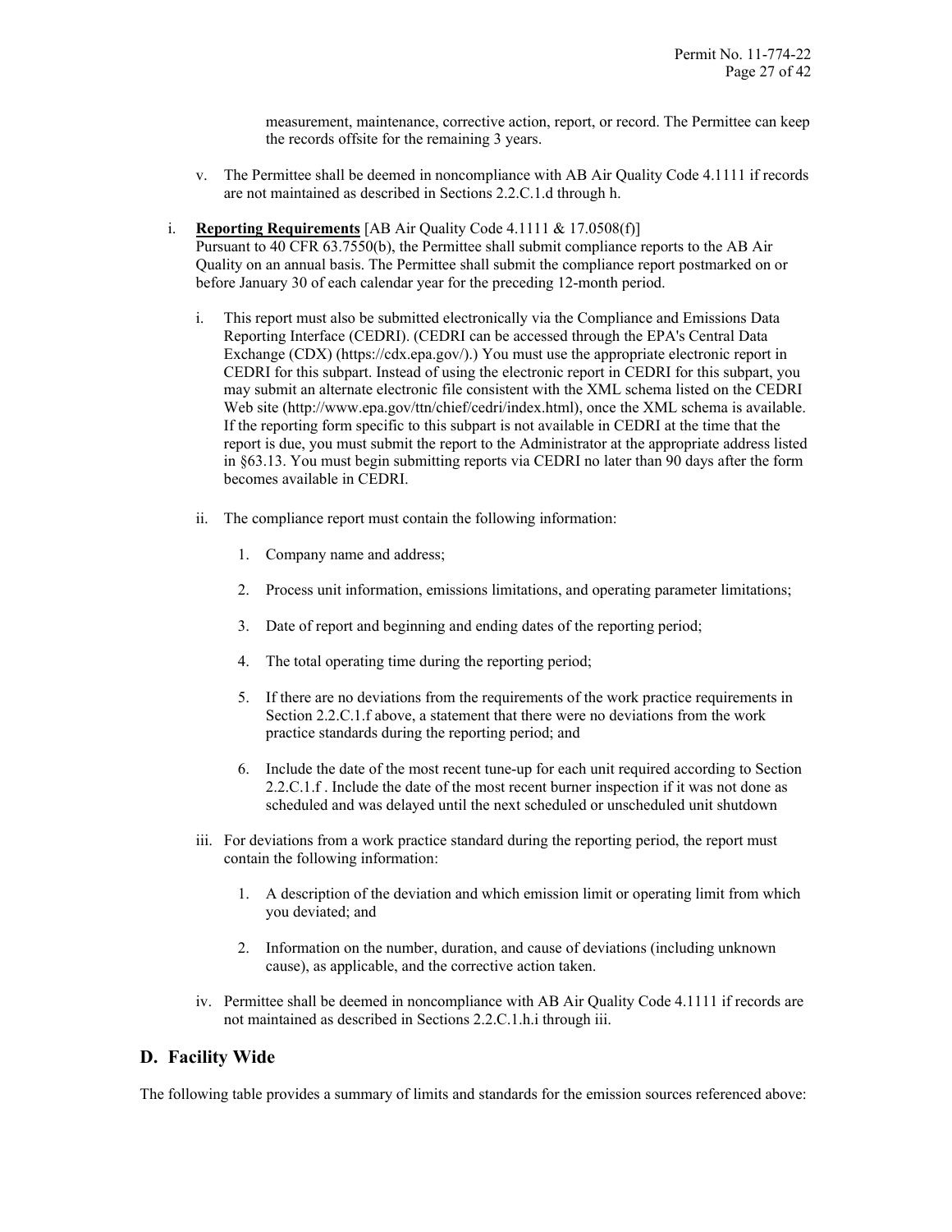measurement, maintenance, corrective action, report, or record. The Permittee can keep the records offsite for the remaining 3 years.

v. The Permittee shall be deemed in noncompliance with AB Air Quality Code 4.1111 if records are not maintained as described in Sections 2.2.C.1.d through h.

i. **Reporting Requirements** [AB Air Quality Code 4.1111 & 17.0508(f)]
Pursuant to 40 CFR 63.7550(b), the Permittee shall submit compliance reports to the AB Air Quality on an annual basis. The Permittee shall submit the compliance report postmarked on or before January 30 of each calendar year for the preceding 12-month period.

   i. This report must also be submitted electronically via the Compliance and Emissions Data Reporting Interface (CEDRI). (CEDRI can be accessed through the EPA's Central Data Exchange (CDX) (https://cdx.epa.gov/).) You must use the appropriate electronic report in CEDRI for this subpart. Instead of using the electronic report in CEDRI for this subpart, you may submit an alternate electronic file consistent with the XML schema listed on the CEDRI Web site (http://www.epa.gov/ttn/chief/cedri/index.html), once the XML schema is available. If the reporting form specific to this subpart is not available in CEDRI at the time that the report is due, you must submit the report to the Administrator at the appropriate address listed in §63.13. You must begin submitting reports via CEDRI no later than 90 days after the form becomes available in CEDRI.

   ii. The compliance report must contain the following information:

      1. Company name and address;

      2. Process unit information, emissions limitations, and operating parameter limitations;

      3. Date of report and beginning and ending dates of the reporting period;

      4. The total operating time during the reporting period;

      5. If there are no deviations from the requirements of the work practice requirements in Section 2.2.C.1.f above, a statement that there were no deviations from the work practice standards during the reporting period; and

      6. Include the date of the most recent tune-up for each unit required according to Section 2.2.C.1.f . Include the date of the most recent burner inspection if it was not done as scheduled and was delayed until the next scheduled or unscheduled unit shutdown

   iii. For deviations from a work practice standard during the reporting period, the report must contain the following information:

      1. A description of the deviation and which emission limit or operating limit from which you deviated; and

      2. Information on the number, duration, and cause of deviations (including unknown cause), as applicable, and the corrective action taken.

   iv. Permittee shall be deemed in noncompliance with AB Air Quality Code 4.1111 if records are not maintained as described in Sections 2.2.C.1.h.i through iii.

## D. Facility Wide

The following table provides a summary of limits and standards for the emission sources referenced above: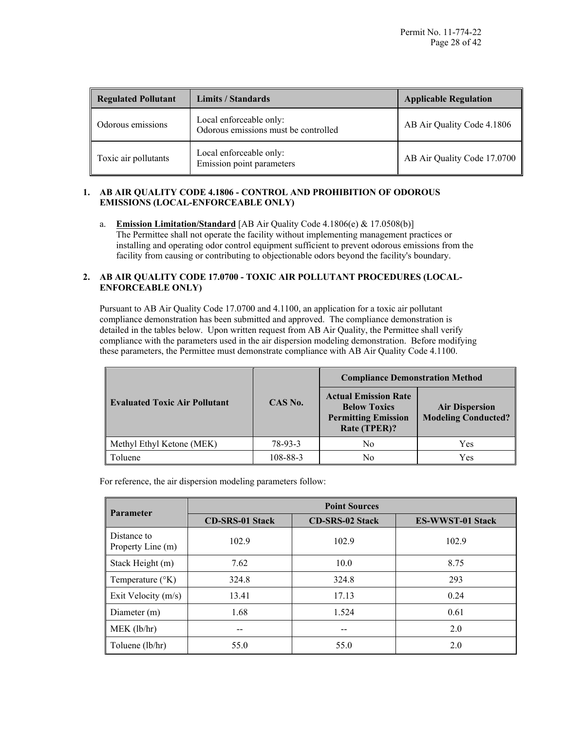| Regulated Pollutant | Limits / Standards | Applicable Regulation |
|---|---|---|
| Odorous emissions | Local enforceable only: Odorous emissions must be controlled | AB Air Quality Code 4.1806 |
| Toxic air pollutants | Local enforceable only: Emission point parameters | AB Air Quality Code 17.0700 |

**1. AB AIR QUALITY CODE 4.1806 - CONTROL AND PROHIBITION OF ODOROUS EMISSIONS (LOCAL-ENFORCEABLE ONLY)**

a. **Emission Limitation/Standard** [AB Air Quality Code 4.1806(e) & 17.0508(b)]
The Permittee shall not operate the facility without implementing management practices or installing and operating odor control equipment sufficient to prevent odorous emissions from the facility from causing or contributing to objectionable odors beyond the facility's boundary.

**2. AB AIR QUALITY CODE 17.0700 - TOXIC AIR POLLUTANT PROCEDURES (LOCAL-ENFORCEABLE ONLY)**

Pursuant to AB Air Quality Code 17.0700 and 4.1100, an application for a toxic air pollutant compliance demonstration has been submitted and approved. The compliance demonstration is detailed in the tables below. Upon written request from AB Air Quality, the Permittee shall verify compliance with the parameters used in the air dispersion modeling demonstration. Before modifying these parameters, the Permittee must demonstrate compliance with AB Air Quality Code 4.1100.

| Evaluated Toxic Air Pollutant | CAS No. | Compliance Demonstration Method | |
|---|---|---|---|
| | | Actual Emission Rate Below Toxics Permitting Emission Rate (TPER)? | Air Dispersion Modeling Conducted? |
| Methyl Ethyl Ketone (MEK) | 78-93-3 | No | Yes |
| Toluene | 108-88-3 | No | Yes |

For reference, the air dispersion modeling parameters follow:

| Parameter | Point Sources | | |
|---|---|---|---|
| | CD-SRS-01 Stack | CD-SRS-02 Stack | ES-WWST-01 Stack |
| Distance to Property Line (m) | 102.9 | 102.9 | 102.9 |
| Stack Height (m) | 7.62 | 10.0 | 8.75 |
| Temperature (°K) | 324.8 | 324.8 | 293 |
| Exit Velocity (m/s) | 13.41 | 17.13 | 0.24 |
| Diameter (m) | 1.68 | 1.524 | 0.61 |
| MEK (lb/hr) | -- | -- | 2.0 |
| Toluene (lb/hr) | 55.0 | 55.0 | 2.0 |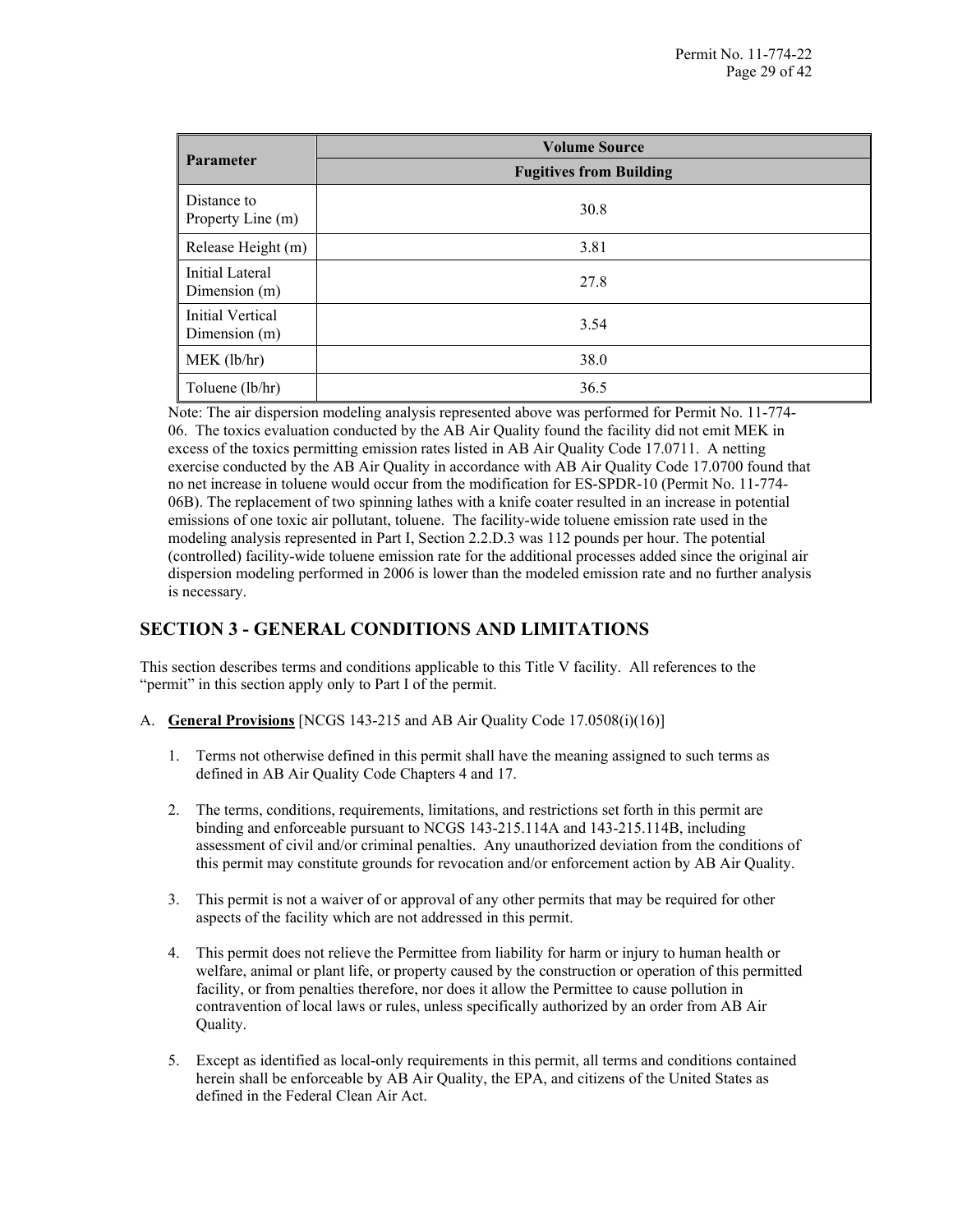| Parameter | Volume Source |
|---|---|
| | Fugitives from Building |
| Distance to Property Line (m) | 30.8 |
| Release Height (m) | 3.81 |
| Initial Lateral Dimension (m) | 27.8 |
| Initial Vertical Dimension (m) | 3.54 |
| MEK (lb/hr) | 38.0 |
| Toluene (lb/hr) | 36.5 |

Note: The air dispersion modeling analysis represented above was performed for Permit No. 11-774-06. The toxics evaluation conducted by the AB Air Quality found the facility did not emit MEK in excess of the toxics permitting emission rates listed in AB Air Quality Code 17.0711. A netting exercise conducted by the AB Air Quality in accordance with AB Air Quality Code 17.0700 found that no net increase in toluene would occur from the modification for ES-SPDR-10 (Permit No. 11-774-06B). The replacement of two spinning lathes with a knife coater resulted in an increase in potential emissions of one toxic air pollutant, toluene. The facility-wide toluene emission rate used in the modeling analysis represented in Part I, Section 2.2.D.3 was 112 pounds per hour. The potential (controlled) facility-wide toluene emission rate for the additional processes added since the original air dispersion modeling performed in 2006 is lower than the modeled emission rate and no further analysis is necessary.

## SECTION 3 - GENERAL CONDITIONS AND LIMITATIONS

This section describes terms and conditions applicable to this Title V facility. All references to the "permit" in this section apply only to Part I of the permit.

A. **General Provisions** [NCGS 143-215 and AB Air Quality Code 17.0508(i)(16)]

1. Terms not otherwise defined in this permit shall have the meaning assigned to such terms as defined in AB Air Quality Code Chapters 4 and 17.

2. The terms, conditions, requirements, limitations, and restrictions set forth in this permit are binding and enforceable pursuant to NCGS 143-215.114A and 143-215.114B, including assessment of civil and/or criminal penalties. Any unauthorized deviation from the conditions of this permit may constitute grounds for revocation and/or enforcement action by AB Air Quality.

3. This permit is not a waiver of or approval of any other permits that may be required for other aspects of the facility which are not addressed in this permit.

4. This permit does not relieve the Permittee from liability for harm or injury to human health or welfare, animal or plant life, or property caused by the construction or operation of this permitted facility, or from penalties therefore, nor does it allow the Permittee to cause pollution in contravention of local laws or rules, unless specifically authorized by an order from AB Air Quality.

5. Except as identified as local-only requirements in this permit, all terms and conditions contained herein shall be enforceable by AB Air Quality, the EPA, and citizens of the United States as defined in the Federal Clean Air Act.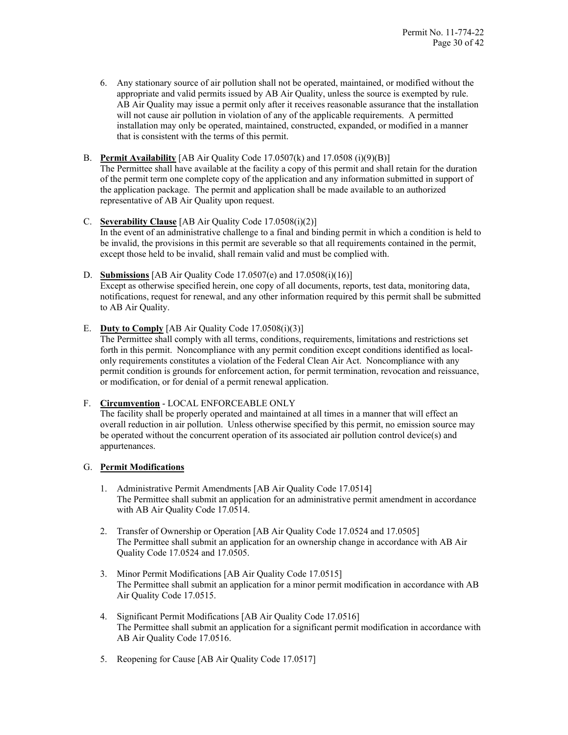6. Any stationary source of air pollution shall not be operated, maintained, or modified without the appropriate and valid permits issued by AB Air Quality, unless the source is exempted by rule. AB Air Quality may issue a permit only after it receives reasonable assurance that the installation will not cause air pollution in violation of any of the applicable requirements. A permitted installation may only be operated, maintained, constructed, expanded, or modified in a manner that is consistent with the terms of this permit.

B. **Permit Availability** [AB Air Quality Code 17.0507(k) and 17.0508 (i)(9)(B)]
The Permittee shall have available at the facility a copy of this permit and shall retain for the duration of the permit term one complete copy of the application and any information submitted in support of the application package. The permit and application shall be made available to an authorized representative of AB Air Quality upon request.

C. **Severability Clause** [AB Air Quality Code 17.0508(i)(2)]
In the event of an administrative challenge to a final and binding permit in which a condition is held to be invalid, the provisions in this permit are severable so that all requirements contained in the permit, except those held to be invalid, shall remain valid and must be complied with.

D. **Submissions** [AB Air Quality Code 17.0507(e) and 17.0508(i)(16)]
Except as otherwise specified herein, one copy of all documents, reports, test data, monitoring data, notifications, request for renewal, and any other information required by this permit shall be submitted to AB Air Quality.

E. **Duty to Comply** [AB Air Quality Code 17.0508(i)(3)]
The Permittee shall comply with all terms, conditions, requirements, limitations and restrictions set forth in this permit. Noncompliance with any permit condition except conditions identified as local-only requirements constitutes a violation of the Federal Clean Air Act. Noncompliance with any permit condition is grounds for enforcement action, for permit termination, revocation and reissuance, or modification, or for denial of a permit renewal application.

F. **Circumvention** - LOCAL ENFORCEABLE ONLY
The facility shall be properly operated and maintained at all times in a manner that will effect an overall reduction in air pollution. Unless otherwise specified by this permit, no emission source may be operated without the concurrent operation of its associated air pollution control device(s) and appurtenances.

G. **Permit Modifications**

1. Administrative Permit Amendments [AB Air Quality Code 17.0514]
The Permittee shall submit an application for an administrative permit amendment in accordance with AB Air Quality Code 17.0514.

2. Transfer of Ownership or Operation [AB Air Quality Code 17.0524 and 17.0505]
The Permittee shall submit an application for an ownership change in accordance with AB Air Quality Code 17.0524 and 17.0505.

3. Minor Permit Modifications [AB Air Quality Code 17.0515]
The Permittee shall submit an application for a minor permit modification in accordance with AB Air Quality Code 17.0515.

4. Significant Permit Modifications [AB Air Quality Code 17.0516]
The Permittee shall submit an application for a significant permit modification in accordance with AB Air Quality Code 17.0516.

5. Reopening for Cause [AB Air Quality Code 17.0517]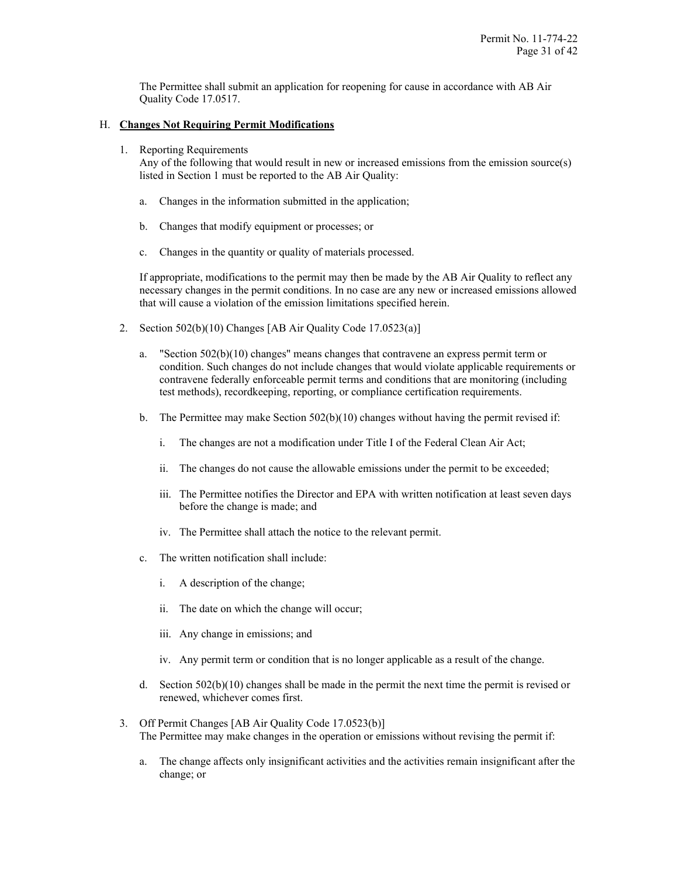The Permittee shall submit an application for reopening for cause in accordance with AB Air Quality Code 17.0517.

H. **Changes Not Requiring Permit Modifications**

1. Reporting Requirements
   Any of the following that would result in new or increased emissions from the emission source(s) listed in Section 1 must be reported to the AB Air Quality:

   a. Changes in the information submitted in the application;

   b. Changes that modify equipment or processes; or

   c. Changes in the quantity or quality of materials processed.

   If appropriate, modifications to the permit may then be made by the AB Air Quality to reflect any necessary changes in the permit conditions. In no case are any new or increased emissions allowed that will cause a violation of the emission limitations specified herein.

2. Section 502(b)(10) Changes [AB Air Quality Code 17.0523(a)]

   a. "Section 502(b)(10) changes" means changes that contravene an express permit term or condition. Such changes do not include changes that would violate applicable requirements or contravene federally enforceable permit terms and conditions that are monitoring (including test methods), recordkeeping, reporting, or compliance certification requirements.

   b. The Permittee may make Section 502(b)(10) changes without having the permit revised if:

      i. The changes are not a modification under Title I of the Federal Clean Air Act;

      ii. The changes do not cause the allowable emissions under the permit to be exceeded;

      iii. The Permittee notifies the Director and EPA with written notification at least seven days before the change is made; and

      iv. The Permittee shall attach the notice to the relevant permit.

   c. The written notification shall include:

      i. A description of the change;

      ii. The date on which the change will occur;

      iii. Any change in emissions; and

      iv. Any permit term or condition that is no longer applicable as a result of the change.

   d. Section 502(b)(10) changes shall be made in the permit the next time the permit is revised or renewed, whichever comes first.

3. Off Permit Changes [AB Air Quality Code 17.0523(b)]
   The Permittee may make changes in the operation or emissions without revising the permit if:

   a. The change affects only insignificant activities and the activities remain insignificant after the change; or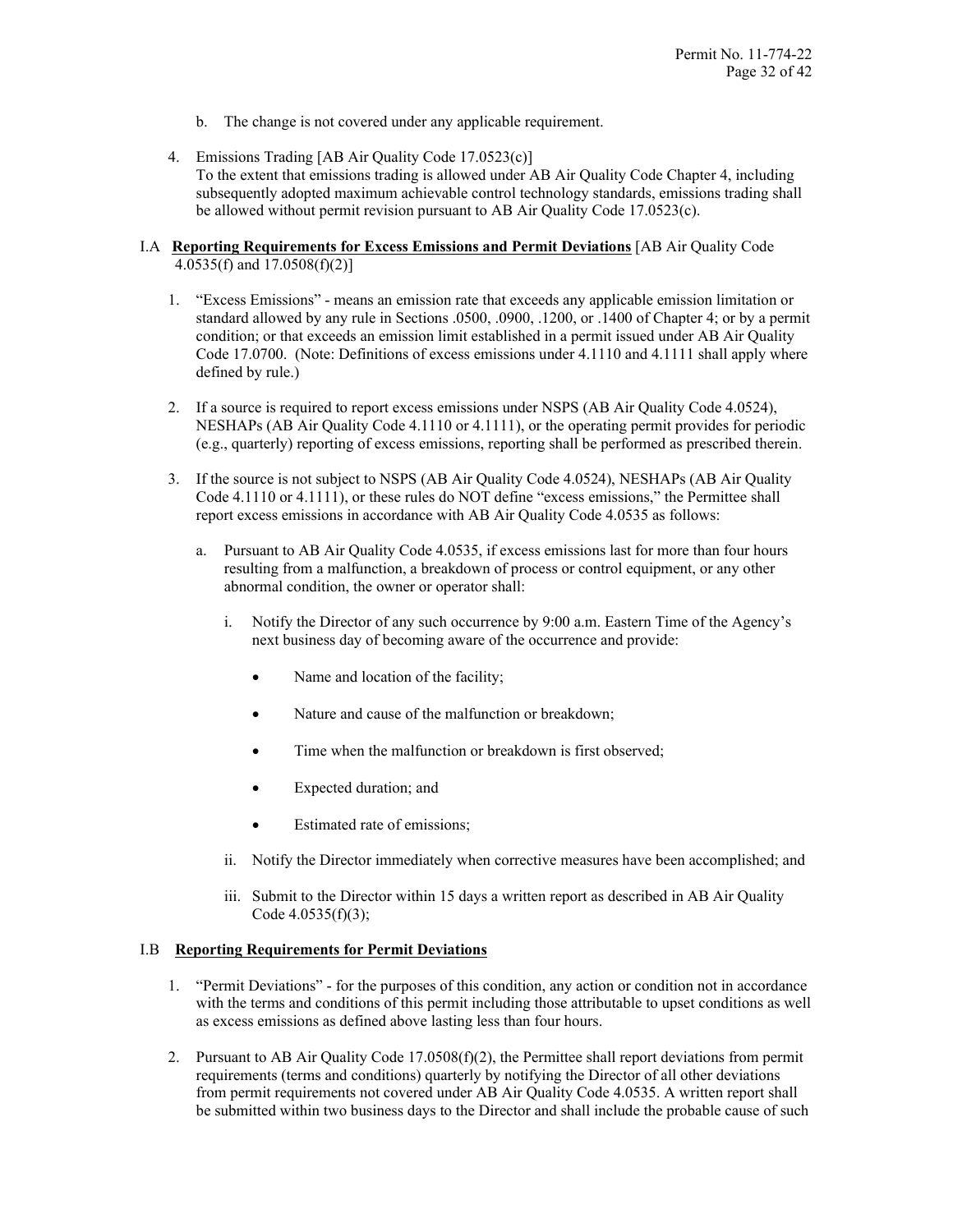b. The change is not covered under any applicable requirement.

4. Emissions Trading [AB Air Quality Code 17.0523(c)]
   To the extent that emissions trading is allowed under AB Air Quality Code Chapter 4, including subsequently adopted maximum achievable control technology standards, emissions trading shall be allowed without permit revision pursuant to AB Air Quality Code 17.0523(c).

## I.A **Reporting Requirements for Excess Emissions and Permit Deviations** [AB Air Quality Code 4.0535(f) and 17.0508(f)(2)]

1. "Excess Emissions" - means an emission rate that exceeds any applicable emission limitation or standard allowed by any rule in Sections .0500, .0900, .1200, or .1400 of Chapter 4; or by a permit condition; or that exceeds an emission limit established in a permit issued under AB Air Quality Code 17.0700. (Note: Definitions of excess emissions under 4.1110 and 4.1111 shall apply where defined by rule.)

2. If a source is required to report excess emissions under NSPS (AB Air Quality Code 4.0524), NESHAPs (AB Air Quality Code 4.1110 or 4.1111), or the operating permit provides for periodic (e.g., quarterly) reporting of excess emissions, reporting shall be performed as prescribed therein.

3. If the source is not subject to NSPS (AB Air Quality Code 4.0524), NESHAPs (AB Air Quality Code 4.1110 or 4.1111), or these rules do NOT define "excess emissions," the Permittee shall report excess emissions in accordance with AB Air Quality Code 4.0535 as follows:

   a. Pursuant to AB Air Quality Code 4.0535, if excess emissions last for more than four hours resulting from a malfunction, a breakdown of process or control equipment, or any other abnormal condition, the owner or operator shall:

      i. Notify the Director of any such occurrence by 9:00 a.m. Eastern Time of the Agency's next business day of becoming aware of the occurrence and provide:

         - Name and location of the facility;
         - Nature and cause of the malfunction or breakdown;
         - Time when the malfunction or breakdown is first observed;
         - Expected duration; and
         - Estimated rate of emissions;

      ii. Notify the Director immediately when corrective measures have been accomplished; and

      iii. Submit to the Director within 15 days a written report as described in AB Air Quality Code 4.0535(f)(3);

## I.B **Reporting Requirements for Permit Deviations**

1. "Permit Deviations" - for the purposes of this condition, any action or condition not in accordance with the terms and conditions of this permit including those attributable to upset conditions as well as excess emissions as defined above lasting less than four hours.

2. Pursuant to AB Air Quality Code 17.0508(f)(2), the Permittee shall report deviations from permit requirements (terms and conditions) quarterly by notifying the Director of all other deviations from permit requirements not covered under AB Air Quality Code 4.0535. A written report shall be submitted within two business days to the Director and shall include the probable cause of such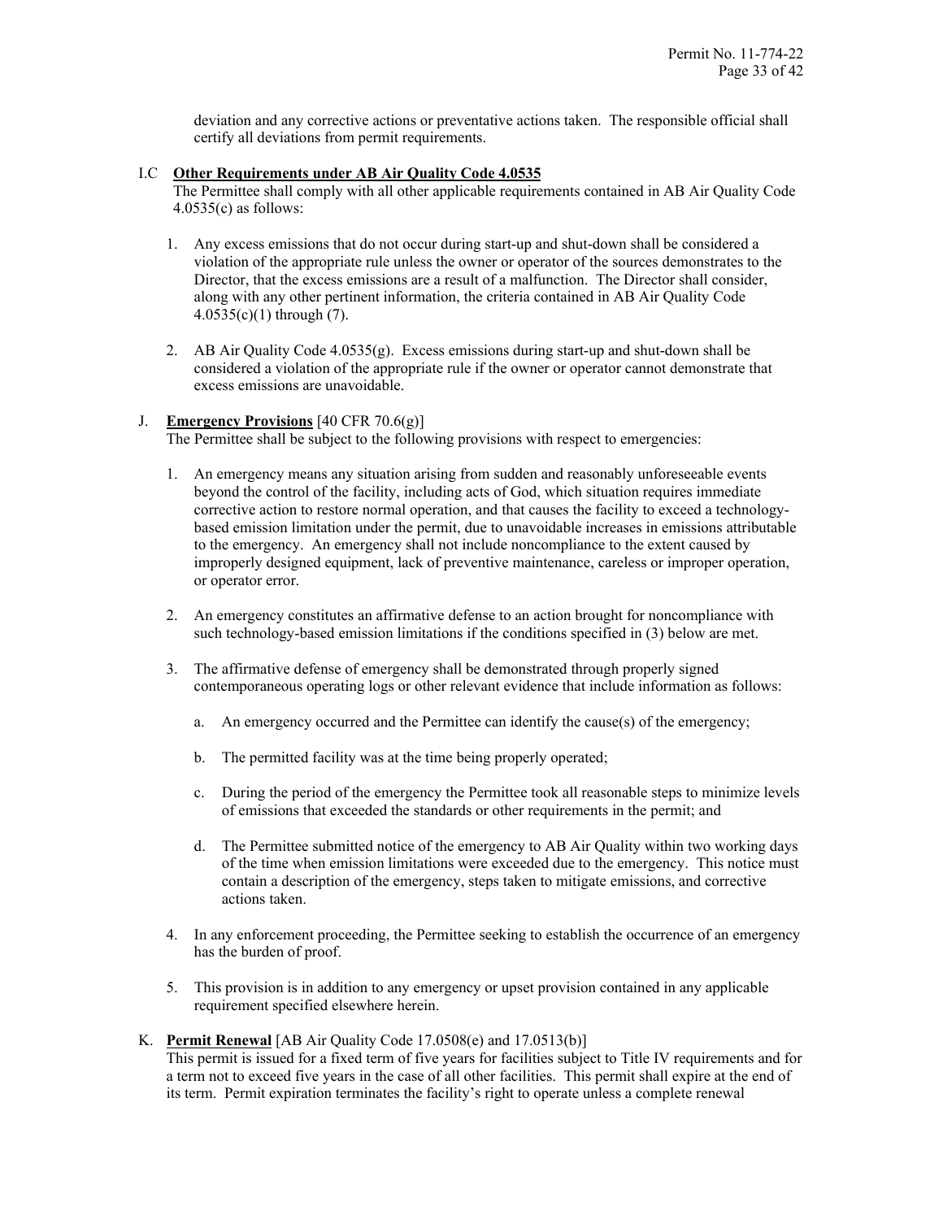deviation and any corrective actions or preventative actions taken. The responsible official shall certify all deviations from permit requirements.

I.C **Other Requirements under AB Air Quality Code 4.0535**

The Permittee shall comply with all other applicable requirements contained in AB Air Quality Code 4.0535(c) as follows:

1. Any excess emissions that do not occur during start-up and shut-down shall be considered a violation of the appropriate rule unless the owner or operator of the sources demonstrates to the Director, that the excess emissions are a result of a malfunction. The Director shall consider, along with any other pertinent information, the criteria contained in AB Air Quality Code 4.0535(c)(1) through (7).

2. AB Air Quality Code 4.0535(g). Excess emissions during start-up and shut-down shall be considered a violation of the appropriate rule if the owner or operator cannot demonstrate that excess emissions are unavoidable.

J. **Emergency Provisions** [40 CFR 70.6(g)]

The Permittee shall be subject to the following provisions with respect to emergencies:

1. An emergency means any situation arising from sudden and reasonably unforeseeable events beyond the control of the facility, including acts of God, which situation requires immediate corrective action to restore normal operation, and that causes the facility to exceed a technology-based emission limitation under the permit, due to unavoidable increases in emissions attributable to the emergency. An emergency shall not include noncompliance to the extent caused by improperly designed equipment, lack of preventive maintenance, careless or improper operation, or operator error.

2. An emergency constitutes an affirmative defense to an action brought for noncompliance with such technology-based emission limitations if the conditions specified in (3) below are met.

3. The affirmative defense of emergency shall be demonstrated through properly signed contemporaneous operating logs or other relevant evidence that include information as follows:

   a. An emergency occurred and the Permittee can identify the cause(s) of the emergency;

   b. The permitted facility was at the time being properly operated;

   c. During the period of the emergency the Permittee took all reasonable steps to minimize levels of emissions that exceeded the standards or other requirements in the permit; and

   d. The Permittee submitted notice of the emergency to AB Air Quality within two working days of the time when emission limitations were exceeded due to the emergency. This notice must contain a description of the emergency, steps taken to mitigate emissions, and corrective actions taken.

4. In any enforcement proceeding, the Permittee seeking to establish the occurrence of an emergency has the burden of proof.

5. This provision is in addition to any emergency or upset provision contained in any applicable requirement specified elsewhere herein.

K. **Permit Renewal** [AB Air Quality Code 17.0508(e) and 17.0513(b)]

This permit is issued for a fixed term of five years for facilities subject to Title IV requirements and for a term not to exceed five years in the case of all other facilities. This permit shall expire at the end of its term. Permit expiration terminates the facility's right to operate unless a complete renewal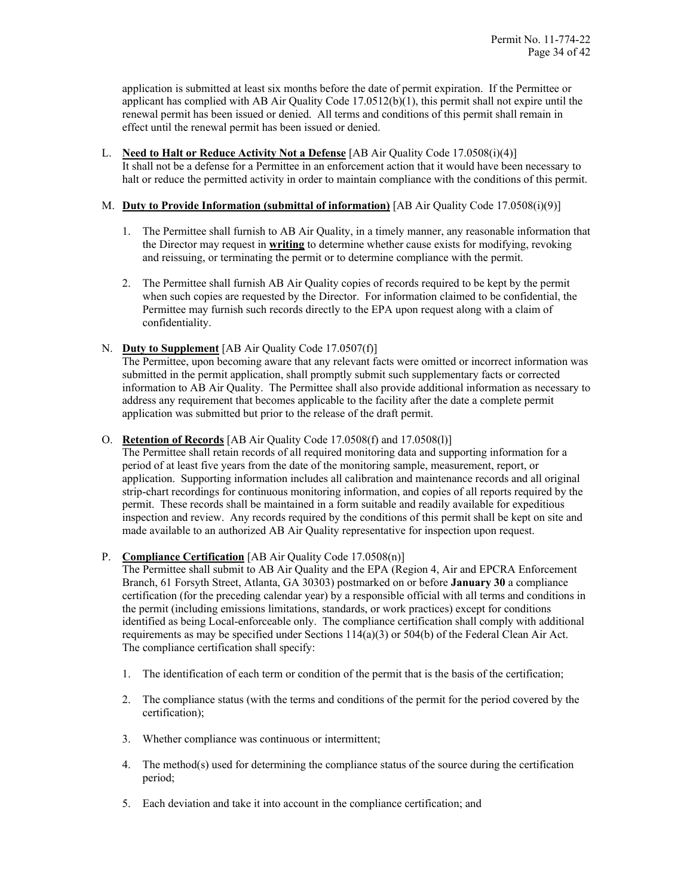application is submitted at least six months before the date of permit expiration. If the Permittee or applicant has complied with AB Air Quality Code 17.0512(b)(1), this permit shall not expire until the renewal permit has been issued or denied. All terms and conditions of this permit shall remain in effect until the renewal permit has been issued or denied.

L. **Need to Halt or Reduce Activity Not a Defense** [AB Air Quality Code 17.0508(i)(4)]
It shall not be a defense for a Permittee in an enforcement action that it would have been necessary to halt or reduce the permitted activity in order to maintain compliance with the conditions of this permit.

M. **Duty to Provide Information (submittal of information)** [AB Air Quality Code 17.0508(i)(9)]

1. The Permittee shall furnish to AB Air Quality, in a timely manner, any reasonable information that the Director may request in **writing** to determine whether cause exists for modifying, revoking and reissuing, or terminating the permit or to determine compliance with the permit.

2. The Permittee shall furnish AB Air Quality copies of records required to be kept by the permit when such copies are requested by the Director. For information claimed to be confidential, the Permittee may furnish such records directly to the EPA upon request along with a claim of confidentiality.

N. **Duty to Supplement** [AB Air Quality Code 17.0507(f)]
The Permittee, upon becoming aware that any relevant facts were omitted or incorrect information was submitted in the permit application, shall promptly submit such supplementary facts or corrected information to AB Air Quality. The Permittee shall also provide additional information as necessary to address any requirement that becomes applicable to the facility after the date a complete permit application was submitted but prior to the release of the draft permit.

O. **Retention of Records** [AB Air Quality Code 17.0508(f) and 17.0508(l)]
The Permittee shall retain records of all required monitoring data and supporting information for a period of at least five years from the date of the monitoring sample, measurement, report, or application. Supporting information includes all calibration and maintenance records and all original strip-chart recordings for continuous monitoring information, and copies of all reports required by the permit. These records shall be maintained in a form suitable and readily available for expeditious inspection and review. Any records required by the conditions of this permit shall be kept on site and made available to an authorized AB Air Quality representative for inspection upon request.

P. **Compliance Certification** [AB Air Quality Code 17.0508(n)]
The Permittee shall submit to AB Air Quality and the EPA (Region 4, Air and EPCRA Enforcement Branch, 61 Forsyth Street, Atlanta, GA 30303) postmarked on or before **January 30** a compliance certification (for the preceding calendar year) by a responsible official with all terms and conditions in the permit (including emissions limitations, standards, or work practices) except for conditions identified as being Local-enforceable only. The compliance certification shall comply with additional requirements as may be specified under Sections 114(a)(3) or 504(b) of the Federal Clean Air Act. The compliance certification shall specify:

1. The identification of each term or condition of the permit that is the basis of the certification;

2. The compliance status (with the terms and conditions of the permit for the period covered by the certification);

3. Whether compliance was continuous or intermittent;

4. The method(s) used for determining the compliance status of the source during the certification period;

5. Each deviation and take it into account in the compliance certification; and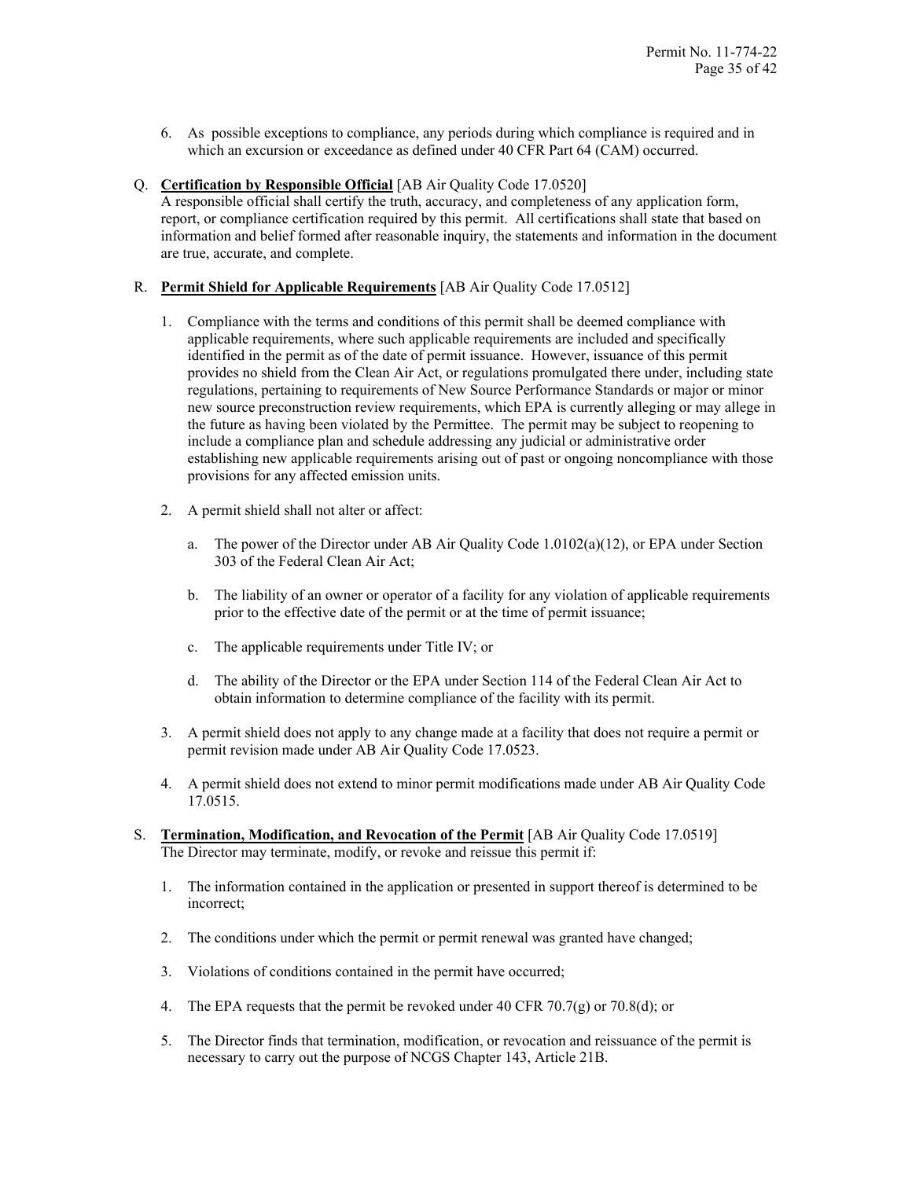6. As possible exceptions to compliance, any periods during which compliance is required and in which an excursion or exceedance as defined under 40 CFR Part 64 (CAM) occurred.

Q. **Certification by Responsible Official** [AB Air Quality Code 17.0520]
A responsible official shall certify the truth, accuracy, and completeness of any application form, report, or compliance certification required by this permit. All certifications shall state that based on information and belief formed after reasonable inquiry, the statements and information in the document are true, accurate, and complete.

R. **Permit Shield for Applicable Requirements** [AB Air Quality Code 17.0512]

1. Compliance with the terms and conditions of this permit shall be deemed compliance with applicable requirements, where such applicable requirements are included and specifically identified in the permit as of the date of permit issuance. However, issuance of this permit provides no shield from the Clean Air Act, or regulations promulgated there under, including state regulations, pertaining to requirements of New Source Performance Standards or major or minor new source preconstruction review requirements, which EPA is currently alleging or may allege in the future as having been violated by the Permittee. The permit may be subject to reopening to include a compliance plan and schedule addressing any judicial or administrative order establishing new applicable requirements arising out of past or ongoing noncompliance with those provisions for any affected emission units.

2. A permit shield shall not alter or affect:

   a. The power of the Director under AB Air Quality Code 1.0102(a)(12), or EPA under Section 303 of the Federal Clean Air Act;

   b. The liability of an owner or operator of a facility for any violation of applicable requirements prior to the effective date of the permit or at the time of permit issuance;

   c. The applicable requirements under Title IV; or

   d. The ability of the Director or the EPA under Section 114 of the Federal Clean Air Act to obtain information to determine compliance of the facility with its permit.

3. A permit shield does not apply to any change made at a facility that does not require a permit or permit revision made under AB Air Quality Code 17.0523.

4. A permit shield does not extend to minor permit modifications made under AB Air Quality Code 17.0515.

S. **Termination, Modification, and Revocation of the Permit** [AB Air Quality Code 17.0519]
The Director may terminate, modify, or revoke and reissue this permit if:

1. The information contained in the application or presented in support thereof is determined to be incorrect;

2. The conditions under which the permit or permit renewal was granted have changed;

3. Violations of conditions contained in the permit have occurred;

4. The EPA requests that the permit be revoked under 40 CFR 70.7(g) or 70.8(d); or

5. The Director finds that termination, modification, or revocation and reissuance of the permit is necessary to carry out the purpose of NCGS Chapter 143, Article 21B.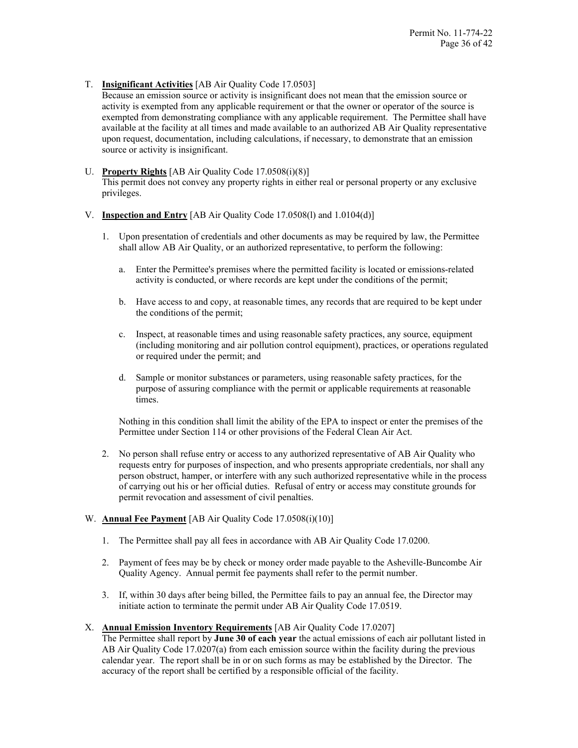T. **Insignificant Activities** [AB Air Quality Code 17.0503]
Because an emission source or activity is insignificant does not mean that the emission source or activity is exempted from any applicable requirement or that the owner or operator of the source is exempted from demonstrating compliance with any applicable requirement. The Permittee shall have available at the facility at all times and made available to an authorized AB Air Quality representative upon request, documentation, including calculations, if necessary, to demonstrate that an emission source or activity is insignificant.

U. **Property Rights** [AB Air Quality Code 17.0508(i)(8)]
This permit does not convey any property rights in either real or personal property or any exclusive privileges.

V. **Inspection and Entry** [AB Air Quality Code 17.0508(l) and 1.0104(d)]

1. Upon presentation of credentials and other documents as may be required by law, the Permittee shall allow AB Air Quality, or an authorized representative, to perform the following:

   a. Enter the Permittee's premises where the permitted facility is located or emissions-related activity is conducted, or where records are kept under the conditions of the permit;

   b. Have access to and copy, at reasonable times, any records that are required to be kept under the conditions of the permit;

   c. Inspect, at reasonable times and using reasonable safety practices, any source, equipment (including monitoring and air pollution control equipment), practices, or operations regulated or required under the permit; and

   d. Sample or monitor substances or parameters, using reasonable safety practices, for the purpose of assuring compliance with the permit or applicable requirements at reasonable times.

   Nothing in this condition shall limit the ability of the EPA to inspect or enter the premises of the Permittee under Section 114 or other provisions of the Federal Clean Air Act.

2. No person shall refuse entry or access to any authorized representative of AB Air Quality who requests entry for purposes of inspection, and who presents appropriate credentials, nor shall any person obstruct, hamper, or interfere with any such authorized representative while in the process of carrying out his or her official duties. Refusal of entry or access may constitute grounds for permit revocation and assessment of civil penalties.

W. **Annual Fee Payment** [AB Air Quality Code 17.0508(i)(10)]

1. The Permittee shall pay all fees in accordance with AB Air Quality Code 17.0200.

2. Payment of fees may be by check or money order made payable to the Asheville-Buncombe Air Quality Agency. Annual permit fee payments shall refer to the permit number.

3. If, within 30 days after being billed, the Permittee fails to pay an annual fee, the Director may initiate action to terminate the permit under AB Air Quality Code 17.0519.

X. **Annual Emission Inventory Requirements** [AB Air Quality Code 17.0207]
The Permittee shall report by **June 30 of each year** the actual emissions of each air pollutant listed in AB Air Quality Code 17.0207(a) from each emission source within the facility during the previous calendar year. The report shall be in or on such forms as may be established by the Director. The accuracy of the report shall be certified by a responsible official of the facility.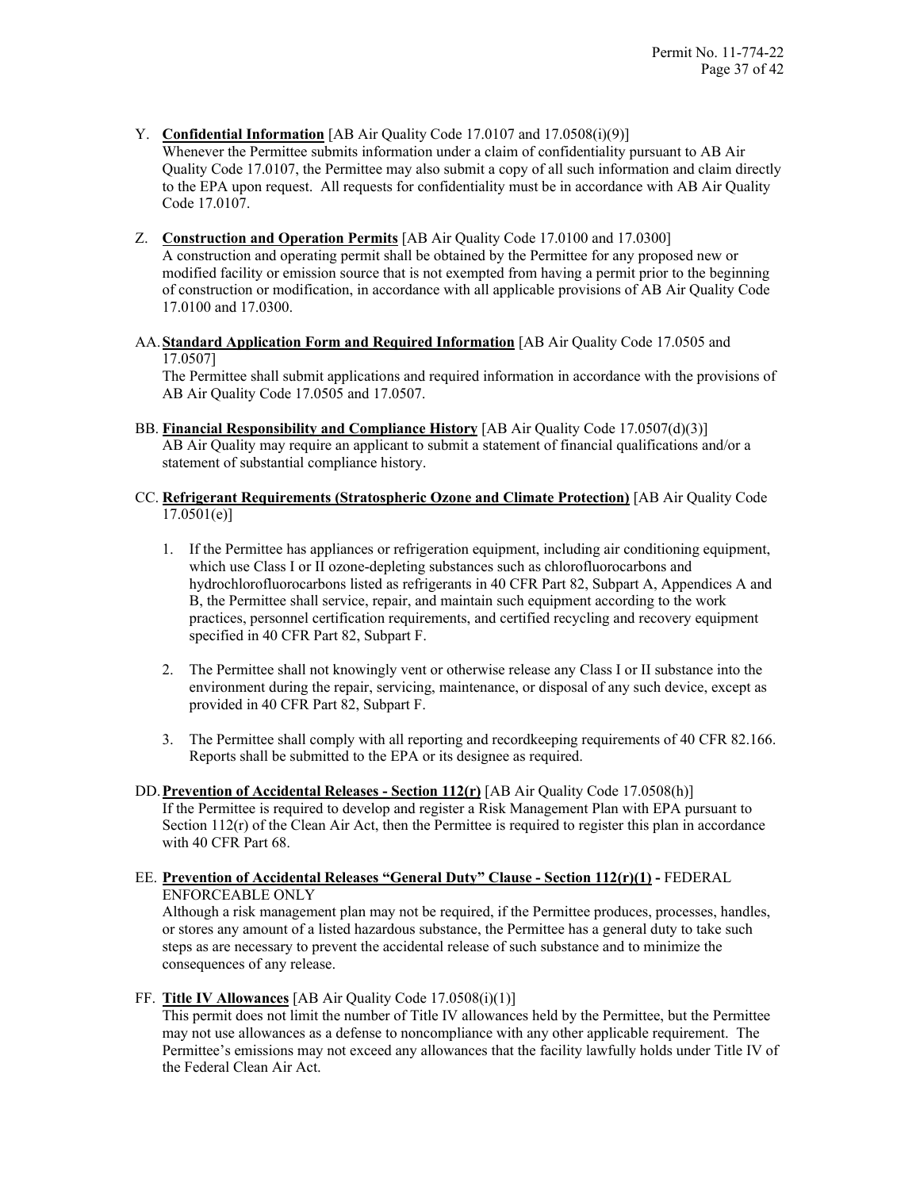Y. **Confidential Information** [AB Air Quality Code 17.0107 and 17.0508(i)(9)]
Whenever the Permittee submits information under a claim of confidentiality pursuant to AB Air Quality Code 17.0107, the Permittee may also submit a copy of all such information and claim directly to the EPA upon request. All requests for confidentiality must be in accordance with AB Air Quality Code 17.0107.

Z. **Construction and Operation Permits** [AB Air Quality Code 17.0100 and 17.0300]
A construction and operating permit shall be obtained by the Permittee for any proposed new or modified facility or emission source that is not exempted from having a permit prior to the beginning of construction or modification, in accordance with all applicable provisions of AB Air Quality Code 17.0100 and 17.0300.

AA. **Standard Application Form and Required Information** [AB Air Quality Code 17.0505 and 17.0507]
The Permittee shall submit applications and required information in accordance with the provisions of AB Air Quality Code 17.0505 and 17.0507.

BB. **Financial Responsibility and Compliance History** [AB Air Quality Code 17.0507(d)(3)]
AB Air Quality may require an applicant to submit a statement of financial qualifications and/or a statement of substantial compliance history.

CC. **Refrigerant Requirements (Stratospheric Ozone and Climate Protection)** [AB Air Quality Code 17.0501(e)]

1. If the Permittee has appliances or refrigeration equipment, including air conditioning equipment, which use Class I or II ozone-depleting substances such as chlorofluorocarbons and hydrochlorofluorocarbons listed as refrigerants in 40 CFR Part 82, Subpart A, Appendices A and B, the Permittee shall service, repair, and maintain such equipment according to the work practices, personnel certification requirements, and certified recycling and recovery equipment specified in 40 CFR Part 82, Subpart F.

2. The Permittee shall not knowingly vent or otherwise release any Class I or II substance into the environment during the repair, servicing, maintenance, or disposal of any such device, except as provided in 40 CFR Part 82, Subpart F.

3. The Permittee shall comply with all reporting and recordkeeping requirements of 40 CFR 82.166. Reports shall be submitted to the EPA or its designee as required.

DD. **Prevention of Accidental Releases - Section 112(r)** [AB Air Quality Code 17.0508(h)]
If the Permittee is required to develop and register a Risk Management Plan with EPA pursuant to Section 112(r) of the Clean Air Act, then the Permittee is required to register this plan in accordance with 40 CFR Part 68.

EE. **Prevention of Accidental Releases "General Duty" Clause - Section 112(r)(1) -** FEDERAL ENFORCEABLE ONLY
Although a risk management plan may not be required, if the Permittee produces, processes, handles, or stores any amount of a listed hazardous substance, the Permittee has a general duty to take such steps as are necessary to prevent the accidental release of such substance and to minimize the consequences of any release.

FF. **Title IV Allowances** [AB Air Quality Code 17.0508(i)(1)]
This permit does not limit the number of Title IV allowances held by the Permittee, but the Permittee may not use allowances as a defense to noncompliance with any other applicable requirement. The Permittee's emissions may not exceed any allowances that the facility lawfully holds under Title IV of the Federal Clean Air Act.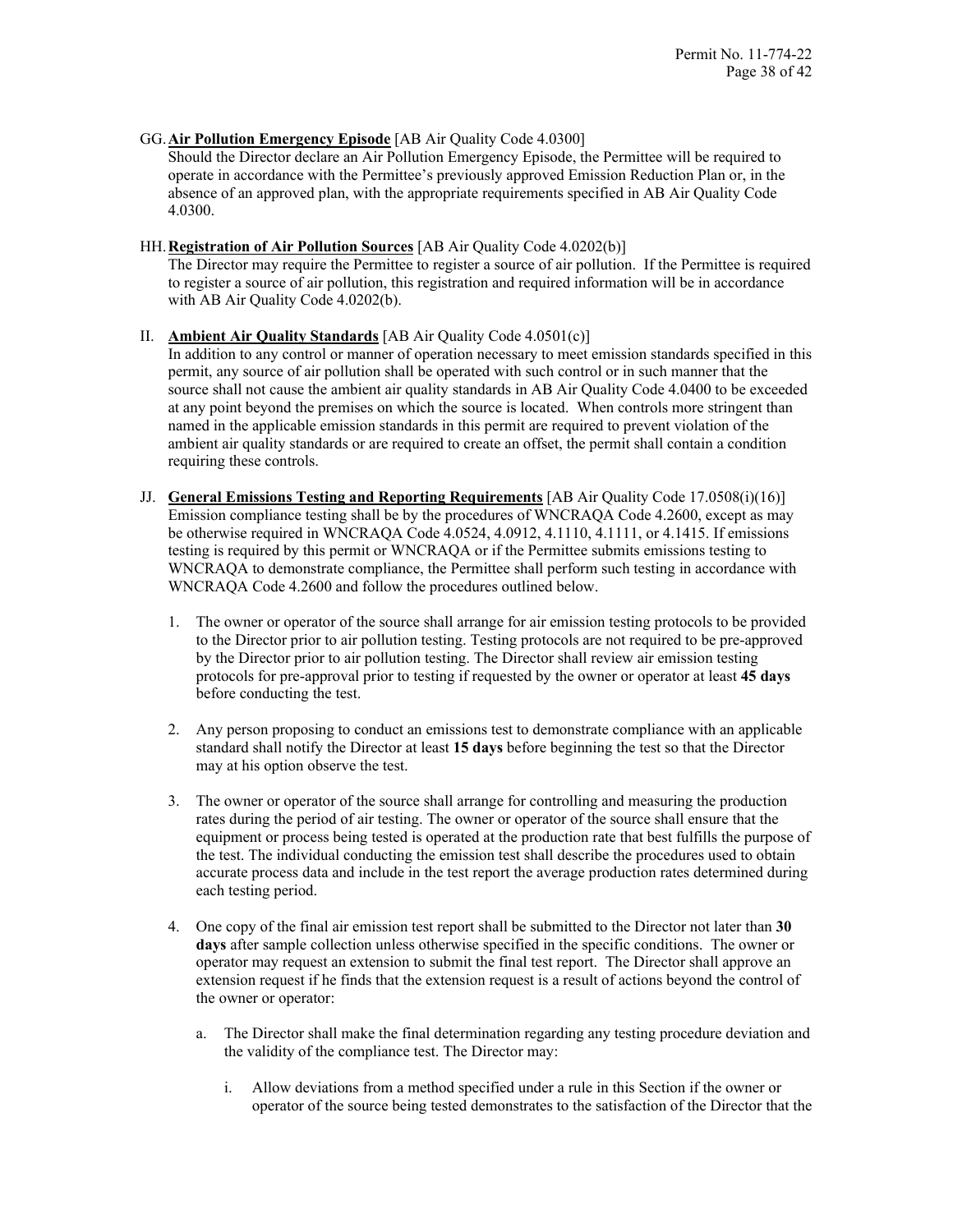GG. **Air Pollution Emergency Episode** [AB Air Quality Code 4.0300]
Should the Director declare an Air Pollution Emergency Episode, the Permittee will be required to operate in accordance with the Permittee's previously approved Emission Reduction Plan or, in the absence of an approved plan, with the appropriate requirements specified in AB Air Quality Code 4.0300.

HH. **Registration of Air Pollution Sources** [AB Air Quality Code 4.0202(b)]
The Director may require the Permittee to register a source of air pollution. If the Permittee is required to register a source of air pollution, this registration and required information will be in accordance with AB Air Quality Code 4.0202(b).

II. **Ambient Air Quality Standards** [AB Air Quality Code 4.0501(c)]
In addition to any control or manner of operation necessary to meet emission standards specified in this permit, any source of air pollution shall be operated with such control or in such manner that the source shall not cause the ambient air quality standards in AB Air Quality Code 4.0400 to be exceeded at any point beyond the premises on which the source is located. When controls more stringent than named in the applicable emission standards in this permit are required to prevent violation of the ambient air quality standards or are required to create an offset, the permit shall contain a condition requiring these controls.

JJ. **General Emissions Testing and Reporting Requirements** [AB Air Quality Code 17.0508(i)(16)]
Emission compliance testing shall be by the procedures of WNCRAQA Code 4.2600, except as may be otherwise required in WNCRAQA Code 4.0524, 4.0912, 4.1110, 4.1111, or 4.1415. If emissions testing is required by this permit or WNCRAQA or if the Permittee submits emissions testing to WNCRAQA to demonstrate compliance, the Permittee shall perform such testing in accordance with WNCRAQA Code 4.2600 and follow the procedures outlined below.

1. The owner or operator of the source shall arrange for air emission testing protocols to be provided to the Director prior to air pollution testing. Testing protocols are not required to be pre-approved by the Director prior to air pollution testing. The Director shall review air emission testing protocols for pre-approval prior to testing if requested by the owner or operator at least **45 days** before conducting the test.

2. Any person proposing to conduct an emissions test to demonstrate compliance with an applicable standard shall notify the Director at least **15 days** before beginning the test so that the Director may at his option observe the test.

3. The owner or operator of the source shall arrange for controlling and measuring the production rates during the period of air testing. The owner or operator of the source shall ensure that the equipment or process being tested is operated at the production rate that best fulfills the purpose of the test. The individual conducting the emission test shall describe the procedures used to obtain accurate process data and include in the test report the average production rates determined during each testing period.

4. One copy of the final air emission test report shall be submitted to the Director not later than **30 days** after sample collection unless otherwise specified in the specific conditions. The owner or operator may request an extension to submit the final test report. The Director shall approve an extension request if he finds that the extension request is a result of actions beyond the control of the owner or operator:

   a. The Director shall make the final determination regarding any testing procedure deviation and the validity of the compliance test. The Director may:

      i. Allow deviations from a method specified under a rule in this Section if the owner or operator of the source being tested demonstrates to the satisfaction of the Director that the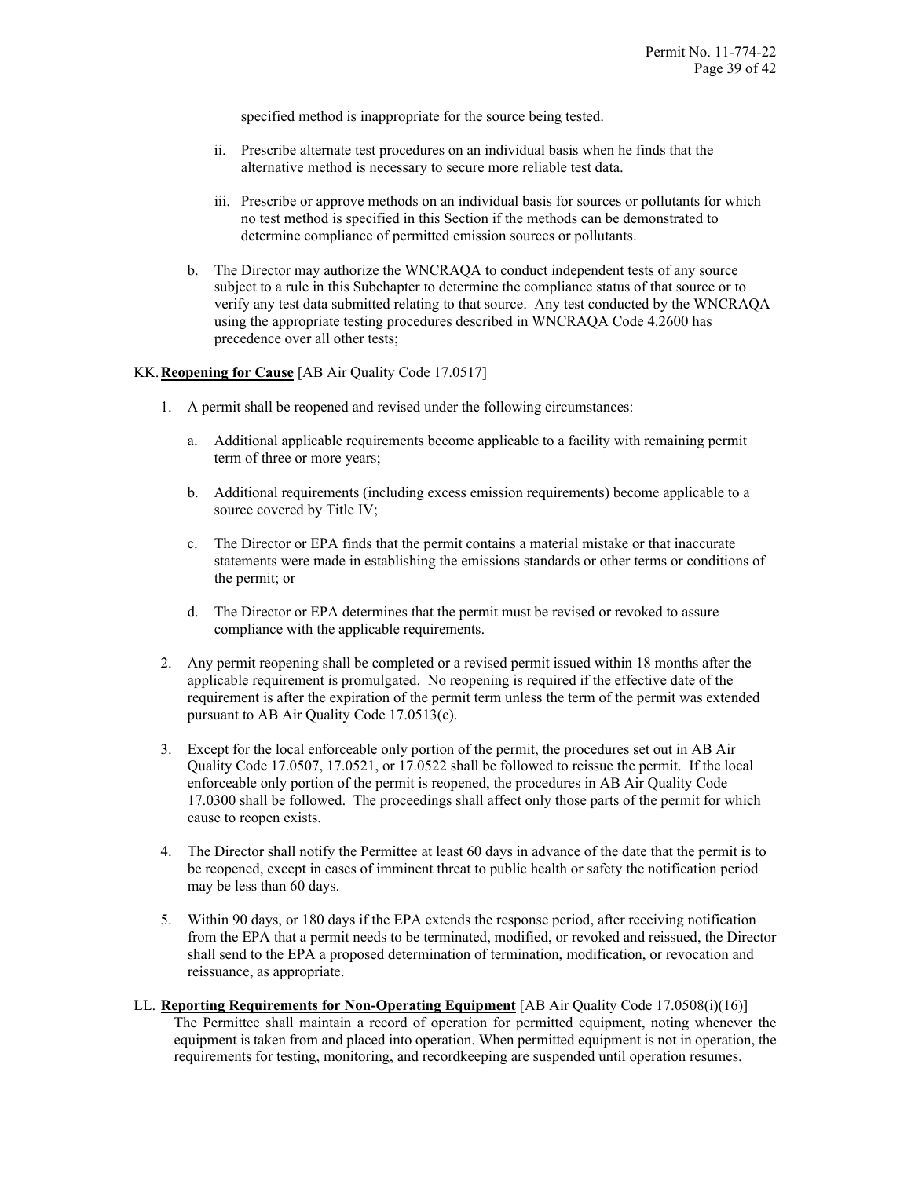specified method is inappropriate for the source being tested.

ii. Prescribe alternate test procedures on an individual basis when he finds that the alternative method is necessary to secure more reliable test data.

iii. Prescribe or approve methods on an individual basis for sources or pollutants for which no test method is specified in this Section if the methods can be demonstrated to determine compliance of permitted emission sources or pollutants.

b. The Director may authorize the WNCRAQA to conduct independent tests of any source subject to a rule in this Subchapter to determine the compliance status of that source or to verify any test data submitted relating to that source. Any test conducted by the WNCRAQA using the appropriate testing procedures described in WNCRAQA Code 4.2600 has precedence over all other tests;

KK. **Reopening for Cause** [AB Air Quality Code 17.0517]

1. A permit shall be reopened and revised under the following circumstances:

   a. Additional applicable requirements become applicable to a facility with remaining permit term of three or more years;

   b. Additional requirements (including excess emission requirements) become applicable to a source covered by Title IV;

   c. The Director or EPA finds that the permit contains a material mistake or that inaccurate statements were made in establishing the emissions standards or other terms or conditions of the permit; or

   d. The Director or EPA determines that the permit must be revised or revoked to assure compliance with the applicable requirements.

2. Any permit reopening shall be completed or a revised permit issued within 18 months after the applicable requirement is promulgated. No reopening is required if the effective date of the requirement is after the expiration of the permit term unless the term of the permit was extended pursuant to AB Air Quality Code 17.0513(c).

3. Except for the local enforceable only portion of the permit, the procedures set out in AB Air Quality Code 17.0507, 17.0521, or 17.0522 shall be followed to reissue the permit. If the local enforceable only portion of the permit is reopened, the procedures in AB Air Quality Code 17.0300 shall be followed. The proceedings shall affect only those parts of the permit for which cause to reopen exists.

4. The Director shall notify the Permittee at least 60 days in advance of the date that the permit is to be reopened, except in cases of imminent threat to public health or safety the notification period may be less than 60 days.

5. Within 90 days, or 180 days if the EPA extends the response period, after receiving notification from the EPA that a permit needs to be terminated, modified, or revoked and reissued, the Director shall send to the EPA a proposed determination of termination, modification, or revocation and reissuance, as appropriate.

LL. **Reporting Requirements for Non-Operating Equipment** [AB Air Quality Code 17.0508(i)(16)]
The Permittee shall maintain a record of operation for permitted equipment, noting whenever the equipment is taken from and placed into operation. When permitted equipment is not in operation, the requirements for testing, monitoring, and recordkeeping are suspended until operation resumes.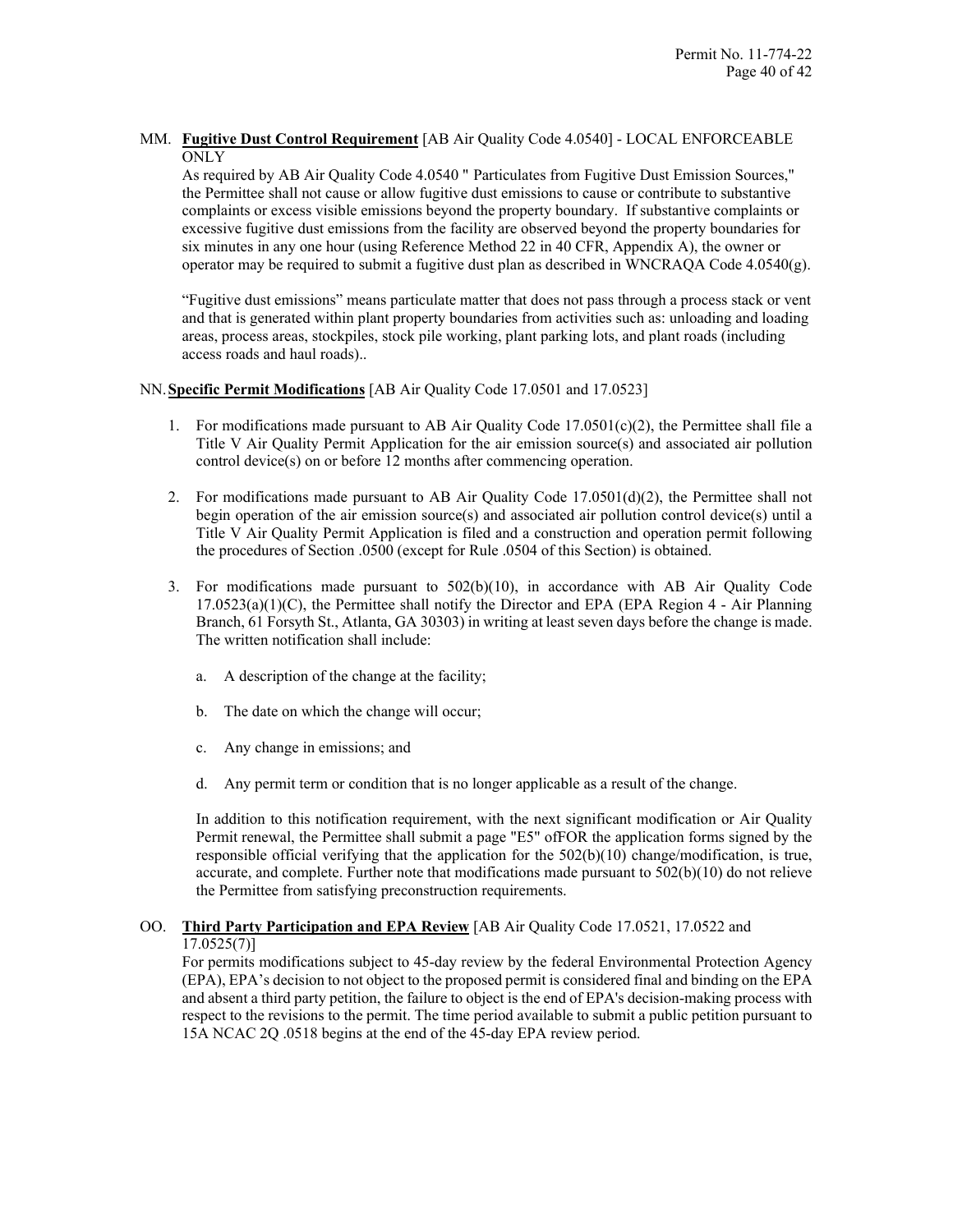MM. **Fugitive Dust Control Requirement** [AB Air Quality Code 4.0540] - LOCAL ENFORCEABLE ONLY

As required by AB Air Quality Code 4.0540 " Particulates from Fugitive Dust Emission Sources," the Permittee shall not cause or allow fugitive dust emissions to cause or contribute to substantive complaints or excess visible emissions beyond the property boundary. If substantive complaints or excessive fugitive dust emissions from the facility are observed beyond the property boundaries for six minutes in any one hour (using Reference Method 22 in 40 CFR, Appendix A), the owner or operator may be required to submit a fugitive dust plan as described in WNCRAQA Code 4.0540(g).

"Fugitive dust emissions" means particulate matter that does not pass through a process stack or vent and that is generated within plant property boundaries from activities such as: unloading and loading areas, process areas, stockpiles, stock pile working, plant parking lots, and plant roads (including access roads and haul roads)..

NN. **Specific Permit Modifications** [AB Air Quality Code 17.0501 and 17.0523]

1. For modifications made pursuant to AB Air Quality Code 17.0501(c)(2), the Permittee shall file a Title V Air Quality Permit Application for the air emission source(s) and associated air pollution control device(s) on or before 12 months after commencing operation.

2. For modifications made pursuant to AB Air Quality Code 17.0501(d)(2), the Permittee shall not begin operation of the air emission source(s) and associated air pollution control device(s) until a Title V Air Quality Permit Application is filed and a construction and operation permit following the procedures of Section .0500 (except for Rule .0504 of this Section) is obtained.

3. For modifications made pursuant to 502(b)(10), in accordance with AB Air Quality Code 17.0523(a)(1)(C), the Permittee shall notify the Director and EPA (EPA Region 4 - Air Planning Branch, 61 Forsyth St., Atlanta, GA 30303) in writing at least seven days before the change is made. The written notification shall include:

   a. A description of the change at the facility;

   b. The date on which the change will occur;

   c. Any change in emissions; and

   d. Any permit term or condition that is no longer applicable as a result of the change.

   In addition to this notification requirement, with the next significant modification or Air Quality Permit renewal, the Permittee shall submit a page "E5" ofFOR the application forms signed by the responsible official verifying that the application for the 502(b)(10) change/modification, is true, accurate, and complete. Further note that modifications made pursuant to 502(b)(10) do not relieve the Permittee from satisfying preconstruction requirements.

OO. **Third Party Participation and EPA Review** [AB Air Quality Code 17.0521, 17.0522 and 17.0525(7)]

For permits modifications subject to 45-day review by the federal Environmental Protection Agency (EPA), EPA's decision to not object to the proposed permit is considered final and binding on the EPA and absent a third party petition, the failure to object is the end of EPA's decision-making process with respect to the revisions to the permit. The time period available to submit a public petition pursuant to 15A NCAC 2Q .0518 begins at the end of the 45-day EPA review period.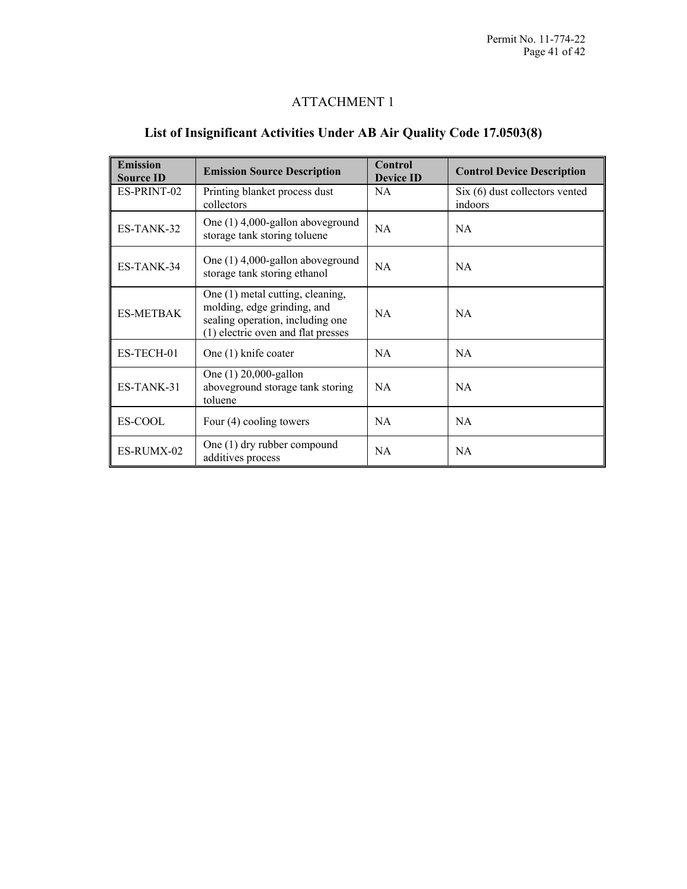# ATTACHMENT 1

## List of Insignificant Activities Under AB Air Quality Code 17.0503(8)

| Emission Source ID | Emission Source Description | Control Device ID | Control Device Description |
|---|---|---|---|
| ES-PRINT-02 | Printing blanket process dust collectors | NA | Six (6) dust collectors vented indoors |
| ES-TANK-32 | One (1) 4,000-gallon aboveground storage tank storing toluene | NA | NA |
| ES-TANK-34 | One (1) 4,000-gallon aboveground storage tank storing ethanol | NA | NA |
| ES-METBAK | One (1) metal cutting, cleaning, molding, edge grinding, and sealing operation, including one (1) electric oven and flat presses | NA | NA |
| ES-TECH-01 | One (1) knife coater | NA | NA |
| ES-TANK-31 | One (1) 20,000-gallon aboveground storage tank storing toluene | NA | NA |
| ES-COOL | Four (4) cooling towers | NA | NA |
| ES-RUMX-02 | One (1) dry rubber compound additives process | NA | NA |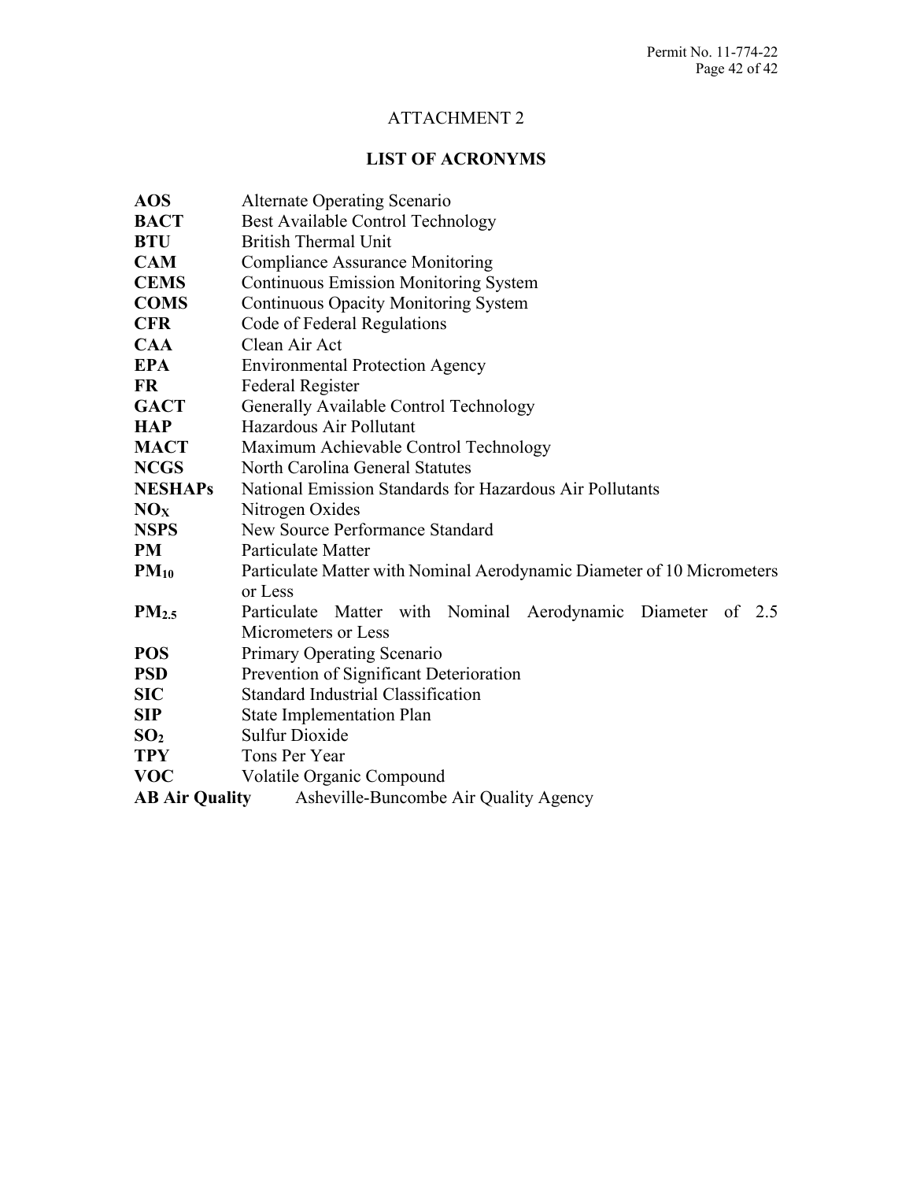ATTACHMENT 2

## LIST OF ACRONYMS

| | |
|---|---|
| **AOS** | Alternate Operating Scenario |
| **BACT** | Best Available Control Technology |
| **BTU** | British Thermal Unit |
| **CAM** | Compliance Assurance Monitoring |
| **CEMS** | Continuous Emission Monitoring System |
| **COMS** | Continuous Opacity Monitoring System |
| **CFR** | Code of Federal Regulations |
| **CAA** | Clean Air Act |
| **EPA** | Environmental Protection Agency |
| **FR** | Federal Register |
| **GACT** | Generally Available Control Technology |
| **HAP** | Hazardous Air Pollutant |
| **MACT** | Maximum Achievable Control Technology |
| **NCGS** | North Carolina General Statutes |
| **NESHAPs** | National Emission Standards for Hazardous Air Pollutants |
| **$NO_X$** | Nitrogen Oxides |
| **NSPS** | New Source Performance Standard |
| **PM** | Particulate Matter |
| **$PM_{10}$** | Particulate Matter with Nominal Aerodynamic Diameter of 10 Micrometers or Less |
| **$PM_{2.5}$** | Particulate Matter with Nominal Aerodynamic Diameter of 2.5 Micrometers or Less |
| **POS** | Primary Operating Scenario |
| **PSD** | Prevention of Significant Deterioration |
| **SIC** | Standard Industrial Classification |
| **SIP** | State Implementation Plan |
| **$SO_2$** | Sulfur Dioxide |
| **TPY** | Tons Per Year |
| **VOC** | Volatile Organic Compound |
| **AB Air Quality** | Asheville-Buncombe Air Quality Agency |